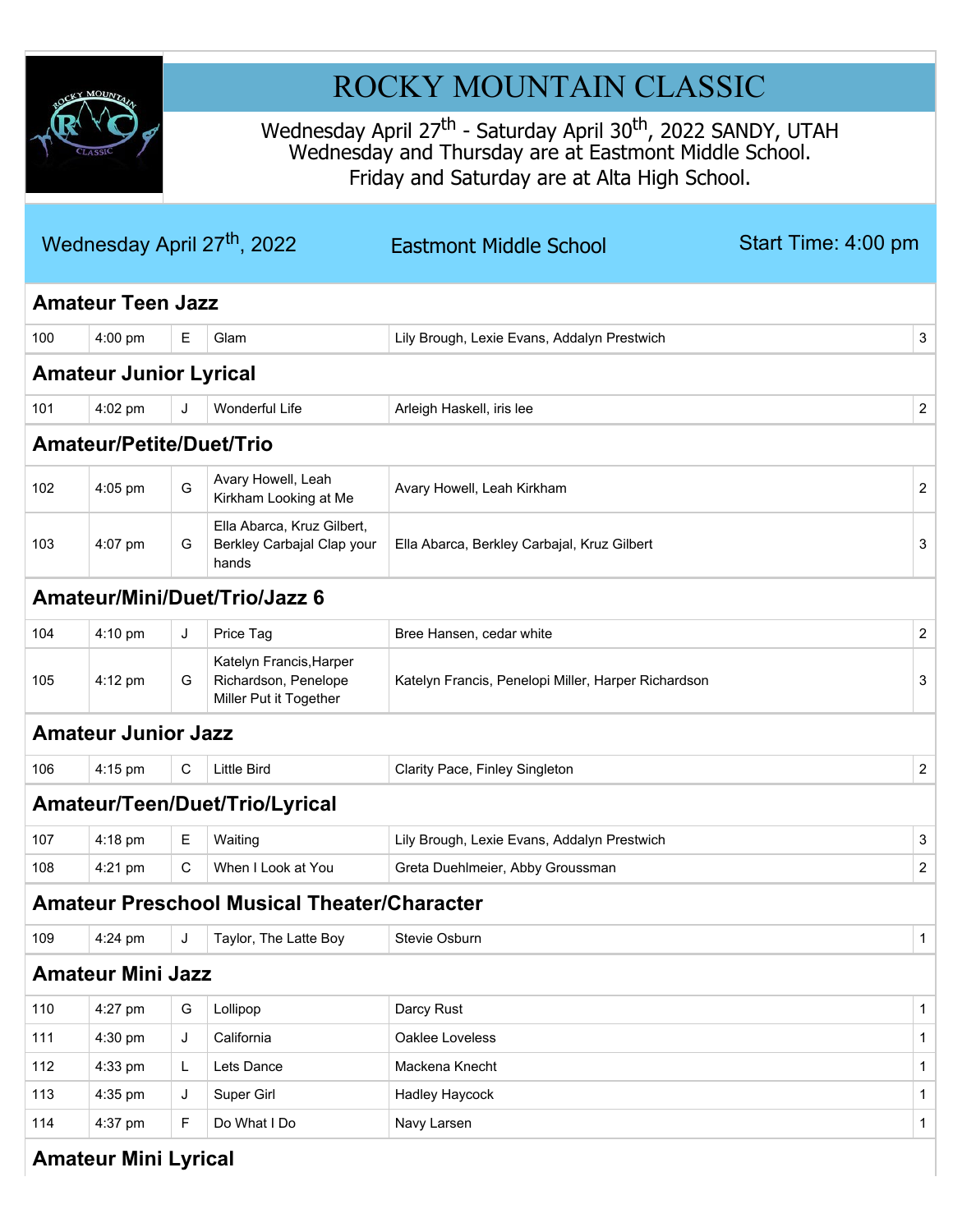# ROCKY MOUNTAIN CLASSIC

Wednesday April 27th - Saturday April 30th, 2022 SANDY, UTAH
Wednesday and Thursday are at Eastmont Middle School.
Friday and Saturday are at Alta High School.

## Wednesday April 27th, 2022 | Eastmont Middle School | Start Time: 4:00 pm

### Amateur Teen Jazz

| | | | | | |
|---|---|---|---|---|---|
| 100 | 4:00 pm | E | Glam | Lily Brough, Lexie Evans, Addalyn Prestwich | 3 |

### Amateur Junior Lyrical

| | | | | | |
|---|---|---|---|---|---|
| 101 | 4:02 pm | J | Wonderful Life | Arleigh Haskell, iris lee | 2 |

### Amateur/Petite/Duet/Trio

| | | | | | |
|---|---|---|---|---|---|
| 102 | 4:05 pm | G | Avary Howell, Leah Kirkham Looking at Me | Avary Howell, Leah Kirkham | 2 |
| 103 | 4:07 pm | G | Ella Abarca, Kruz Gilbert, Berkley Carbajal Clap your hands | Ella Abarca, Berkley Carbajal, Kruz Gilbert | 3 |

### Amateur/Mini/Duet/Trio/Jazz 6

| | | | | | |
|---|---|---|---|---|---|
| 104 | 4:10 pm | J | Price Tag | Bree Hansen, cedar white | 2 |
| 105 | 4:12 pm | G | Katelyn Francis,Harper Richardson, Penelope Miller Put it Together | Katelyn Francis, Penelopi Miller, Harper Richardson | 3 |

### Amateur Junior Jazz

| | | | | | |
|---|---|---|---|---|---|
| 106 | 4:15 pm | C | Little Bird | Clarity Pace, Finley Singleton | 2 |

### Amateur/Teen/Duet/Trio/Lyrical

| | | | | | |
|---|---|---|---|---|---|
| 107 | 4:18 pm | E | Waiting | Lily Brough, Lexie Evans, Addalyn Prestwich | 3 |
| 108 | 4:21 pm | C | When I Look at You | Greta Duehlmeier, Abby Groussman | 2 |

### Amateur Preschool Musical Theater/Character

| | | | | | |
|---|---|---|---|---|---|
| 109 | 4:24 pm | J | Taylor, The Latte Boy | Stevie Osburn | 1 |

### Amateur Mini Jazz

| | | | | | |
|---|---|---|---|---|---|
| 110 | 4:27 pm | G | Lollipop | Darcy Rust | 1 |
| 111 | 4:30 pm | J | California | Oaklee Loveless | 1 |
| 112 | 4:33 pm | L | Lets Dance | Mackena Knecht | 1 |
| 113 | 4:35 pm | J | Super Girl | Hadley Haycock | 1 |
| 114 | 4:37 pm | F | Do What I Do | Navy Larsen | 1 |

### Amateur Mini Lyrical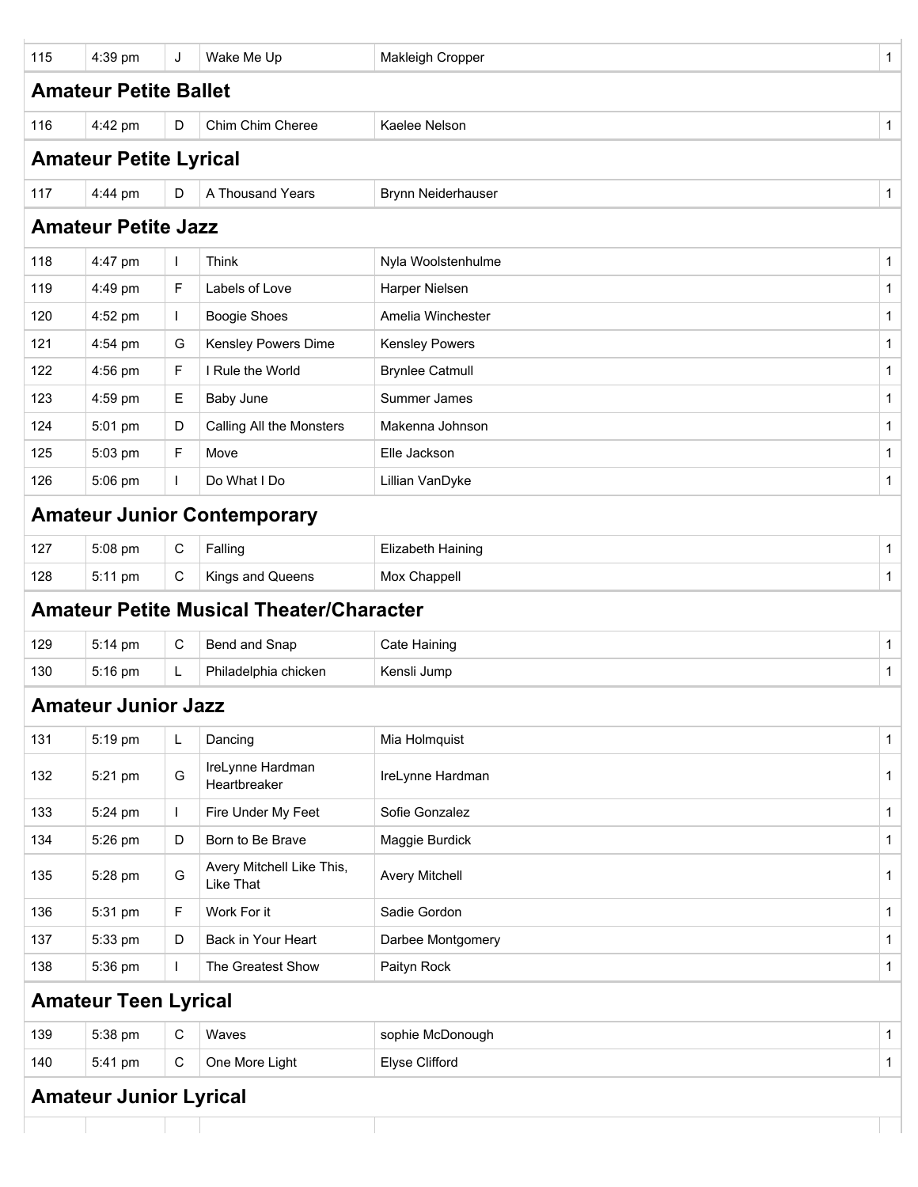| 115 | 4:39 pm | J | Wake Me Up | Makleigh Cropper | 1 |
|---|---|---|---|---|---|

## Amateur Petite Ballet

| 116 | 4:42 pm | D | Chim Chim Cheree | Kaelee Nelson | 1 |
|---|---|---|---|---|---|

## Amateur Petite Lyrical

| 117 | 4:44 pm | D | A Thousand Years | Brynn Neiderhauser | 1 |
|---|---|---|---|---|---|

## Amateur Petite Jazz

| 118 | 4:47 pm | I | Think | Nyla Woolstenhulme | 1 |
|---|---|---|---|---|---|
| 119 | 4:49 pm | F | Labels of Love | Harper Nielsen | 1 |
| 120 | 4:52 pm | I | Boogie Shoes | Amelia Winchester | 1 |
| 121 | 4:54 pm | G | Kensley Powers Dime | Kensley Powers | 1 |
| 122 | 4:56 pm | F | I Rule the World | Brynlee Catmull | 1 |
| 123 | 4:59 pm | E | Baby June | Summer James | 1 |
| 124 | 5:01 pm | D | Calling All the Monsters | Makenna Johnson | 1 |
| 125 | 5:03 pm | F | Move | Elle Jackson | 1 |
| 126 | 5:06 pm | I | Do What I Do | Lillian VanDyke | 1 |

## Amateur Junior Contemporary

| 127 | 5:08 pm | C | Falling | Elizabeth Haining | 1 |
|---|---|---|---|---|---|
| 128 | 5:11 pm | C | Kings and Queens | Mox Chappell | 1 |

## Amateur Petite Musical Theater/Character

| 129 | 5:14 pm | C | Bend and Snap | Cate Haining | 1 |
|---|---|---|---|---|---|
| 130 | 5:16 pm | L | Philadelphia chicken | Kensli Jump | 1 |

## Amateur Junior Jazz

| 131 | 5:19 pm | L | Dancing | Mia Holmquist | 1 |
|---|---|---|---|---|---|
| 132 | 5:21 pm | G | IreLynne Hardman Heartbreaker | IreLynne Hardman | 1 |
| 133 | 5:24 pm | I | Fire Under My Feet | Sofie Gonzalez | 1 |
| 134 | 5:26 pm | D | Born to Be Brave | Maggie Burdick | 1 |
| 135 | 5:28 pm | G | Avery Mitchell Like This, Like That | Avery Mitchell | 1 |
| 136 | 5:31 pm | F | Work For it | Sadie Gordon | 1 |
| 137 | 5:33 pm | D | Back in Your Heart | Darbee Montgomery | 1 |
| 138 | 5:36 pm | I | The Greatest Show | Paityn Rock | 1 |

## Amateur Teen Lyrical

| 139 | 5:38 pm | C | Waves | sophie McDonough | 1 |
|---|---|---|---|---|---|
| 140 | 5:41 pm | C | One More Light | Elyse Clifford | 1 |

## Amateur Junior Lyrical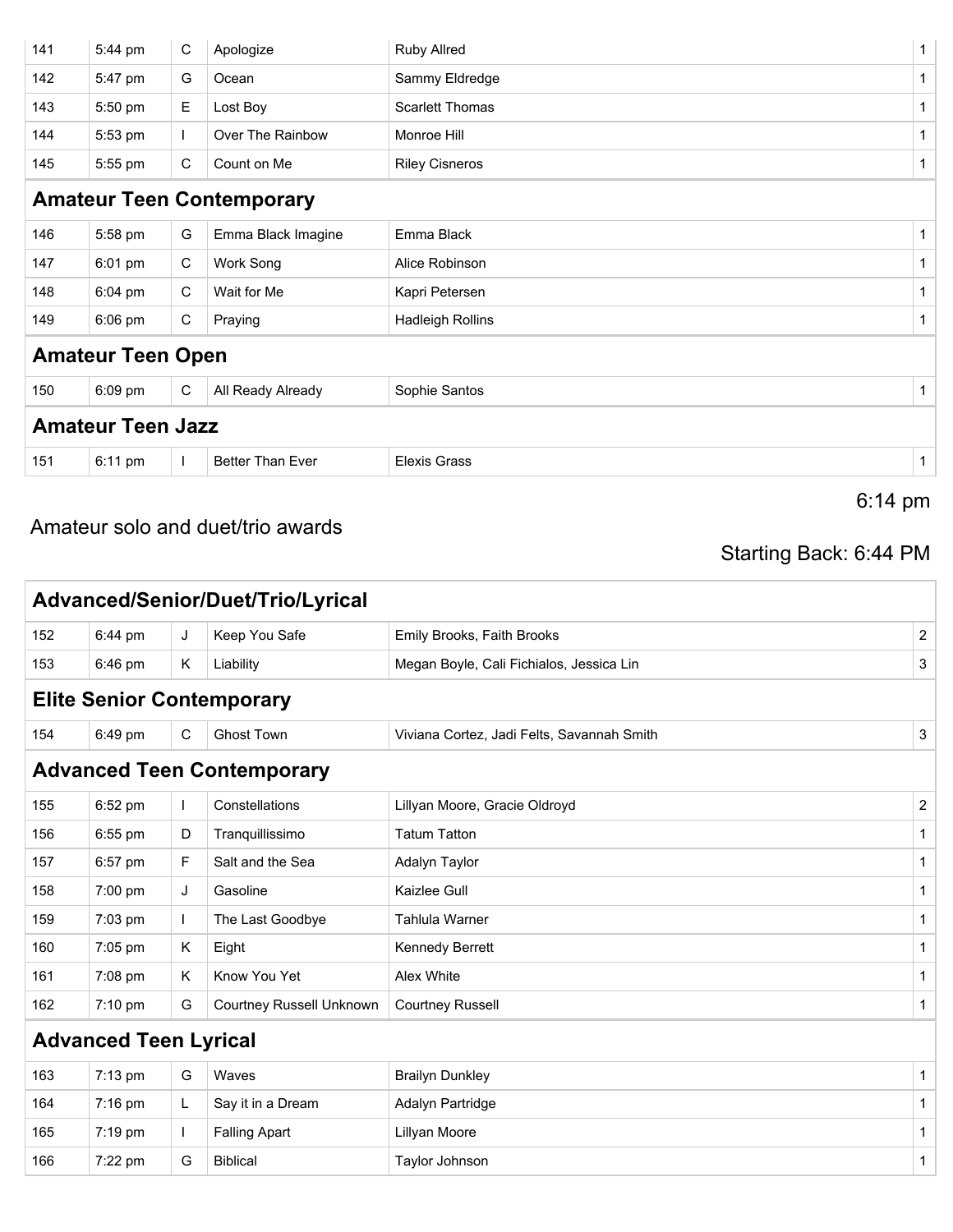| | | | | | |
|---|---|---|---|---|---|
| 141 | 5:44 pm | C | Apologize | Ruby Allred | 1 |
| 142 | 5:47 pm | G | Ocean | Sammy Eldredge | 1 |
| 143 | 5:50 pm | E | Lost Boy | Scarlett Thomas | 1 |
| 144 | 5:53 pm | I | Over The Rainbow | Monroe Hill | 1 |
| 145 | 5:55 pm | C | Count on Me | Riley Cisneros | 1 |

## Amateur Teen Contemporary

| | | | | | |
|---|---|---|---|---|---|
| 146 | 5:58 pm | G | Emma Black Imagine | Emma Black | 1 |
| 147 | 6:01 pm | C | Work Song | Alice Robinson | 1 |
| 148 | 6:04 pm | C | Wait for Me | Kapri Petersen | 1 |
| 149 | 6:06 pm | C | Praying | Hadleigh Rollins | 1 |

## Amateur Teen Open

| | | | | | |
|---|---|---|---|---|---|
| 150 | 6:09 pm | C | All Ready Already | Sophie Santos | 1 |

## Amateur Teen Jazz

| | | | | | |
|---|---|---|---|---|---|
| 151 | 6:11 pm | I | Better Than Ever | Elexis Grass | 1 |

6:14 pm

Amateur solo and duet/trio awards

Starting Back: 6:44 PM

## Advanced/Senior/Duet/Trio/Lyrical

| | | | | | |
|---|---|---|---|---|---|
| 152 | 6:44 pm | J | Keep You Safe | Emily Brooks, Faith Brooks | 2 |
| 153 | 6:46 pm | K | Liability | Megan Boyle, Cali Fichialos, Jessica Lin | 3 |

## Elite Senior Contemporary

| | | | | | |
|---|---|---|---|---|---|
| 154 | 6:49 pm | C | Ghost Town | Viviana Cortez, Jadi Felts, Savannah Smith | 3 |

## Advanced Teen Contemporary

| | | | | | |
|---|---|---|---|---|---|
| 155 | 6:52 pm | I | Constellations | Lillyan Moore, Gracie Oldroyd | 2 |
| 156 | 6:55 pm | D | Tranquillissimo | Tatum Tatton | 1 |
| 157 | 6:57 pm | F | Salt and the Sea | Adalyn Taylor | 1 |
| 158 | 7:00 pm | J | Gasoline | Kaizlee Gull | 1 |
| 159 | 7:03 pm | I | The Last Goodbye | Tahlula Warner | 1 |
| 160 | 7:05 pm | K | Eight | Kennedy Berrett | 1 |
| 161 | 7:08 pm | K | Know You Yet | Alex White | 1 |
| 162 | 7:10 pm | G | Courtney Russell Unknown | Courtney Russell | 1 |

## Advanced Teen Lyrical

| | | | | | |
|---|---|---|---|---|---|
| 163 | 7:13 pm | G | Waves | Brailyn Dunkley | 1 |
| 164 | 7:16 pm | L | Say it in a Dream | Adalyn Partridge | 1 |
| 165 | 7:19 pm | I | Falling Apart | Lillyan Moore | 1 |
| 166 | 7:22 pm | G | Biblical | Taylor Johnson | 1 |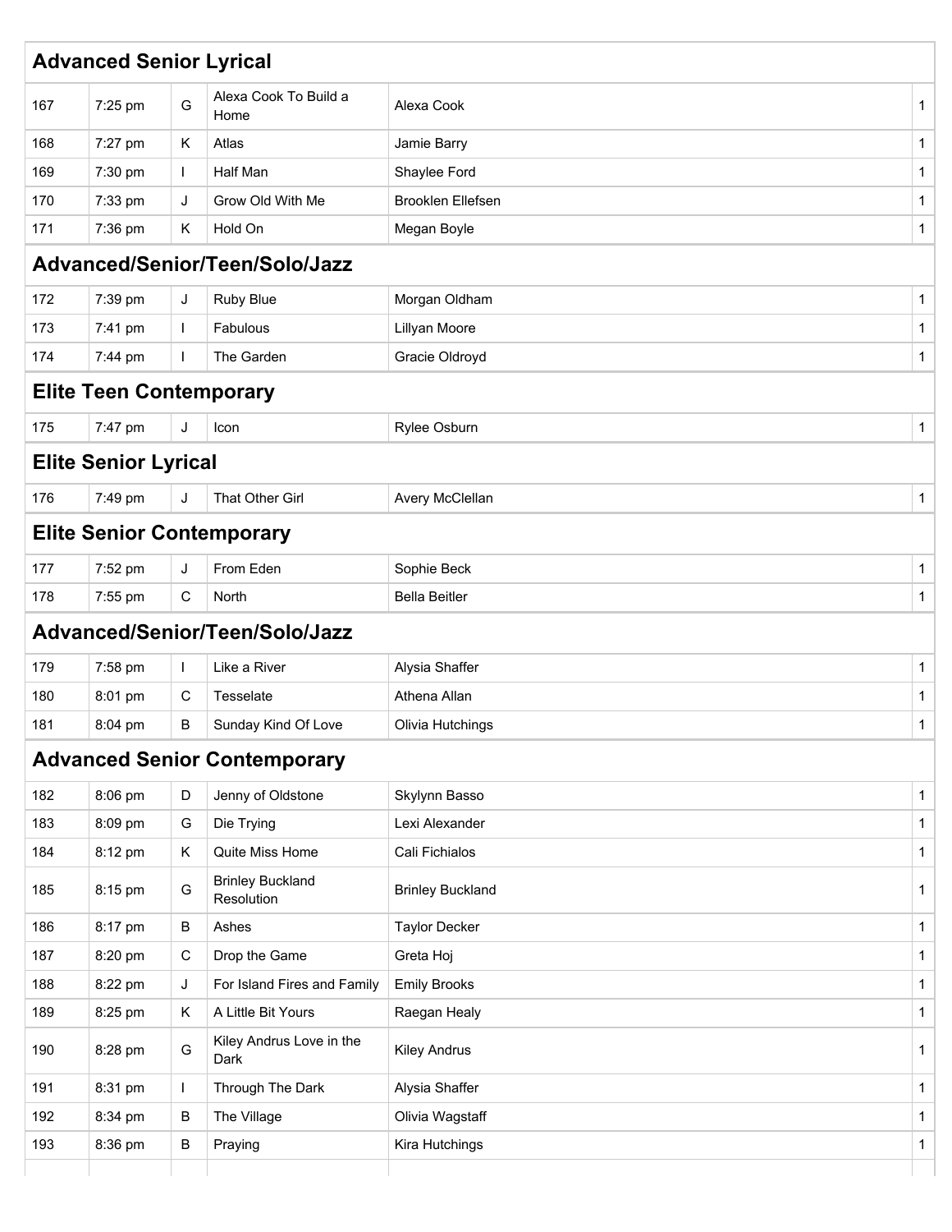## Advanced Senior Lyrical

| | | | | | |
|---|---|---|---|---|---|
| 167 | 7:25 pm | G | Alexa Cook To Build a Home | Alexa Cook | 1 |
| 168 | 7:27 pm | K | Atlas | Jamie Barry | 1 |
| 169 | 7:30 pm | I | Half Man | Shaylee Ford | 1 |
| 170 | 7:33 pm | J | Grow Old With Me | Brooklen Ellefsen | 1 |
| 171 | 7:36 pm | K | Hold On | Megan Boyle | 1 |

## Advanced/Senior/Teen/Solo/Jazz

| | | | | | |
|---|---|---|---|---|---|
| 172 | 7:39 pm | J | Ruby Blue | Morgan Oldham | 1 |
| 173 | 7:41 pm | I | Fabulous | Lillyan Moore | 1 |
| 174 | 7:44 pm | I | The Garden | Gracie Oldroyd | 1 |

## Elite Teen Contemporary

| | | | | | |
|---|---|---|---|---|---|
| 175 | 7:47 pm | J | Icon | Rylee Osburn | 1 |

## Elite Senior Lyrical

| | | | | | |
|---|---|---|---|---|---|
| 176 | 7:49 pm | J | That Other Girl | Avery McClellan | 1 |

## Elite Senior Contemporary

| | | | | | |
|---|---|---|---|---|---|
| 177 | 7:52 pm | J | From Eden | Sophie Beck | 1 |
| 178 | 7:55 pm | C | North | Bella Beitler | 1 |

## Advanced/Senior/Teen/Solo/Jazz

| | | | | | |
|---|---|---|---|---|---|
| 179 | 7:58 pm | I | Like a River | Alysia Shaffer | 1 |
| 180 | 8:01 pm | C | Tesselate | Athena Allan | 1 |
| 181 | 8:04 pm | B | Sunday Kind Of Love | Olivia Hutchings | 1 |

## Advanced Senior Contemporary

| | | | | | |
|---|---|---|---|---|---|
| 182 | 8:06 pm | D | Jenny of Oldstone | Skylynn Basso | 1 |
| 183 | 8:09 pm | G | Die Trying | Lexi Alexander | 1 |
| 184 | 8:12 pm | K | Quite Miss Home | Cali Fichialos | 1 |
| 185 | 8:15 pm | G | Brinley Buckland Resolution | Brinley Buckland | 1 |
| 186 | 8:17 pm | B | Ashes | Taylor Decker | 1 |
| 187 | 8:20 pm | C | Drop the Game | Greta Hoj | 1 |
| 188 | 8:22 pm | J | For Island Fires and Family | Emily Brooks | 1 |
| 189 | 8:25 pm | K | A Little Bit Yours | Raegan Healy | 1 |
| 190 | 8:28 pm | G | Kiley Andrus Love in the Dark | Kiley Andrus | 1 |
| 191 | 8:31 pm | I | Through The Dark | Alysia Shaffer | 1 |
| 192 | 8:34 pm | B | The Village | Olivia Wagstaff | 1 |
| 193 | 8:36 pm | B | Praying | Kira Hutchings | 1 |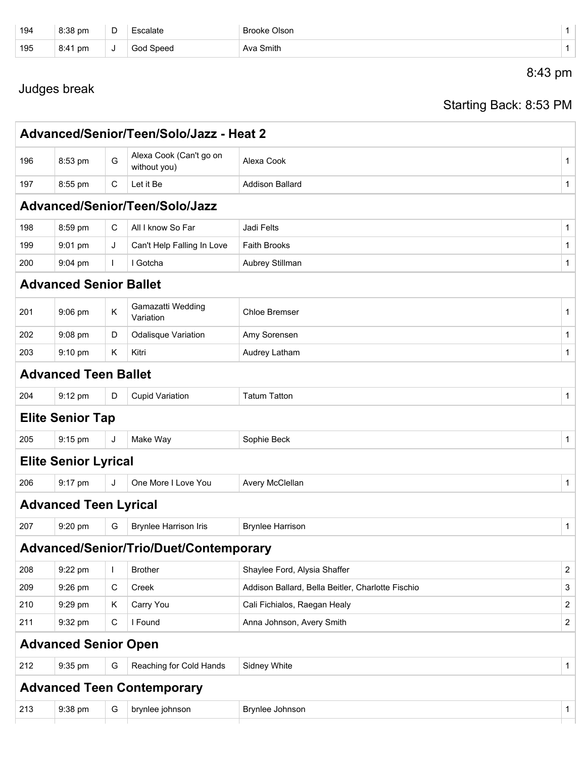| | | | | | |
|---|---|---|---|---|---|
| 194 | 8:38 pm | D | Escalate | Brooke Olson | 1 |
| 195 | 8:41 pm | J | God Speed | Ava Smith | 1 |

8:43 pm

Judges break

Starting Back: 8:53 PM

## Advanced/Senior/Teen/Solo/Jazz - Heat 2

| | | | | | |
|---|---|---|---|---|---|
| 196 | 8:53 pm | G | Alexa Cook (Can't go on without you) | Alexa Cook | 1 |
| 197 | 8:55 pm | C | Let it Be | Addison Ballard | 1 |

## Advanced/Senior/Teen/Solo/Jazz

| | | | | | |
|---|---|---|---|---|---|
| 198 | 8:59 pm | C | All I know So Far | Jadi Felts | 1 |
| 199 | 9:01 pm | J | Can't Help Falling In Love | Faith Brooks | 1 |
| 200 | 9:04 pm | I | I Gotcha | Aubrey Stillman | 1 |

## Advanced Senior Ballet

| | | | | | |
|---|---|---|---|---|---|
| 201 | 9:06 pm | K | Gamazatti Wedding Variation | Chloe Bremser | 1 |
| 202 | 9:08 pm | D | Odalisque Variation | Amy Sorensen | 1 |
| 203 | 9:10 pm | K | Kitri | Audrey Latham | 1 |

## Advanced Teen Ballet

| | | | | | |
|---|---|---|---|---|---|
| 204 | 9:12 pm | D | Cupid Variation | Tatum Tatton | 1 |

## Elite Senior Tap

| | | | | | |
|---|---|---|---|---|---|
| 205 | 9:15 pm | J | Make Way | Sophie Beck | 1 |

## Elite Senior Lyrical

| | | | | | |
|---|---|---|---|---|---|
| 206 | 9:17 pm | J | One More I Love You | Avery McClellan | 1 |

## Advanced Teen Lyrical

| | | | | | |
|---|---|---|---|---|---|
| 207 | 9:20 pm | G | Brynlee Harrison Iris | Brynlee Harrison | 1 |

## Advanced/Senior/Trio/Duet/Contemporary

| | | | | | |
|---|---|---|---|---|---|
| 208 | 9:22 pm | I | Brother | Shaylee Ford, Alysia Shaffer | 2 |
| 209 | 9:26 pm | C | Creek | Addison Ballard, Bella Beitler, Charlotte Fischio | 3 |
| 210 | 9:29 pm | K | Carry You | Cali Fichialos, Raegan Healy | 2 |
| 211 | 9:32 pm | C | I Found | Anna Johnson, Avery Smith | 2 |

## Advanced Senior Open

| | | | | | |
|---|---|---|---|---|---|
| 212 | 9:35 pm | G | Reaching for Cold Hands | Sidney White | 1 |

## Advanced Teen Contemporary

| | | | | | |
|---|---|---|---|---|---|
| 213 | 9:38 pm | G | brynlee johnson | Brynlee Johnson | 1 |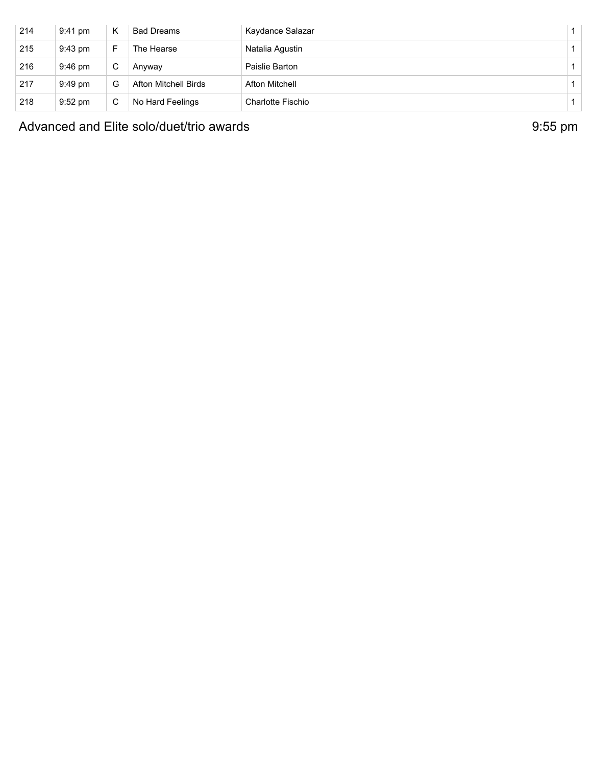| 214 | 9:41 pm | K | Bad Dreams | Kaydance Salazar | 1 |
|---|---|---|---|---|---|
| 215 | 9:43 pm | F | The Hearse | Natalia Agustin | 1 |
| 216 | 9:46 pm | C | Anyway | Paislie Barton | 1 |
| 217 | 9:49 pm | G | Afton Mitchell Birds | Afton Mitchell | 1 |
| 218 | 9:52 pm | C | No Hard Feelings | Charlotte Fischio | 1 |

## Advanced and Elite solo/duet/trio awards 9:55 pm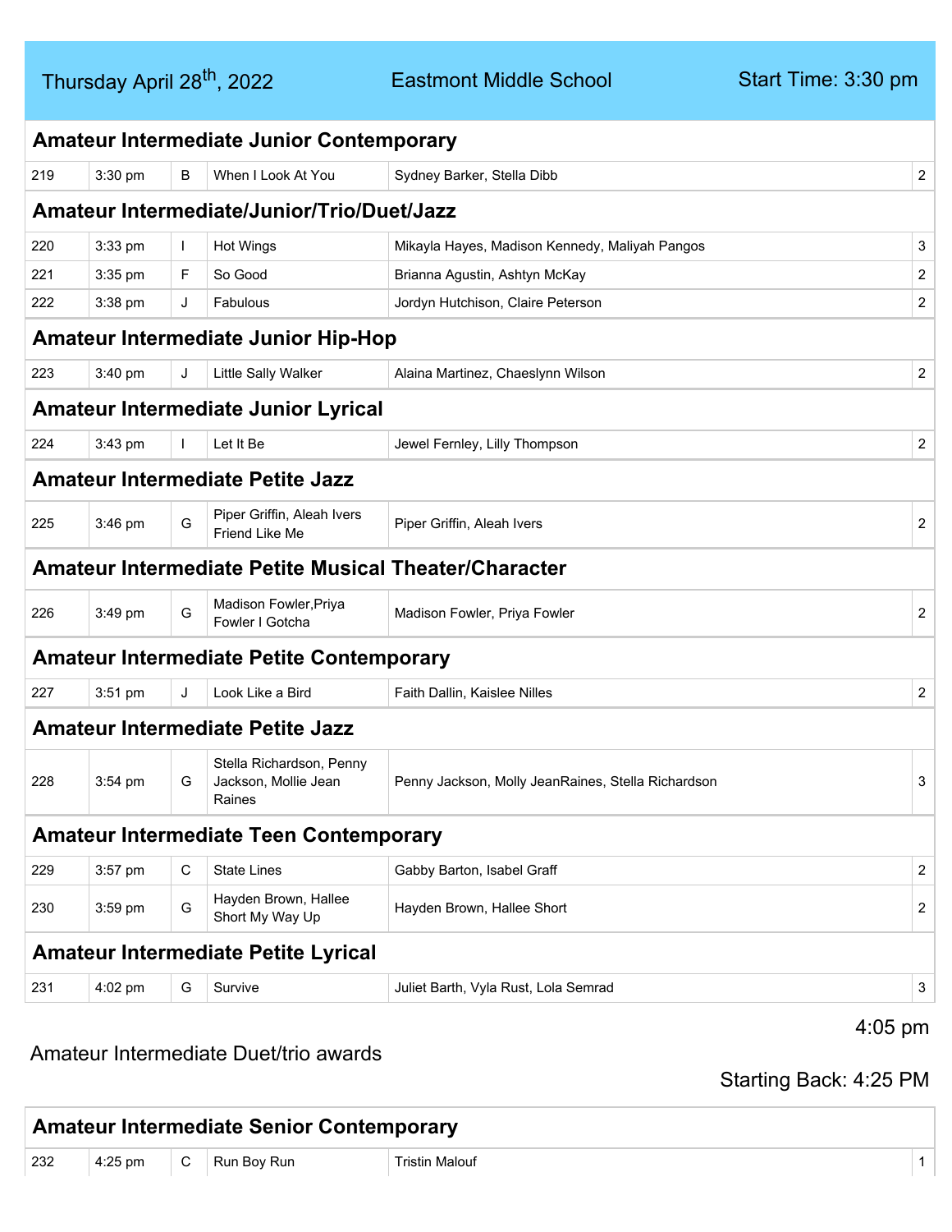Thursday April 28th, 2022 | Eastmont Middle School | Start Time: 3:30 pm

### Amateur Intermediate Junior Contemporary

| | | | | | |
|---|---|---|---|---|---|
| 219 | 3:30 pm | B | When I Look At You | Sydney Barker, Stella Dibb | 2 |

### Amateur Intermediate/Junior/Trio/Duet/Jazz

| | | | | | |
|---|---|---|---|---|---|
| 220 | 3:33 pm | I | Hot Wings | Mikayla Hayes, Madison Kennedy, Maliyah Pangos | 3 |
| 221 | 3:35 pm | F | So Good | Brianna Agustin, Ashtyn McKay | 2 |
| 222 | 3:38 pm | J | Fabulous | Jordyn Hutchison, Claire Peterson | 2 |

### Amateur Intermediate Junior Hip-Hop

| | | | | | |
|---|---|---|---|---|---|
| 223 | 3:40 pm | J | Little Sally Walker | Alaina Martinez, Chaeslynn Wilson | 2 |

### Amateur Intermediate Junior Lyrical

| | | | | | |
|---|---|---|---|---|---|
| 224 | 3:43 pm | I | Let It Be | Jewel Fernley, Lilly Thompson | 2 |

### Amateur Intermediate Petite Jazz

| | | | | | |
|---|---|---|---|---|---|
| 225 | 3:46 pm | G | Piper Griffin, Aleah Ivers Friend Like Me | Piper Griffin, Aleah Ivers | 2 |

### Amateur Intermediate Petite Musical Theater/Character

| | | | | | |
|---|---|---|---|---|---|
| 226 | 3:49 pm | G | Madison Fowler,Priya Fowler I Gotcha | Madison Fowler, Priya Fowler | 2 |

### Amateur Intermediate Petite Contemporary

| | | | | | |
|---|---|---|---|---|---|
| 227 | 3:51 pm | J | Look Like a Bird | Faith Dallin, Kaislee Nilles | 2 |

### Amateur Intermediate Petite Jazz

| | | | | | |
|---|---|---|---|---|---|
| 228 | 3:54 pm | G | Stella Richardson, Penny Jackson, Mollie Jean Raines | Penny Jackson, Molly JeanRaines, Stella Richardson | 3 |

### Amateur Intermediate Teen Contemporary

| | | | | | |
|---|---|---|---|---|---|
| 229 | 3:57 pm | C | State Lines | Gabby Barton, Isabel Graff | 2 |
| 230 | 3:59 pm | G | Hayden Brown, Hallee Short My Way Up | Hayden Brown, Hallee Short | 2 |

### Amateur Intermediate Petite Lyrical

| | | | | | |
|---|---|---|---|---|---|
| 231 | 4:02 pm | G | Survive | Juliet Barth, Vyla Rust, Lola Semrad | 3 |

4:05 pm

Amateur Intermediate Duet/trio awards

Starting Back: 4:25 PM

### Amateur Intermediate Senior Contemporary

| | | | | | |
|---|---|---|---|---|---|
| 232 | 4:25 pm | C | Run Boy Run | Tristin Malouf | 1 |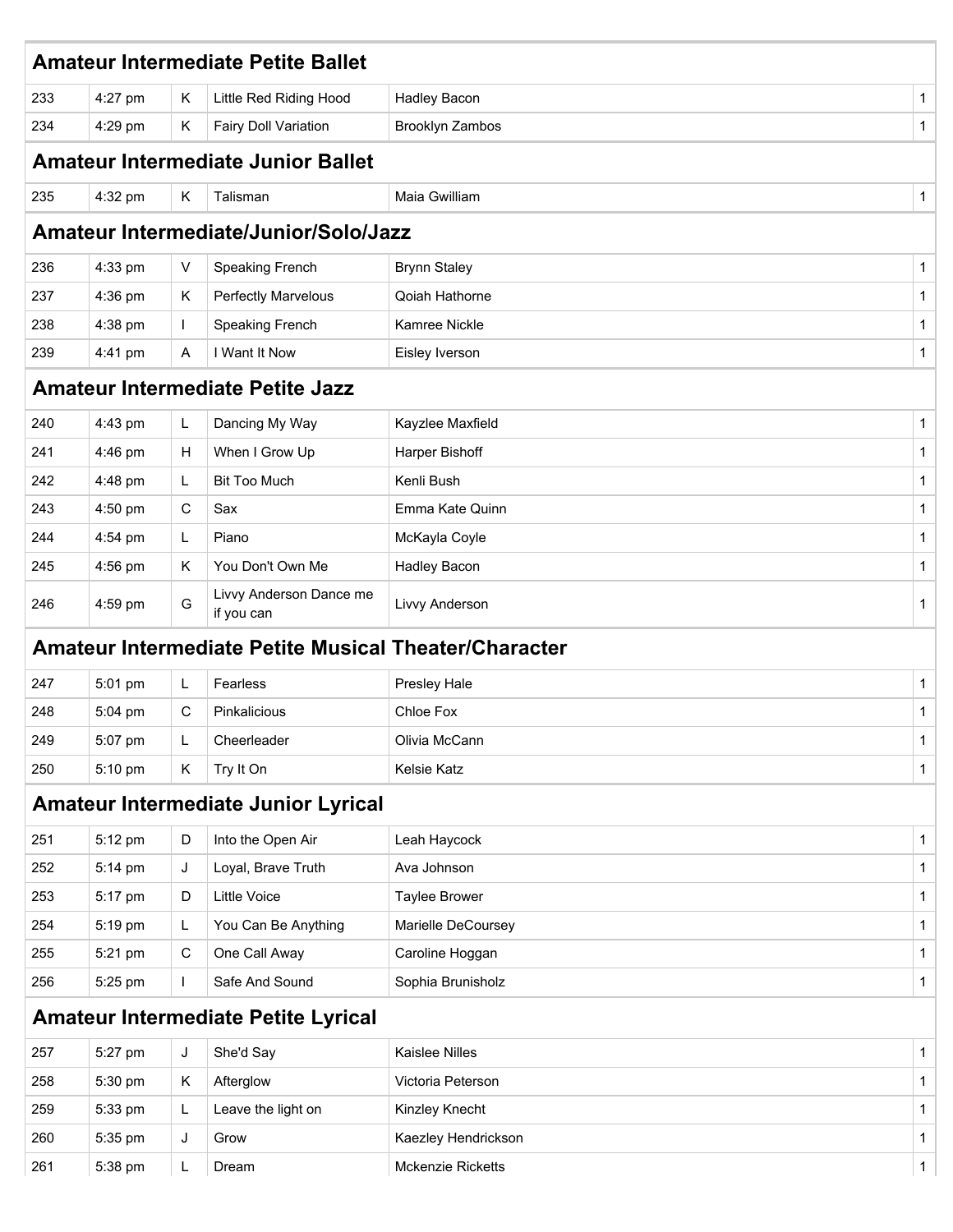## Amateur Intermediate Petite Ballet

| | | | | | |
|---|---|---|---|---|---|
| 233 | 4:27 pm | K | Little Red Riding Hood | Hadley Bacon | 1 |
| 234 | 4:29 pm | K | Fairy Doll Variation | Brooklyn Zambos | 1 |

## Amateur Intermediate Junior Ballet

| | | | | | |
|---|---|---|---|---|---|
| 235 | 4:32 pm | K | Talisman | Maia Gwilliam | 1 |

## Amateur Intermediate/Junior/Solo/Jazz

| | | | | | |
|---|---|---|---|---|---|
| 236 | 4:33 pm | V | Speaking French | Brynn Staley | 1 |
| 237 | 4:36 pm | K | Perfectly Marvelous | Qoiah Hathorne | 1 |
| 238 | 4:38 pm | I | Speaking French | Kamree Nickle | 1 |
| 239 | 4:41 pm | A | I Want It Now | Eisley Iverson | 1 |

## Amateur Intermediate Petite Jazz

| | | | | | |
|---|---|---|---|---|---|
| 240 | 4:43 pm | L | Dancing My Way | Kayzlee Maxfield | 1 |
| 241 | 4:46 pm | H | When I Grow Up | Harper Bishoff | 1 |
| 242 | 4:48 pm | L | Bit Too Much | Kenli Bush | 1 |
| 243 | 4:50 pm | C | Sax | Emma Kate Quinn | 1 |
| 244 | 4:54 pm | L | Piano | McKayla Coyle | 1 |
| 245 | 4:56 pm | K | You Don't Own Me | Hadley Bacon | 1 |
| 246 | 4:59 pm | G | Livvy Anderson Dance me if you can | Livvy Anderson | 1 |

## Amateur Intermediate Petite Musical Theater/Character

| | | | | | |
|---|---|---|---|---|---|
| 247 | 5:01 pm | L | Fearless | Presley Hale | 1 |
| 248 | 5:04 pm | C | Pinkalicious | Chloe Fox | 1 |
| 249 | 5:07 pm | L | Cheerleader | Olivia McCann | 1 |
| 250 | 5:10 pm | K | Try It On | Kelsie Katz | 1 |

## Amateur Intermediate Junior Lyrical

| | | | | | |
|---|---|---|---|---|---|
| 251 | 5:12 pm | D | Into the Open Air | Leah Haycock | 1 |
| 252 | 5:14 pm | J | Loyal, Brave Truth | Ava Johnson | 1 |
| 253 | 5:17 pm | D | Little Voice | Taylee Brower | 1 |
| 254 | 5:19 pm | L | You Can Be Anything | Marielle DeCoursey | 1 |
| 255 | 5:21 pm | C | One Call Away | Caroline Hoggan | 1 |
| 256 | 5:25 pm | I | Safe And Sound | Sophia Brunisholz | 1 |

## Amateur Intermediate Petite Lyrical

| | | | | | |
|---|---|---|---|---|---|
| 257 | 5:27 pm | J | She'd Say | Kaislee Nilles | 1 |
| 258 | 5:30 pm | K | Afterglow | Victoria Peterson | 1 |
| 259 | 5:33 pm | L | Leave the light on | Kinzley Knecht | 1 |
| 260 | 5:35 pm | J | Grow | Kaezley Hendrickson | 1 |
| 261 | 5:38 pm | L | Dream | Mckenzie Ricketts | 1 |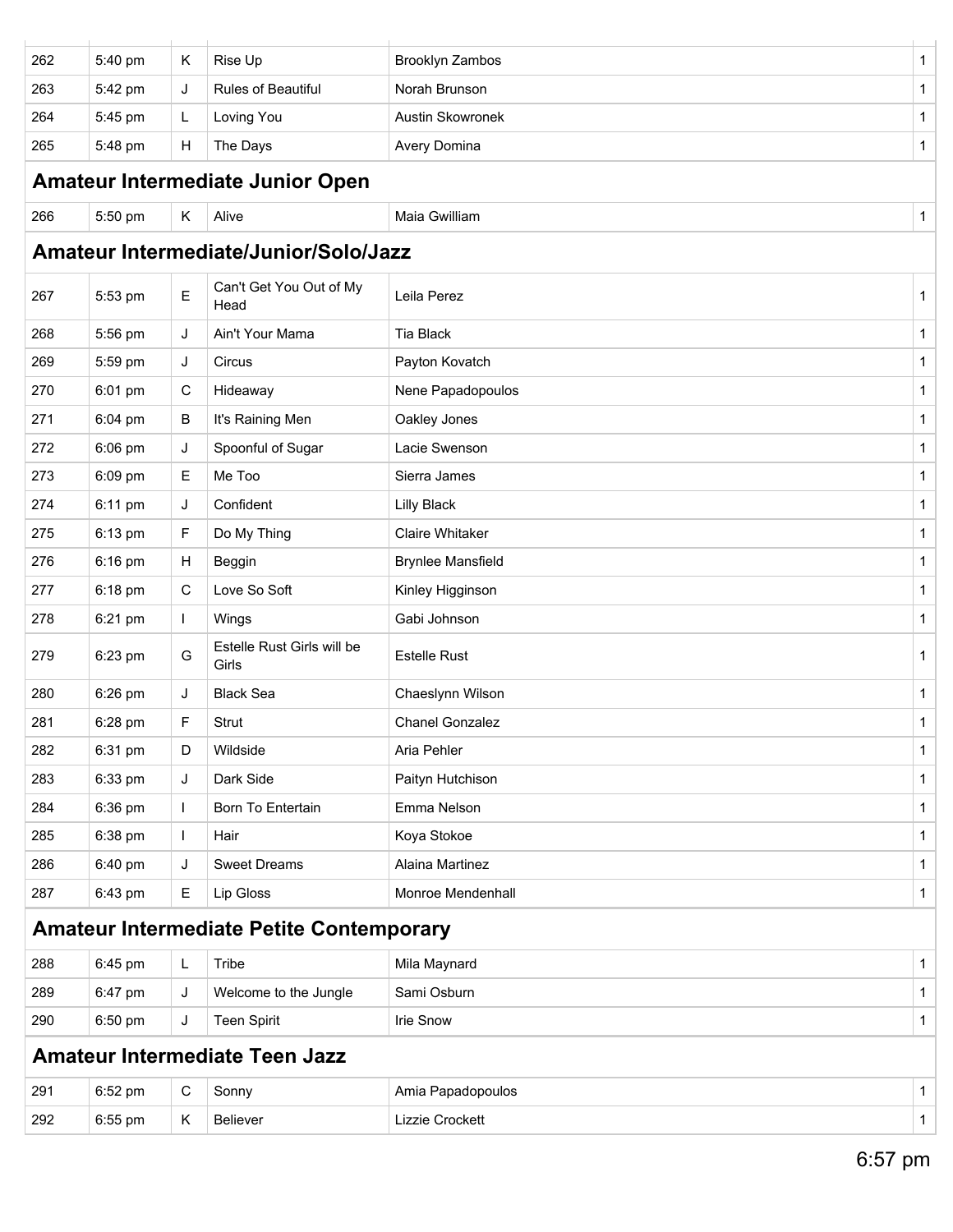| | | | | | |
|---|---|---|---|---|---|
| 262 | 5:40 pm | K | Rise Up | Brooklyn Zambos | 1 |
| 263 | 5:42 pm | J | Rules of Beautiful | Norah Brunson | 1 |
| 264 | 5:45 pm | L | Loving You | Austin Skowronek | 1 |
| 265 | 5:48 pm | H | The Days | Avery Domina | 1 |

## Amateur Intermediate Junior Open

| | | | | | |
|---|---|---|---|---|---|
| 266 | 5:50 pm | K | Alive | Maia Gwilliam | 1 |

## Amateur Intermediate/Junior/Solo/Jazz

| | | | | | |
|---|---|---|---|---|---|
| 267 | 5:53 pm | E | Can't Get You Out of My Head | Leila Perez | 1 |
| 268 | 5:56 pm | J | Ain't Your Mama | Tia Black | 1 |
| 269 | 5:59 pm | J | Circus | Payton Kovatch | 1 |
| 270 | 6:01 pm | C | Hideaway | Nene Papadopoulos | 1 |
| 271 | 6:04 pm | B | It's Raining Men | Oakley Jones | 1 |
| 272 | 6:06 pm | J | Spoonful of Sugar | Lacie Swenson | 1 |
| 273 | 6:09 pm | E | Me Too | Sierra James | 1 |
| 274 | 6:11 pm | J | Confident | Lilly Black | 1 |
| 275 | 6:13 pm | F | Do My Thing | Claire Whitaker | 1 |
| 276 | 6:16 pm | H | Beggin | Brynlee Mansfield | 1 |
| 277 | 6:18 pm | C | Love So Soft | Kinley Higginson | 1 |
| 278 | 6:21 pm | I | Wings | Gabi Johnson | 1 |
| 279 | 6:23 pm | G | Estelle Rust Girls will be Girls | Estelle Rust | 1 |
| 280 | 6:26 pm | J | Black Sea | Chaeslynn Wilson | 1 |
| 281 | 6:28 pm | F | Strut | Chanel Gonzalez | 1 |
| 282 | 6:31 pm | D | Wildside | Aria Pehler | 1 |
| 283 | 6:33 pm | J | Dark Side | Paityn Hutchison | 1 |
| 284 | 6:36 pm | I | Born To Entertain | Emma Nelson | 1 |
| 285 | 6:38 pm | I | Hair | Koya Stokoe | 1 |
| 286 | 6:40 pm | J | Sweet Dreams | Alaina Martinez | 1 |
| 287 | 6:43 pm | E | Lip Gloss | Monroe Mendenhall | 1 |

## Amateur Intermediate Petite Contemporary

| | | | | | |
|---|---|---|---|---|---|
| 288 | 6:45 pm | L | Tribe | Mila Maynard | 1 |
| 289 | 6:47 pm | J | Welcome to the Jungle | Sami Osburn | 1 |
| 290 | 6:50 pm | J | Teen Spirit | Irie Snow | 1 |

## Amateur Intermediate Teen Jazz

| | | | | | |
|---|---|---|---|---|---|
| 291 | 6:52 pm | C | Sonny | Amia Papadopoulos | 1 |
| 292 | 6:55 pm | K | Believer | Lizzie Crockett | 1 |

6:57 pm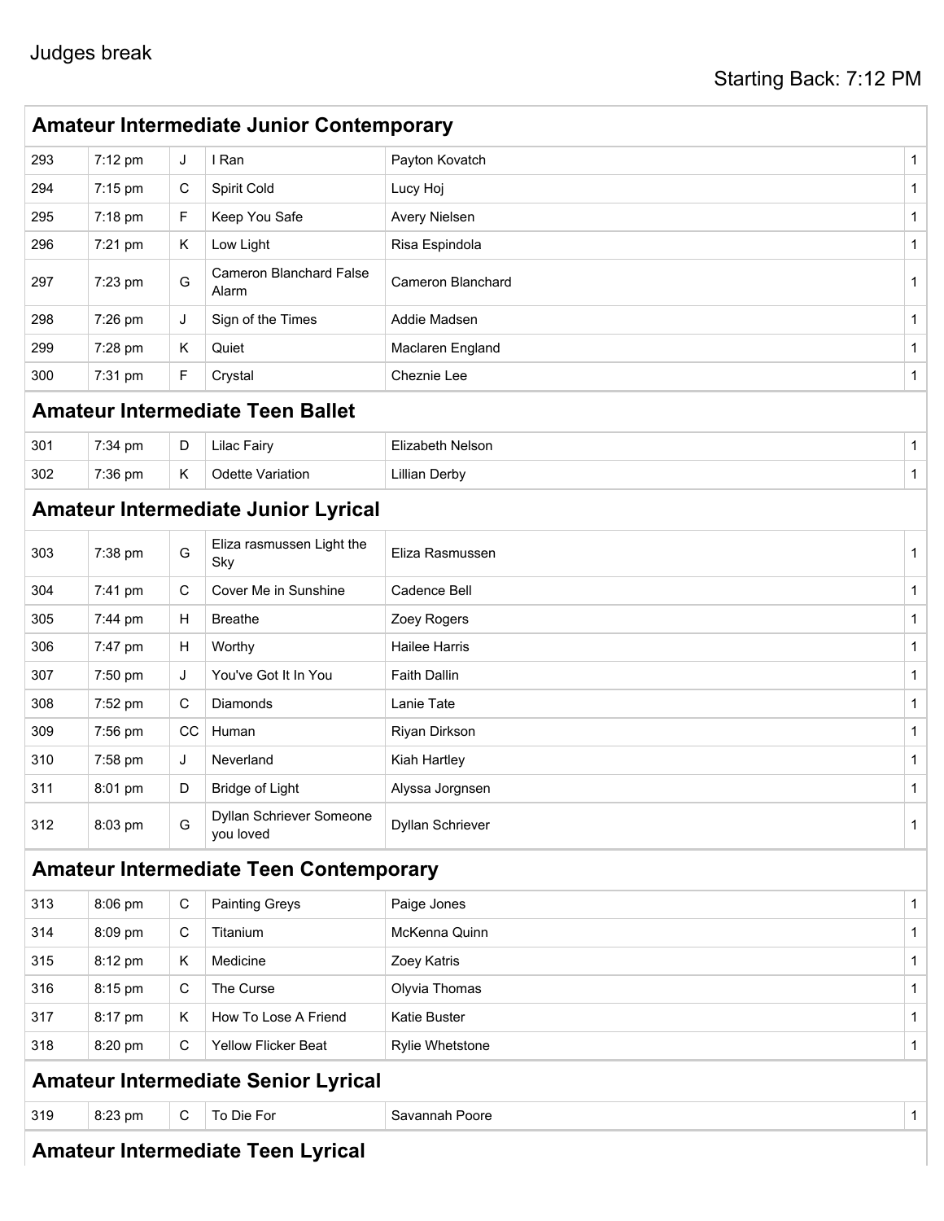Judges break

Starting Back: 7:12 PM

## Amateur Intermediate Junior Contemporary

| | | | | | |
|---|---|---|---|---|---|
| 293 | 7:12 pm | J | I Ran | Payton Kovatch | 1 |
| 294 | 7:15 pm | C | Spirit Cold | Lucy Hoj | 1 |
| 295 | 7:18 pm | F | Keep You Safe | Avery Nielsen | 1 |
| 296 | 7:21 pm | K | Low Light | Risa Espindola | 1 |
| 297 | 7:23 pm | G | Cameron Blanchard False Alarm | Cameron Blanchard | 1 |
| 298 | 7:26 pm | J | Sign of the Times | Addie Madsen | 1 |
| 299 | 7:28 pm | K | Quiet | Maclaren England | 1 |
| 300 | 7:31 pm | F | Crystal | Cheznie Lee | 1 |

## Amateur Intermediate Teen Ballet

| | | | | | |
|---|---|---|---|---|---|
| 301 | 7:34 pm | D | Lilac Fairy | Elizabeth Nelson | 1 |
| 302 | 7:36 pm | K | Odette Variation | Lillian Derby | 1 |

## Amateur Intermediate Junior Lyrical

| | | | | | |
|---|---|---|---|---|---|
| 303 | 7:38 pm | G | Eliza rasmussen Light the Sky | Eliza Rasmussen | 1 |
| 304 | 7:41 pm | C | Cover Me in Sunshine | Cadence Bell | 1 |
| 305 | 7:44 pm | H | Breathe | Zoey Rogers | 1 |
| 306 | 7:47 pm | H | Worthy | Hailee Harris | 1 |
| 307 | 7:50 pm | J | You've Got It In You | Faith Dallin | 1 |
| 308 | 7:52 pm | C | Diamonds | Lanie Tate | 1 |
| 309 | 7:56 pm | CC | Human | Riyan Dirkson | 1 |
| 310 | 7:58 pm | J | Neverland | Kiah Hartley | 1 |
| 311 | 8:01 pm | D | Bridge of Light | Alyssa Jorgnsen | 1 |
| 312 | 8:03 pm | G | Dyllan Schriever Someone you loved | Dyllan Schriever | 1 |

## Amateur Intermediate Teen Contemporary

| | | | | | |
|---|---|---|---|---|---|
| 313 | 8:06 pm | C | Painting Greys | Paige Jones | 1 |
| 314 | 8:09 pm | C | Titanium | McKenna Quinn | 1 |
| 315 | 8:12 pm | K | Medicine | Zoey Katris | 1 |
| 316 | 8:15 pm | C | The Curse | Olyvia Thomas | 1 |
| 317 | 8:17 pm | K | How To Lose A Friend | Katie Buster | 1 |
| 318 | 8:20 pm | C | Yellow Flicker Beat | Rylie Whetstone | 1 |

## Amateur Intermediate Senior Lyrical

| | | | | | |
|---|---|---|---|---|---|
| 319 | 8:23 pm | C | To Die For | Savannah Poore | 1 |

## Amateur Intermediate Teen Lyrical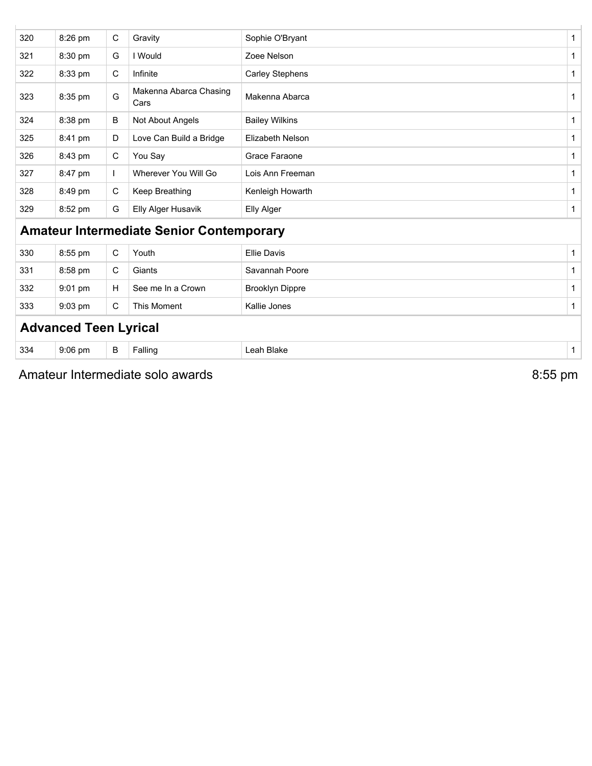| | | | | | |
|---|---|---|---|---|---|
| 320 | 8:26 pm | C | Gravity | Sophie O'Bryant | 1 |
| 321 | 8:30 pm | G | I Would | Zoee Nelson | 1 |
| 322 | 8:33 pm | C | Infinite | Carley Stephens | 1 |
| 323 | 8:35 pm | G | Makenna Abarca Chasing Cars | Makenna Abarca | 1 |
| 324 | 8:38 pm | B | Not About Angels | Bailey Wilkins | 1 |
| 325 | 8:41 pm | D | Love Can Build a Bridge | Elizabeth Nelson | 1 |
| 326 | 8:43 pm | C | You Say | Grace Faraone | 1 |
| 327 | 8:47 pm | I | Wherever You Will Go | Lois Ann Freeman | 1 |
| 328 | 8:49 pm | C | Keep Breathing | Kenleigh Howarth | 1 |
| 329 | 8:52 pm | G | Elly Alger Husavik | Elly Alger | 1 |

## Amateur Intermediate Senior Contemporary

| | | | | | |
|---|---|---|---|---|---|
| 330 | 8:55 pm | C | Youth | Ellie Davis | 1 |
| 331 | 8:58 pm | C | Giants | Savannah Poore | 1 |
| 332 | 9:01 pm | H | See me In a Crown | Brooklyn Dippre | 1 |
| 333 | 9:03 pm | C | This Moment | Kallie Jones | 1 |

## Advanced Teen Lyrical

| | | | | | |
|---|---|---|---|---|---|
| 334 | 9:06 pm | B | Falling | Leah Blake | 1 |

Amateur Intermediate solo awards 8:55 pm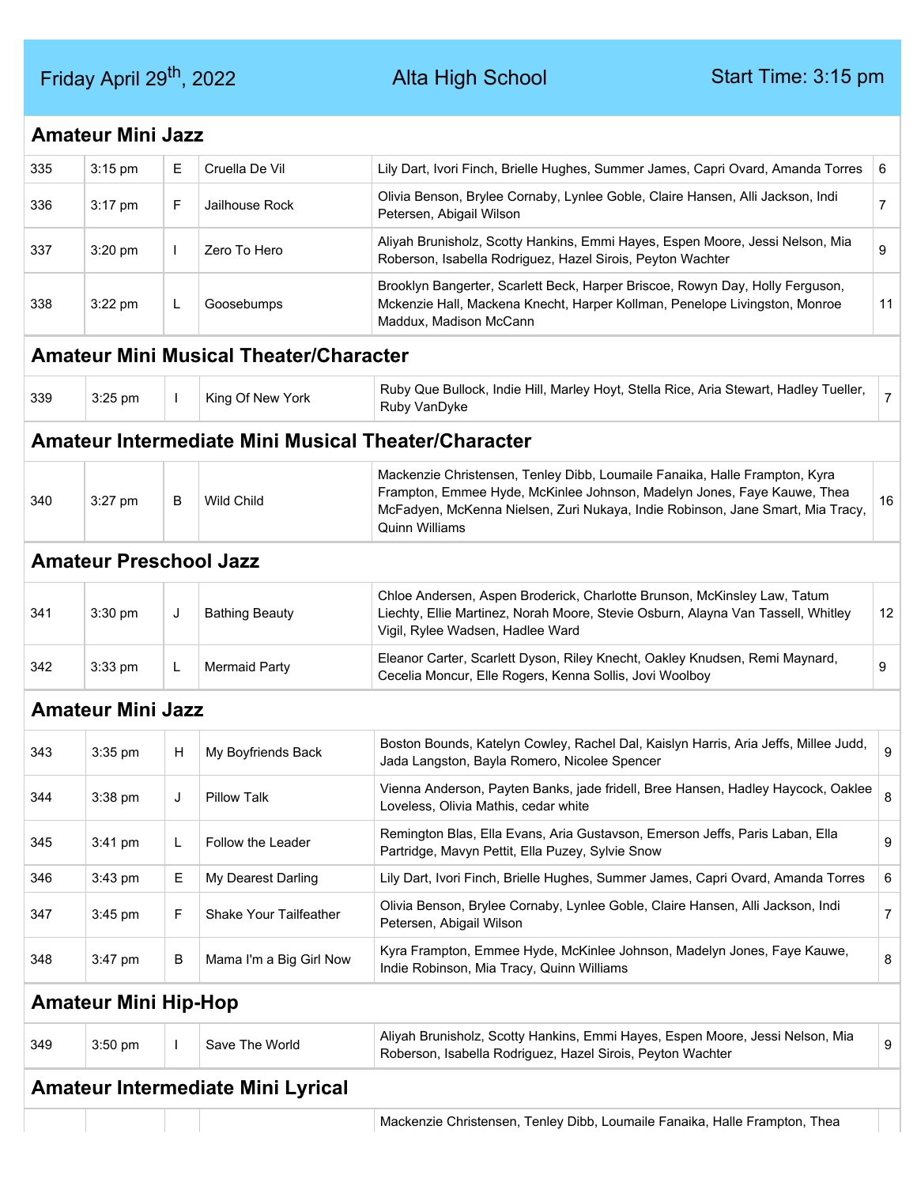Friday April 29th, 2022 | Alta High School | Start Time: 3:15 pm

## Amateur Mini Jazz

| | | | | | |
|---|---|---|---|---|---|
| 335 | 3:15 pm | E | Cruella De Vil | Lily Dart, Ivori Finch, Brielle Hughes, Summer James, Capri Ovard, Amanda Torres | 6 |
| 336 | 3:17 pm | F | Jailhouse Rock | Olivia Benson, Brylee Cornaby, Lynlee Goble, Claire Hansen, Alli Jackson, Indi Petersen, Abigail Wilson | 7 |
| 337 | 3:20 pm | I | Zero To Hero | Aliyah Brunisholz, Scotty Hankins, Emmi Hayes, Espen Moore, Jessi Nelson, Mia Roberson, Isabella Rodriguez, Hazel Sirois, Peyton Wachter | 9 |
| 338 | 3:22 pm | L | Goosebumps | Brooklyn Bangerter, Scarlett Beck, Harper Briscoe, Rowyn Day, Holly Ferguson, Mckenzie Hall, Mackena Knecht, Harper Kollman, Penelope Livingston, Monroe Maddux, Madison McCann | 11 |

## Amateur Mini Musical Theater/Character

| | | | | | |
|---|---|---|---|---|---|
| 339 | 3:25 pm | I | King Of New York | Ruby Que Bullock, Indie Hill, Marley Hoyt, Stella Rice, Aria Stewart, Hadley Tueller, Ruby VanDyke | 7 |

## Amateur Intermediate Mini Musical Theater/Character

| | | | | | |
|---|---|---|---|---|---|
| 340 | 3:27 pm | B | Wild Child | Mackenzie Christensen, Tenley Dibb, Loumaile Fanaika, Halle Frampton, Kyra Frampton, Emmee Hyde, McKinlee Johnson, Madelyn Jones, Faye Kauwe, Thea McFadyen, McKenna Nielsen, Zuri Nukaya, Indie Robinson, Jane Smart, Mia Tracy, Quinn Williams | 16 |

## Amateur Preschool Jazz

| | | | | | |
|---|---|---|---|---|---|
| 341 | 3:30 pm | J | Bathing Beauty | Chloe Andersen, Aspen Broderick, Charlotte Brunson, McKinsley Law, Tatum Liechty, Ellie Martinez, Norah Moore, Stevie Osburn, Alayna Van Tassell, Whitley Vigil, Rylee Wadsen, Hadlee Ward | 12 |
| 342 | 3:33 pm | L | Mermaid Party | Eleanor Carter, Scarlett Dyson, Riley Knecht, Oakley Knudsen, Remi Maynard, Cecelia Moncur, Elle Rogers, Kenna Sollis, Jovi Woolboy | 9 |

## Amateur Mini Jazz

| | | | | | |
|---|---|---|---|---|---|
| 343 | 3:35 pm | H | My Boyfriends Back | Boston Bounds, Katelyn Cowley, Rachel Dal, Kaislyn Harris, Aria Jeffs, Millee Judd, Jada Langston, Bayla Romero, Nicolee Spencer | 9 |
| 344 | 3:38 pm | J | Pillow Talk | Vienna Anderson, Payten Banks, jade fridell, Bree Hansen, Hadley Haycock, Oaklee Loveless, Olivia Mathis, cedar white | 8 |
| 345 | 3:41 pm | L | Follow the Leader | Remington Blas, Ella Evans, Aria Gustavson, Emerson Jeffs, Paris Laban, Ella Partridge, Mavyn Pettit, Ella Puzey, Sylvie Snow | 9 |
| 346 | 3:43 pm | E | My Dearest Darling | Lily Dart, Ivori Finch, Brielle Hughes, Summer James, Capri Ovard, Amanda Torres | 6 |
| 347 | 3:45 pm | F | Shake Your Tailfeather | Olivia Benson, Brylee Cornaby, Lynlee Goble, Claire Hansen, Alli Jackson, Indi Petersen, Abigail Wilson | 7 |
| 348 | 3:47 pm | B | Mama I'm a Big Girl Now | Kyra Frampton, Emmee Hyde, McKinlee Johnson, Madelyn Jones, Faye Kauwe, Indie Robinson, Mia Tracy, Quinn Williams | 8 |

## Amateur Mini Hip-Hop

| | | | | | |
|---|---|---|---|---|---|
| 349 | 3:50 pm | I | Save The World | Aliyah Brunisholz, Scotty Hankins, Emmi Hayes, Espen Moore, Jessi Nelson, Mia Roberson, Isabella Rodriguez, Hazel Sirois, Peyton Wachter | 9 |

## Amateur Intermediate Mini Lyrical

| | | | | | |
|---|---|---|---|---|---|
| | | | | Mackenzie Christensen, Tenley Dibb, Loumaile Fanaika, Halle Frampton, Thea | |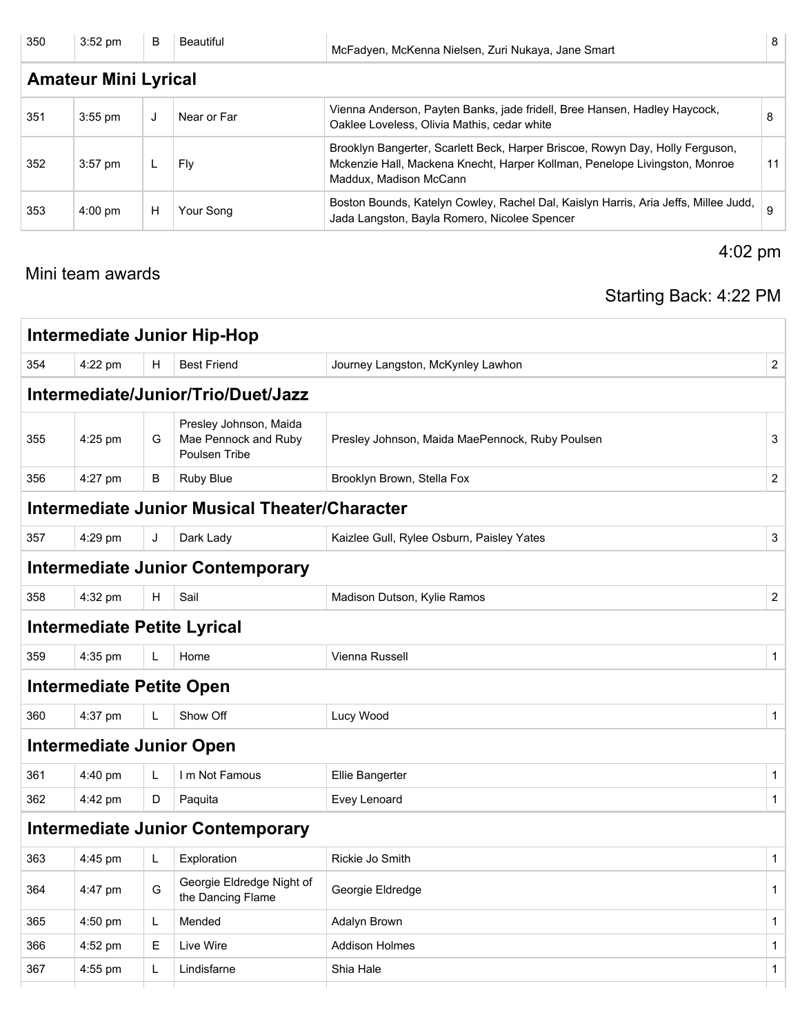| 350 | 3:52 pm | B | Beautiful | McFadyen, McKenna Nielsen, Zuri Nukaya, Jane Smart | 8 |
|---|---|---|---|---|---|

## Amateur Mini Lyrical

| | | | | | |
|---|---|---|---|---|---|
| 351 | 3:55 pm | J | Near or Far | Vienna Anderson, Payten Banks, jade fridell, Bree Hansen, Hadley Haycock, Oaklee Loveless, Olivia Mathis, cedar white | 8 |
| 352 | 3:57 pm | L | Fly | Brooklyn Bangerter, Scarlett Beck, Harper Briscoe, Rowyn Day, Holly Ferguson, Mckenzie Hall, Mackena Knecht, Harper Kollman, Penelope Livingston, Monroe Maddux, Madison McCann | 11 |
| 353 | 4:00 pm | H | Your Song | Boston Bounds, Katelyn Cowley, Rachel Dal, Kaislyn Harris, Aria Jeffs, Millee Judd, Jada Langston, Bayla Romero, Nicolee Spencer | 9 |

Mini team awards

4:02 pm

Starting Back: 4:22 PM

## Intermediate Junior Hip-Hop

| | | | | | |
|---|---|---|---|---|---|
| 354 | 4:22 pm | H | Best Friend | Journey Langston, McKynley Lawhon | 2 |

## Intermediate/Junior/Trio/Duet/Jazz

| | | | | | |
|---|---|---|---|---|---|
| 355 | 4:25 pm | G | Presley Johnson, Maida Mae Pennock and Ruby Poulsen Tribe | Presley Johnson, Maida MaePennock, Ruby Poulsen | 3 |
| 356 | 4:27 pm | B | Ruby Blue | Brooklyn Brown, Stella Fox | 2 |

## Intermediate Junior Musical Theater/Character

| | | | | | |
|---|---|---|---|---|---|
| 357 | 4:29 pm | J | Dark Lady | Kaizlee Gull, Rylee Osburn, Paisley Yates | 3 |

## Intermediate Junior Contemporary

| | | | | | |
|---|---|---|---|---|---|
| 358 | 4:32 pm | H | Sail | Madison Dutson, Kylie Ramos | 2 |

## Intermediate Petite Lyrical

| | | | | | |
|---|---|---|---|---|---|
| 359 | 4:35 pm | L | Home | Vienna Russell | 1 |

## Intermediate Petite Open

| | | | | | |
|---|---|---|---|---|---|
| 360 | 4:37 pm | L | Show Off | Lucy Wood | 1 |

## Intermediate Junior Open

| | | | | | |
|---|---|---|---|---|---|
| 361 | 4:40 pm | L | I m Not Famous | Ellie Bangerter | 1 |
| 362 | 4:42 pm | D | Paquita | Evey Lenoard | 1 |

## Intermediate Junior Contemporary

| | | | | | |
|---|---|---|---|---|---|
| 363 | 4:45 pm | L | Exploration | Rickie Jo Smith | 1 |
| 364 | 4:47 pm | G | Georgie Eldredge Night of the Dancing Flame | Georgie Eldredge | 1 |
| 365 | 4:50 pm | L | Mended | Adalyn Brown | 1 |
| 366 | 4:52 pm | E | Live Wire | Addison Holmes | 1 |
| 367 | 4:55 pm | L | Lindisfarne | Shia Hale | 1 |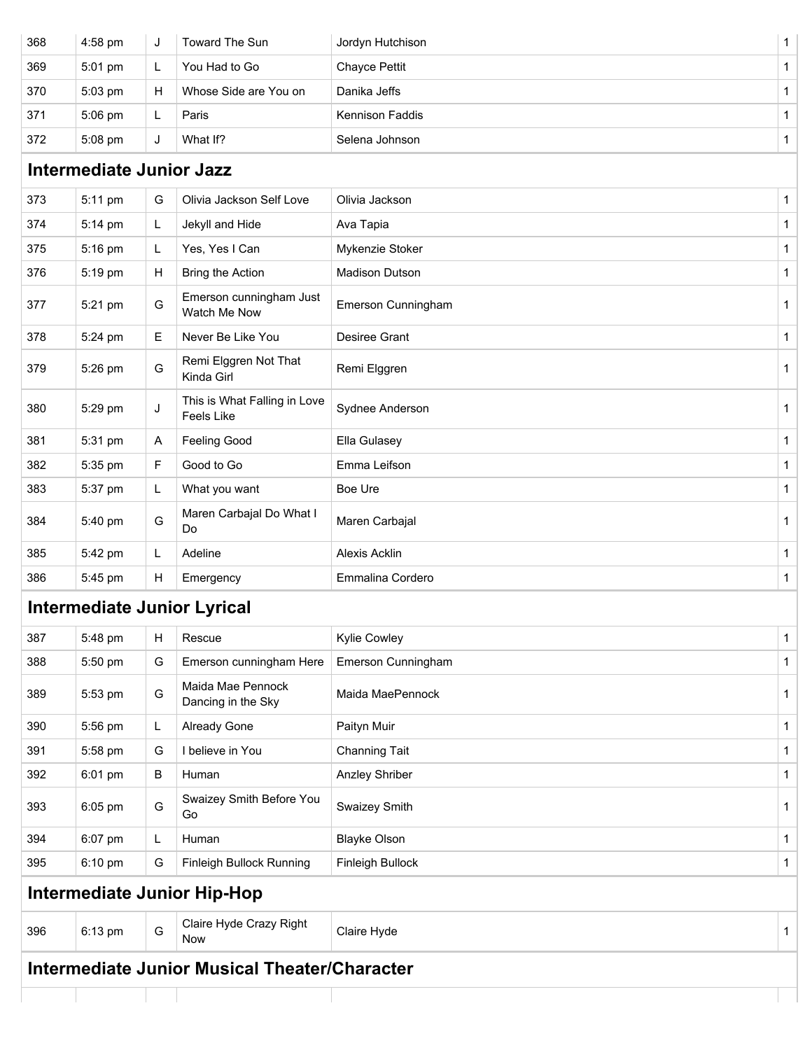| | | | | | |
|---|---|---|---|---|---|
| 368 | 4:58 pm | J | Toward The Sun | Jordyn Hutchison | 1 |
| 369 | 5:01 pm | L | You Had to Go | Chayce Pettit | 1 |
| 370 | 5:03 pm | H | Whose Side are You on | Danika Jeffs | 1 |
| 371 | 5:06 pm | L | Paris | Kennison Faddis | 1 |
| 372 | 5:08 pm | J | What If? | Selena Johnson | 1 |

## Intermediate Junior Jazz

| | | | | | |
|---|---|---|---|---|---|
| 373 | 5:11 pm | G | Olivia Jackson Self Love | Olivia Jackson | 1 |
| 374 | 5:14 pm | L | Jekyll and Hide | Ava Tapia | 1 |
| 375 | 5:16 pm | L | Yes, Yes I Can | Mykenzie Stoker | 1 |
| 376 | 5:19 pm | H | Bring the Action | Madison Dutson | 1 |
| 377 | 5:21 pm | G | Emerson cunningham Just Watch Me Now | Emerson Cunningham | 1 |
| 378 | 5:24 pm | E | Never Be Like You | Desiree Grant | 1 |
| 379 | 5:26 pm | G | Remi Elggren Not That Kinda Girl | Remi Elggren | 1 |
| 380 | 5:29 pm | J | This is What Falling in Love Feels Like | Sydnee Anderson | 1 |
| 381 | 5:31 pm | A | Feeling Good | Ella Gulasey | 1 |
| 382 | 5:35 pm | F | Good to Go | Emma Leifson | 1 |
| 383 | 5:37 pm | L | What you want | Boe Ure | 1 |
| 384 | 5:40 pm | G | Maren Carbajal Do What I Do | Maren Carbajal | 1 |
| 385 | 5:42 pm | L | Adeline | Alexis Acklin | 1 |
| 386 | 5:45 pm | H | Emergency | Emmalina Cordero | 1 |

## Intermediate Junior Lyrical

| | | | | | |
|---|---|---|---|---|---|
| 387 | 5:48 pm | H | Rescue | Kylie Cowley | 1 |
| 388 | 5:50 pm | G | Emerson cunningham Here | Emerson Cunningham | 1 |
| 389 | 5:53 pm | G | Maida Mae Pennock Dancing in the Sky | Maida MaePennock | 1 |
| 390 | 5:56 pm | L | Already Gone | Paityn Muir | 1 |
| 391 | 5:58 pm | G | I believe in You | Channing Tait | 1 |
| 392 | 6:01 pm | B | Human | Anzley Shriber | 1 |
| 393 | 6:05 pm | G | Swaizey Smith Before You Go | Swaizey Smith | 1 |
| 394 | 6:07 pm | L | Human | Blayke Olson | 1 |
| 395 | 6:10 pm | G | Finleigh Bullock Running | Finleigh Bullock | 1 |

## Intermediate Junior Hip-Hop

| | | | | | |
|---|---|---|---|---|---|
| 396 | 6:13 pm | G | Claire Hyde Crazy Right Now | Claire Hyde | 1 |

## Intermediate Junior Musical Theater/Character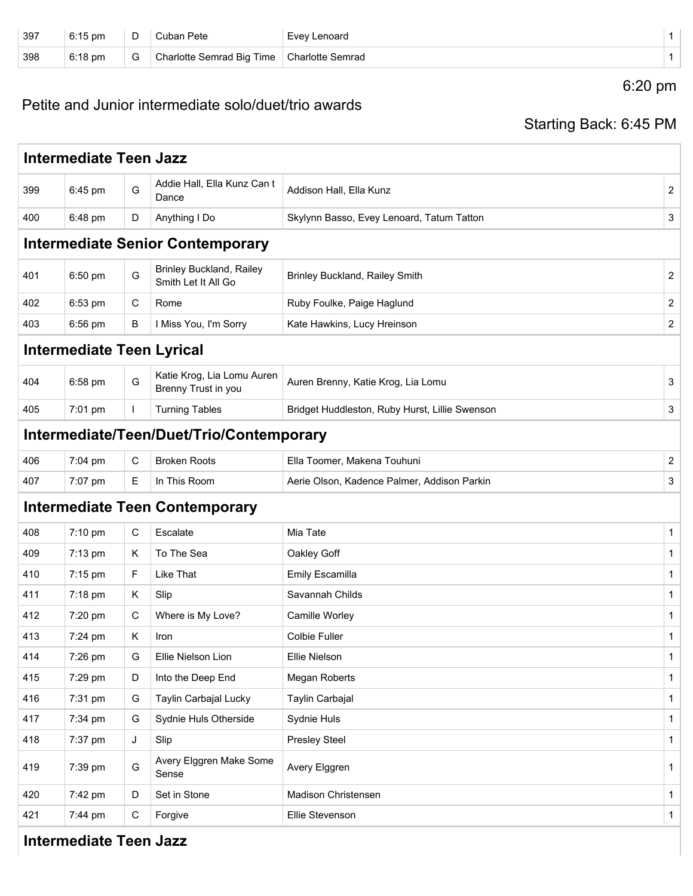| | | | | | |
|---|---|---|---|---|---|
| 397 | 6:15 pm | D | Cuban Pete | Evey Lenoard | 1 |
| 398 | 6:18 pm | G | Charlotte Semrad Big Time | Charlotte Semrad | 1 |

6:20 pm

Petite and Junior intermediate solo/duet/trio awards

Starting Back: 6:45 PM

### Intermediate Teen Jazz

| | | | | | |
|---|---|---|---|---|---|
| 399 | 6:45 pm | G | Addie Hall, Ella Kunz Can t Dance | Addison Hall, Ella Kunz | 2 |
| 400 | 6:48 pm | D | Anything I Do | Skylynn Basso, Evey Lenoard, Tatum Tatton | 3 |

### Intermediate Senior Contemporary

| | | | | | |
|---|---|---|---|---|---|
| 401 | 6:50 pm | G | Brinley Buckland, Railey Smith Let It All Go | Brinley Buckland, Railey Smith | 2 |
| 402 | 6:53 pm | C | Rome | Ruby Foulke, Paige Haglund | 2 |
| 403 | 6:56 pm | B | I Miss You, I'm Sorry | Kate Hawkins, Lucy Hreinson | 2 |

### Intermediate Teen Lyrical

| | | | | | |
|---|---|---|---|---|---|
| 404 | 6:58 pm | G | Katie Krog, Lia Lomu Auren Brenny Trust in you | Auren Brenny, Katie Krog, Lia Lomu | 3 |
| 405 | 7:01 pm | I | Turning Tables | Bridget Huddleston, Ruby Hurst, Lillie Swenson | 3 |

### Intermediate/Teen/Duet/Trio/Contemporary

| | | | | | |
|---|---|---|---|---|---|
| 406 | 7:04 pm | C | Broken Roots | Ella Toomer, Makena Touhuni | 2 |
| 407 | 7:07 pm | E | In This Room | Aerie Olson, Kadence Palmer, Addison Parkin | 3 |

### Intermediate Teen Contemporary

| | | | | | |
|---|---|---|---|---|---|
| 408 | 7:10 pm | C | Escalate | Mia Tate | 1 |
| 409 | 7:13 pm | K | To The Sea | Oakley Goff | 1 |
| 410 | 7:15 pm | F | Like That | Emily Escamilla | 1 |
| 411 | 7:18 pm | K | Slip | Savannah Childs | 1 |
| 412 | 7:20 pm | C | Where is My Love? | Camille Worley | 1 |
| 413 | 7:24 pm | K | Iron | Colbie Fuller | 1 |
| 414 | 7:26 pm | G | Ellie Nielson Lion | Ellie Nielson | 1 |
| 415 | 7:29 pm | D | Into the Deep End | Megan Roberts | 1 |
| 416 | 7:31 pm | G | Taylin Carbajal Lucky | Taylin Carbajal | 1 |
| 417 | 7:34 pm | G | Sydnie Huls Otherside | Sydnie Huls | 1 |
| 418 | 7:37 pm | J | Slip | Presley Steel | 1 |
| 419 | 7:39 pm | G | Avery Elggren Make Some Sense | Avery Elggren | 1 |
| 420 | 7:42 pm | D | Set in Stone | Madison Christensen | 1 |
| 421 | 7:44 pm | C | Forgive | Ellie Stevenson | 1 |

### Intermediate Teen Jazz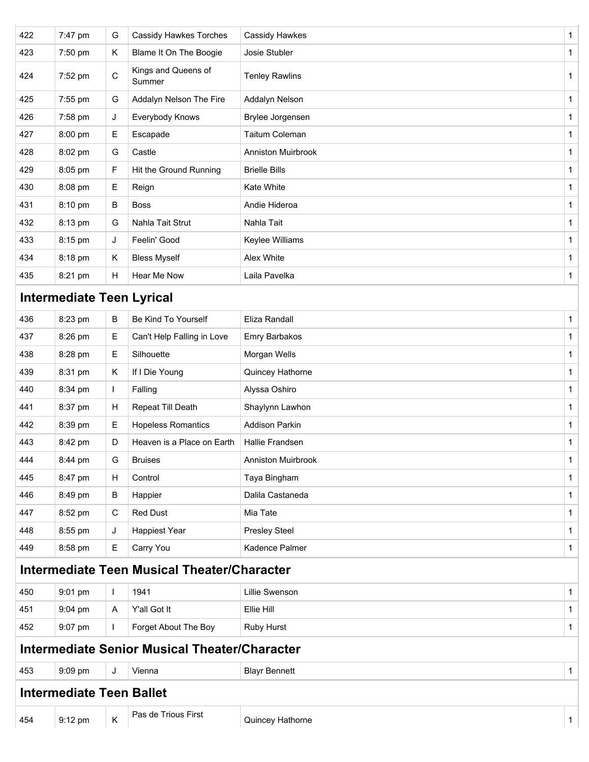| 422 | 7:47 pm | G | Cassidy Hawkes Torches | Cassidy Hawkes | 1 |
|---|---|---|---|---|---|
| 423 | 7:50 pm | K | Blame It On The Boogie | Josie Stubler | 1 |
| 424 | 7:52 pm | C | Kings and Queens of Summer | Tenley Rawlins | 1 |
| 425 | 7:55 pm | G | Addalyn Nelson The Fire | Addalyn Nelson | 1 |
| 426 | 7:58 pm | J | Everybody Knows | Brylee Jorgensen | 1 |
| 427 | 8:00 pm | E | Escapade | Taitum Coleman | 1 |
| 428 | 8:02 pm | G | Castle | Anniston Muirbrook | 1 |
| 429 | 8:05 pm | F | Hit the Ground Running | Brielle Bills | 1 |
| 430 | 8:08 pm | E | Reign | Kate White | 1 |
| 431 | 8:10 pm | B | Boss | Andie Hideroa | 1 |
| 432 | 8:13 pm | G | Nahla Tait Strut | Nahla Tait | 1 |
| 433 | 8:15 pm | J | Feelin' Good | Keylee Williams | 1 |
| 434 | 8:18 pm | K | Bless Myself | Alex White | 1 |
| 435 | 8:21 pm | H | Hear Me Now | Laila Pavelka | 1 |

## Intermediate Teen Lyrical

| 436 | 8:23 pm | B | Be Kind To Yourself | Eliza Randall | 1 |
|---|---|---|---|---|---|
| 437 | 8:26 pm | E | Can't Help Falling in Love | Emry Barbakos | 1 |
| 438 | 8:28 pm | E | Silhouette | Morgan Wells | 1 |
| 439 | 8:31 pm | K | If I Die Young | Quincey Hathorne | 1 |
| 440 | 8:34 pm | I | Falling | Alyssa Oshiro | 1 |
| 441 | 8:37 pm | H | Repeat Till Death | Shaylynn Lawhon | 1 |
| 442 | 8:39 pm | E | Hopeless Romantics | Addison Parkin | 1 |
| 443 | 8:42 pm | D | Heaven is a Place on Earth | Hallie Frandsen | 1 |
| 444 | 8:44 pm | G | Bruises | Anniston Muirbrook | 1 |
| 445 | 8:47 pm | H | Control | Taya Bingham | 1 |
| 446 | 8:49 pm | B | Happier | Dalila Castaneda | 1 |
| 447 | 8:52 pm | C | Red Dust | Mia Tate | 1 |
| 448 | 8:55 pm | J | Happiest Year | Presley Steel | 1 |
| 449 | 8:58 pm | E | Carry You | Kadence Palmer | 1 |

## Intermediate Teen Musical Theater/Character

| 450 | 9:01 pm | I | 1941 | Lillie Swenson | 1 |
|---|---|---|---|---|---|
| 451 | 9:04 pm | A | Y'all Got It | Ellie Hill | 1 |
| 452 | 9:07 pm | I | Forget About The Boy | Ruby Hurst | 1 |

## Intermediate Senior Musical Theater/Character

| 453 | 9:09 pm | J | Vienna | Blayr Bennett | 1 |
|---|---|---|---|---|---|

## Intermediate Teen Ballet

| 454 | 9:12 pm | K | Pas de Trious First | Quincey Hathorne | 1 |
|---|---|---|---|---|---|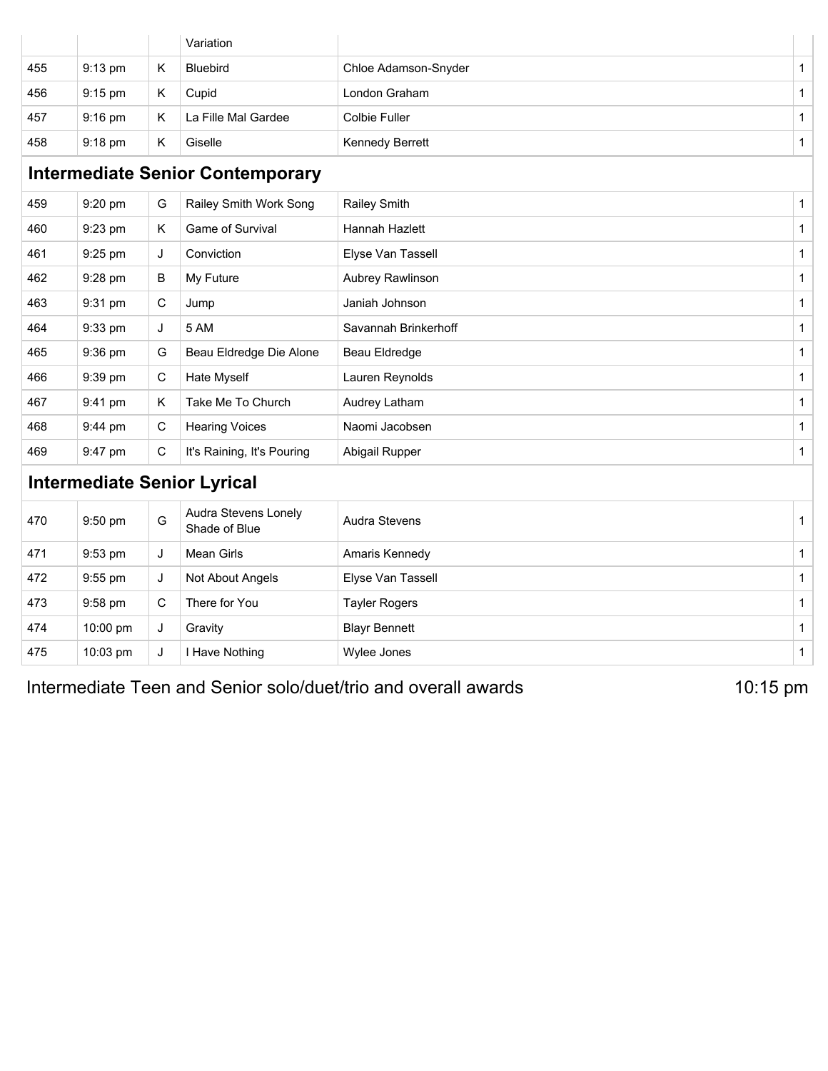| | | | Variation | | |
|---|---|---|---|---|---|
| 455 | 9:13 pm | K | Bluebird | Chloe Adamson-Snyder | 1 |
| 456 | 9:15 pm | K | Cupid | London Graham | 1 |
| 457 | 9:16 pm | K | La Fille Mal Gardee | Colbie Fuller | 1 |
| 458 | 9:18 pm | K | Giselle | Kennedy Berrett | 1 |

## Intermediate Senior Contemporary

| | | | | | |
|---|---|---|---|---|---|
| 459 | 9:20 pm | G | Railey Smith Work Song | Railey Smith | 1 |
| 460 | 9:23 pm | K | Game of Survival | Hannah Hazlett | 1 |
| 461 | 9:25 pm | J | Conviction | Elyse Van Tassell | 1 |
| 462 | 9:28 pm | B | My Future | Aubrey Rawlinson | 1 |
| 463 | 9:31 pm | C | Jump | Janiah Johnson | 1 |
| 464 | 9:33 pm | J | 5 AM | Savannah Brinkerhoff | 1 |
| 465 | 9:36 pm | G | Beau Eldredge Die Alone | Beau Eldredge | 1 |
| 466 | 9:39 pm | C | Hate Myself | Lauren Reynolds | 1 |
| 467 | 9:41 pm | K | Take Me To Church | Audrey Latham | 1 |
| 468 | 9:44 pm | C | Hearing Voices | Naomi Jacobsen | 1 |
| 469 | 9:47 pm | C | It's Raining, It's Pouring | Abigail Rupper | 1 |

## Intermediate Senior Lyrical

| | | | | | |
|---|---|---|---|---|---|
| 470 | 9:50 pm | G | Audra Stevens Lonely Shade of Blue | Audra Stevens | 1 |
| 471 | 9:53 pm | J | Mean Girls | Amaris Kennedy | 1 |
| 472 | 9:55 pm | J | Not About Angels | Elyse Van Tassell | 1 |
| 473 | 9:58 pm | C | There for You | Tayler Rogers | 1 |
| 474 | 10:00 pm | J | Gravity | Blayr Bennett | 1 |
| 475 | 10:03 pm | J | I Have Nothing | Wylee Jones | 1 |

Intermediate Teen and Senior solo/duet/trio and overall awards — 10:15 pm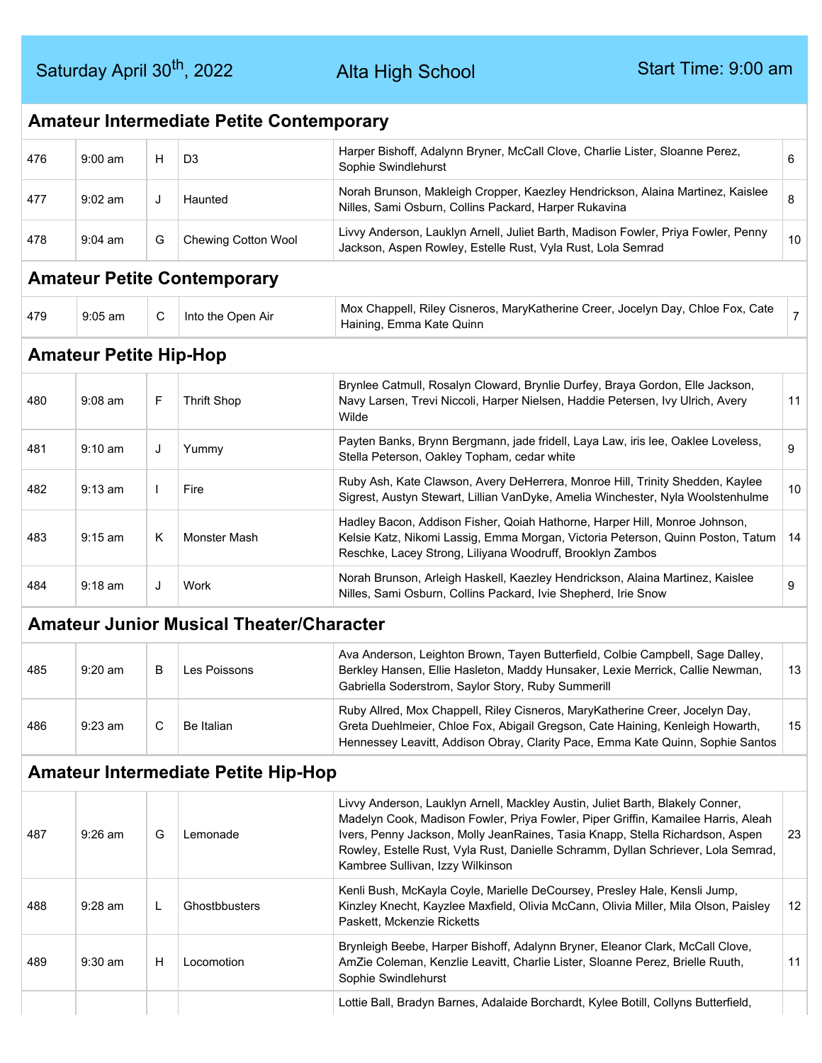Saturday April 30th, 2022 | Alta High School | Start Time: 9:00 am

## Amateur Intermediate Petite Contemporary

| | | | | | |
|---|---|---|---|---|---|
| 476 | 9:00 am | H | D3 | Harper Bishoff, Adalynn Bryner, McCall Clove, Charlie Lister, Sloanne Perez, Sophie Swindlehurst | 6 |
| 477 | 9:02 am | J | Haunted | Norah Brunson, Makleigh Cropper, Kaezley Hendrickson, Alaina Martinez, Kaislee Nilles, Sami Osburn, Collins Packard, Harper Rukavina | 8 |
| 478 | 9:04 am | G | Chewing Cotton Wool | Livvy Anderson, Lauklyn Arnell, Juliet Barth, Madison Fowler, Priya Fowler, Penny Jackson, Aspen Rowley, Estelle Rust, Vyla Rust, Lola Semrad | 10 |

## Amateur Petite Contemporary

| | | | | | |
|---|---|---|---|---|---|
| 479 | 9:05 am | C | Into the Open Air | Mox Chappell, Riley Cisneros, MaryKatherine Creer, Jocelyn Day, Chloe Fox, Cate Haining, Emma Kate Quinn | 7 |

## Amateur Petite Hip-Hop

| | | | | | |
|---|---|---|---|---|---|
| 480 | 9:08 am | F | Thrift Shop | Brynlee Catmull, Rosalyn Cloward, Brynlie Durfey, Braya Gordon, Elle Jackson, Navy Larsen, Trevi Niccoli, Harper Nielsen, Haddie Petersen, Ivy Ulrich, Avery Wilde | 11 |
| 481 | 9:10 am | J | Yummy | Payten Banks, Brynn Bergmann, jade fridell, Laya Law, iris lee, Oaklee Loveless, Stella Peterson, Oakley Topham, cedar white | 9 |
| 482 | 9:13 am | I | Fire | Ruby Ash, Kate Clawson, Avery DeHerrera, Monroe Hill, Trinity Shedden, Kaylee Sigrest, Austyn Stewart, Lillian VanDyke, Amelia Winchester, Nyla Woolstenhulme | 10 |
| 483 | 9:15 am | K | Monster Mash | Hadley Bacon, Addison Fisher, Qoiah Hathorne, Harper Hill, Monroe Johnson, Kelsie Katz, Nikomi Lassig, Emma Morgan, Victoria Peterson, Quinn Poston, Tatum Reschke, Lacey Strong, Liliyana Woodruff, Brooklyn Zambos | 14 |
| 484 | 9:18 am | J | Work | Norah Brunson, Arleigh Haskell, Kaezley Hendrickson, Alaina Martinez, Kaislee Nilles, Sami Osburn, Collins Packard, Ivie Shepherd, Irie Snow | 9 |

## Amateur Junior Musical Theater/Character

| | | | | | |
|---|---|---|---|---|---|
| 485 | 9:20 am | B | Les Poissons | Ava Anderson, Leighton Brown, Tayen Butterfield, Colbie Campbell, Sage Dalley, Berkley Hansen, Ellie Hasleton, Maddy Hunsaker, Lexie Merrick, Callie Newman, Gabriella Soderstrom, Saylor Story, Ruby Summerill | 13 |
| 486 | 9:23 am | C | Be Italian | Ruby Allred, Mox Chappell, Riley Cisneros, MaryKatherine Creer, Jocelyn Day, Greta Duehlmeier, Chloe Fox, Abigail Gregson, Cate Haining, Kenleigh Howarth, Hennessey Leavitt, Addison Obray, Clarity Pace, Emma Kate Quinn, Sophie Santos | 15 |

## Amateur Intermediate Petite Hip-Hop

| | | | | | |
|---|---|---|---|---|---|
| 487 | 9:26 am | G | Lemonade | Livvy Anderson, Lauklyn Arnell, Mackley Austin, Juliet Barth, Blakely Conner, Madelyn Cook, Madison Fowler, Priya Fowler, Piper Griffin, Kamailee Harris, Aleah Ivers, Penny Jackson, Molly JeanRaines, Tasia Knapp, Stella Richardson, Aspen Rowley, Estelle Rust, Vyla Rust, Danielle Schramm, Dyllan Schriever, Lola Semrad, Kambree Sullivan, Izzy Wilkinson | 23 |
| 488 | 9:28 am | L | Ghostbbusters | Kenli Bush, McKayla Coyle, Marielle DeCoursey, Presley Hale, Kensli Jump, Kinzley Knecht, Kayzlee Maxfield, Olivia McCann, Olivia Miller, Mila Olson, Paisley Paskett, Mckenzie Ricketts | 12 |
| 489 | 9:30 am | H | Locomotion | Brynleigh Beebe, Harper Bishoff, Adalynn Bryner, Eleanor Clark, McCall Clove, AmZie Coleman, Kenzlie Leavitt, Charlie Lister, Sloanne Perez, Brielle Ruuth, Sophie Swindlehurst | 11 |
| | | | | Lottie Ball, Bradyn Barnes, Adalaide Borchardt, Kylee Botill, Collyns Butterfield, | |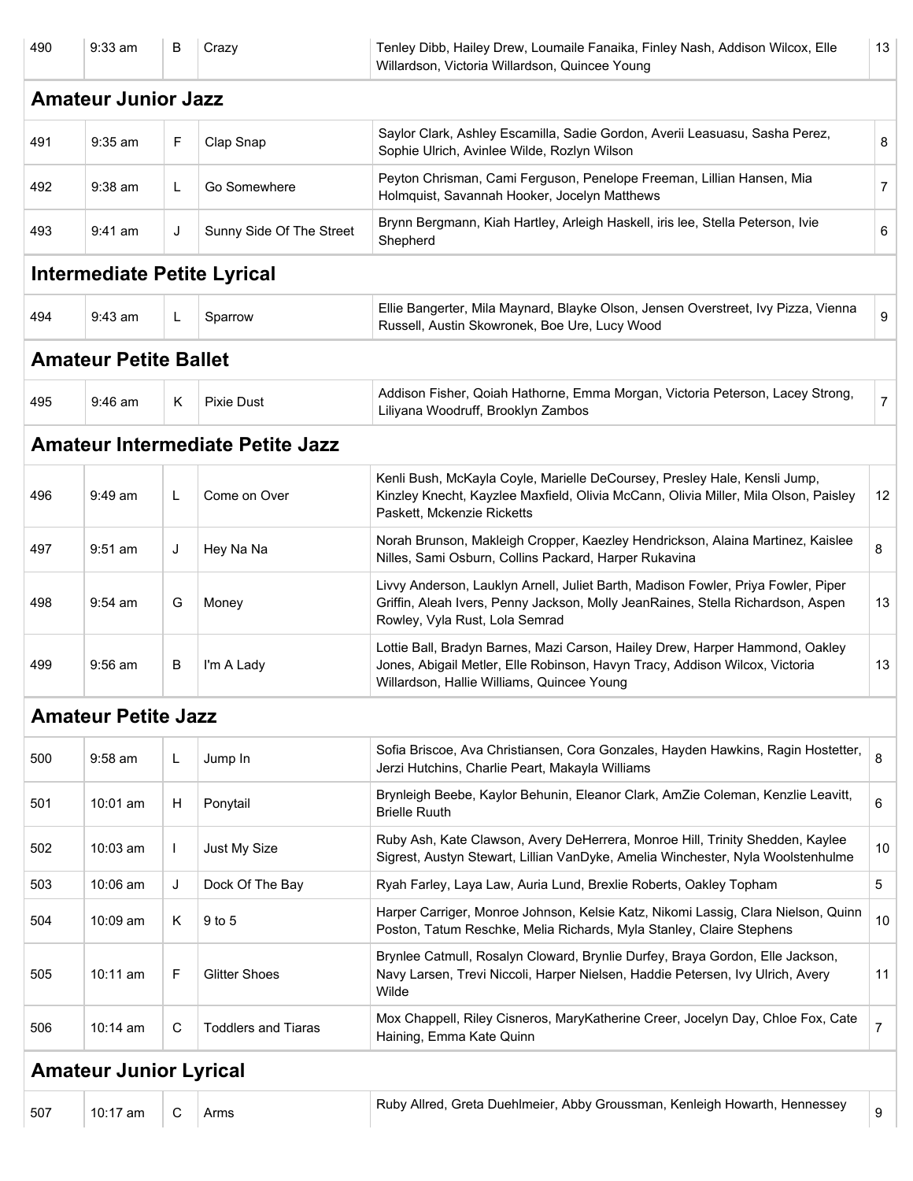| 490 | 9:33 am | B | Crazy | Tenley Dibb, Hailey Drew, Loumaile Fanaika, Finley Nash, Addison Wilcox, Elle Willardson, Victoria Willardson, Quincee Young | 13 |
|---|---|---|---|---|---|

## Amateur Junior Jazz

| 491 | 9:35 am | F | Clap Snap | Saylor Clark, Ashley Escamilla, Sadie Gordon, Averii Leasuasu, Sasha Perez, Sophie Ulrich, Avinlee Wilde, Rozlyn Wilson | 8 |
|---|---|---|---|---|---|
| 492 | 9:38 am | L | Go Somewhere | Peyton Chrisman, Cami Ferguson, Penelope Freeman, Lillian Hansen, Mia Holmquist, Savannah Hooker, Jocelyn Matthews | 7 |
| 493 | 9:41 am | J | Sunny Side Of The Street | Brynn Bergmann, Kiah Hartley, Arleigh Haskell, iris lee, Stella Peterson, Ivie Shepherd | 6 |

## Intermediate Petite Lyrical

| 494 | 9:43 am | L | Sparrow | Ellie Bangerter, Mila Maynard, Blayke Olson, Jensen Overstreet, Ivy Pizza, Vienna Russell, Austin Skowronek, Boe Ure, Lucy Wood | 9 |
|---|---|---|---|---|---|

## Amateur Petite Ballet

| 495 | 9:46 am | K | Pixie Dust | Addison Fisher, Qoiah Hathorne, Emma Morgan, Victoria Peterson, Lacey Strong, Liliyana Woodruff, Brooklyn Zambos | 7 |
|---|---|---|---|---|---|

## Amateur Intermediate Petite Jazz

| 496 | 9:49 am | L | Come on Over | Kenli Bush, McKayla Coyle, Marielle DeCoursey, Presley Hale, Kensli Jump, Kinzley Knecht, Kayzlee Maxfield, Olivia McCann, Olivia Miller, Mila Olson, Paisley Paskett, Mckenzie Ricketts | 12 |
|---|---|---|---|---|---|
| 497 | 9:51 am | J | Hey Na Na | Norah Brunson, Makleigh Cropper, Kaezley Hendrickson, Alaina Martinez, Kaislee Nilles, Sami Osburn, Collins Packard, Harper Rukavina | 8 |
| 498 | 9:54 am | G | Money | Livvy Anderson, Lauklyn Arnell, Juliet Barth, Madison Fowler, Priya Fowler, Piper Griffin, Aleah Ivers, Penny Jackson, Molly JeanRaines, Stella Richardson, Aspen Rowley, Vyla Rust, Lola Semrad | 13 |
| 499 | 9:56 am | B | I'm A Lady | Lottie Ball, Bradyn Barnes, Mazi Carson, Hailey Drew, Harper Hammond, Oakley Jones, Abigail Metler, Elle Robinson, Havyn Tracy, Addison Wilcox, Victoria Willardson, Hallie Williams, Quincee Young | 13 |

## Amateur Petite Jazz

| 500 | 9:58 am | L | Jump In | Sofia Briscoe, Ava Christiansen, Cora Gonzales, Hayden Hawkins, Ragin Hostetter, Jerzi Hutchins, Charlie Peart, Makayla Williams | 8 |
|---|---|---|---|---|---|
| 501 | 10:01 am | H | Ponytail | Brynleigh Beebe, Kaylor Behunin, Eleanor Clark, AmZie Coleman, Kenzlie Leavitt, Brielle Ruuth | 6 |
| 502 | 10:03 am | I | Just My Size | Ruby Ash, Kate Clawson, Avery DeHerrera, Monroe Hill, Trinity Shedden, Kaylee Sigrest, Austyn Stewart, Lillian VanDyke, Amelia Winchester, Nyla Woolstenhulme | 10 |
| 503 | 10:06 am | J | Dock Of The Bay | Ryah Farley, Laya Law, Auria Lund, Brexlie Roberts, Oakley Topham | 5 |
| 504 | 10:09 am | K | 9 to 5 | Harper Carriger, Monroe Johnson, Kelsie Katz, Nikomi Lassig, Clara Nielson, Quinn Poston, Tatum Reschke, Melia Richards, Myla Stanley, Claire Stephens | 10 |
| 505 | 10:11 am | F | Glitter Shoes | Brynlee Catmull, Rosalyn Cloward, Brynlie Durfey, Braya Gordon, Elle Jackson, Navy Larsen, Trevi Niccoli, Harper Nielsen, Haddie Petersen, Ivy Ulrich, Avery Wilde | 11 |
| 506 | 10:14 am | C | Toddlers and Tiaras | Mox Chappell, Riley Cisneros, MaryKatherine Creer, Jocelyn Day, Chloe Fox, Cate Haining, Emma Kate Quinn | 7 |

## Amateur Junior Lyrical

| 507 | 10:17 am | C | Arms | Ruby Allred, Greta Duehlmeier, Abby Groussman, Kenleigh Howarth, Hennessey | 9 |
|---|---|---|---|---|---|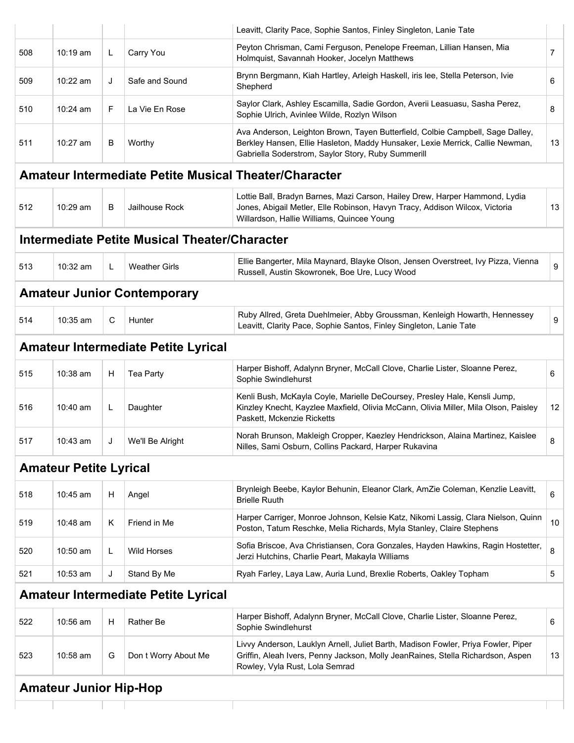| | | | | Leavitt, Clarity Pace, Sophie Santos, Finley Singleton, Lanie Tate | |
|---|---|---|---|---|---|
| 508 | 10:19 am | L | Carry You | Peyton Chrisman, Cami Ferguson, Penelope Freeman, Lillian Hansen, Mia Holmquist, Savannah Hooker, Jocelyn Matthews | 7 |
| 509 | 10:22 am | J | Safe and Sound | Brynn Bergmann, Kiah Hartley, Arleigh Haskell, iris lee, Stella Peterson, Ivie Shepherd | 6 |
| 510 | 10:24 am | F | La Vie En Rose | Saylor Clark, Ashley Escamilla, Sadie Gordon, Averii Leasuasu, Sasha Perez, Sophie Ulrich, Avinlee Wilde, Rozlyn Wilson | 8 |
| 511 | 10:27 am | B | Worthy | Ava Anderson, Leighton Brown, Tayen Butterfield, Colbie Campbell, Sage Dalley, Berkley Hansen, Ellie Hasleton, Maddy Hunsaker, Lexie Merrick, Callie Newman, Gabriella Soderstrom, Saylor Story, Ruby Summerill | 13 |

## Amateur Intermediate Petite Musical Theater/Character

| | | | | | |
|---|---|---|---|---|---|
| 512 | 10:29 am | B | Jailhouse Rock | Lottie Ball, Bradyn Barnes, Mazi Carson, Hailey Drew, Harper Hammond, Lydia Jones, Abigail Metler, Elle Robinson, Havyn Tracy, Addison Wilcox, Victoria Willardson, Hallie Williams, Quincee Young | 13 |

## Intermediate Petite Musical Theater/Character

| | | | | | |
|---|---|---|---|---|---|
| 513 | 10:32 am | L | Weather Girls | Ellie Bangerter, Mila Maynard, Blayke Olson, Jensen Overstreet, Ivy Pizza, Vienna Russell, Austin Skowronek, Boe Ure, Lucy Wood | 9 |

## Amateur Junior Contemporary

| | | | | | |
|---|---|---|---|---|---|
| 514 | 10:35 am | C | Hunter | Ruby Allred, Greta Duehlmeier, Abby Groussman, Kenleigh Howarth, Hennessey Leavitt, Clarity Pace, Sophie Santos, Finley Singleton, Lanie Tate | 9 |

## Amateur Intermediate Petite Lyrical

| | | | | | |
|---|---|---|---|---|---|
| 515 | 10:38 am | H | Tea Party | Harper Bishoff, Adalynn Bryner, McCall Clove, Charlie Lister, Sloanne Perez, Sophie Swindlehurst | 6 |
| 516 | 10:40 am | L | Daughter | Kenli Bush, McKayla Coyle, Marielle DeCoursey, Presley Hale, Kensli Jump, Kinzley Knecht, Kayzlee Maxfield, Olivia McCann, Olivia Miller, Mila Olson, Paisley Paskett, Mckenzie Ricketts | 12 |
| 517 | 10:43 am | J | We'll Be Alright | Norah Brunson, Makleigh Cropper, Kaezley Hendrickson, Alaina Martinez, Kaislee Nilles, Sami Osburn, Collins Packard, Harper Rukavina | 8 |

## Amateur Petite Lyrical

| | | | | | |
|---|---|---|---|---|---|
| 518 | 10:45 am | H | Angel | Brynleigh Beebe, Kaylor Behunin, Eleanor Clark, AmZie Coleman, Kenzlie Leavitt, Brielle Ruuth | 6 |
| 519 | 10:48 am | K | Friend in Me | Harper Carriger, Monroe Johnson, Kelsie Katz, Nikomi Lassig, Clara Nielson, Quinn Poston, Tatum Reschke, Melia Richards, Myla Stanley, Claire Stephens | 10 |
| 520 | 10:50 am | L | Wild Horses | Sofia Briscoe, Ava Christiansen, Cora Gonzales, Hayden Hawkins, Ragin Hostetter, Jerzi Hutchins, Charlie Peart, Makayla Williams | 8 |
| 521 | 10:53 am | J | Stand By Me | Ryah Farley, Laya Law, Auria Lund, Brexlie Roberts, Oakley Topham | 5 |

## Amateur Intermediate Petite Lyrical

| | | | | | |
|---|---|---|---|---|---|
| 522 | 10:56 am | H | Rather Be | Harper Bishoff, Adalynn Bryner, McCall Clove, Charlie Lister, Sloanne Perez, Sophie Swindlehurst | 6 |
| 523 | 10:58 am | G | Don t Worry About Me | Livvy Anderson, Lauklyn Arnell, Juliet Barth, Madison Fowler, Priya Fowler, Piper Griffin, Aleah Ivers, Penny Jackson, Molly JeanRaines, Stella Richardson, Aspen Rowley, Vyla Rust, Lola Semrad | 13 |

## Amateur Junior Hip-Hop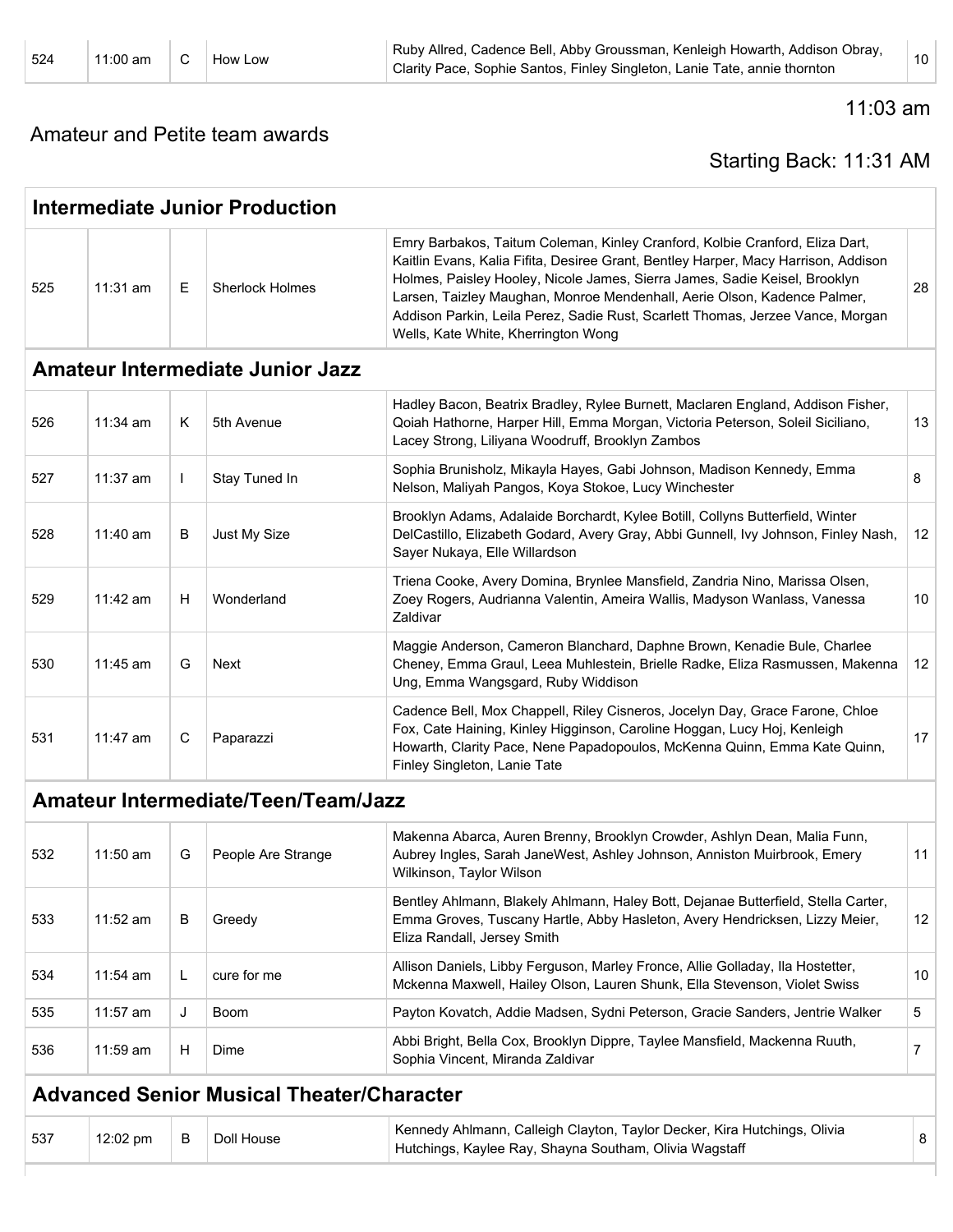| 524 | 11:00 am | C | How Low | Ruby Allred, Cadence Bell, Abby Groussman, Kenleigh Howarth, Addison Obray, Clarity Pace, Sophie Santos, Finley Singleton, Lanie Tate, annie thornton | 10 |
|---|---|---|---|---|---|

11:03 am

Amateur and Petite team awards

Starting Back: 11:31 AM

## Intermediate Junior Production

| | | | | | |
|---|---|---|---|---|---|
| 525 | 11:31 am | E | Sherlock Holmes | Emry Barbakos, Taitum Coleman, Kinley Cranford, Kolbie Cranford, Eliza Dart, Kaitlin Evans, Kalia Fifita, Desiree Grant, Bentley Harper, Macy Harrison, Addison Holmes, Paisley Hooley, Nicole James, Sierra James, Sadie Keisel, Brooklyn Larsen, Taizley Maughan, Monroe Mendenhall, Aerie Olson, Kadence Palmer, Addison Parkin, Leila Perez, Sadie Rust, Scarlett Thomas, Jerzee Vance, Morgan Wells, Kate White, Kherrington Wong | 28 |

## Amateur Intermediate Junior Jazz

| | | | | | |
|---|---|---|---|---|---|
| 526 | 11:34 am | K | 5th Avenue | Hadley Bacon, Beatrix Bradley, Rylee Burnett, Maclaren England, Addison Fisher, Qoiah Hathorne, Harper Hill, Emma Morgan, Victoria Peterson, Soleil Siciliano, Lacey Strong, Liliyana Woodruff, Brooklyn Zambos | 13 |
| 527 | 11:37 am | I | Stay Tuned In | Sophia Brunisholz, Mikayla Hayes, Gabi Johnson, Madison Kennedy, Emma Nelson, Maliyah Pangos, Koya Stokoe, Lucy Winchester | 8 |
| 528 | 11:40 am | B | Just My Size | Brooklyn Adams, Adalaide Borchardt, Kylee Botill, Collyns Butterfield, Winter DelCastillo, Elizabeth Godard, Avery Gray, Abbi Gunnell, Ivy Johnson, Finley Nash, Sayer Nukaya, Elle Willardson | 12 |
| 529 | 11:42 am | H | Wonderland | Triena Cooke, Avery Domina, Brynlee Mansfield, Zandria Nino, Marissa Olsen, Zoey Rogers, Audrianna Valentin, Ameira Wallis, Madyson Wanlass, Vanessa Zaldivar | 10 |
| 530 | 11:45 am | G | Next | Maggie Anderson, Cameron Blanchard, Daphne Brown, Kenadie Bule, Charlee Cheney, Emma Graul, Leea Muhlestein, Brielle Radke, Eliza Rasmussen, Makenna Ung, Emma Wangsgard, Ruby Widdison | 12 |
| 531 | 11:47 am | C | Paparazzi | Cadence Bell, Mox Chappell, Riley Cisneros, Jocelyn Day, Grace Farone, Chloe Fox, Cate Haining, Kinley Higginson, Caroline Hoggan, Lucy Hoj, Kenleigh Howarth, Clarity Pace, Nene Papadopoulos, McKenna Quinn, Emma Kate Quinn, Finley Singleton, Lanie Tate | 17 |

## Amateur Intermediate/Teen/Team/Jazz

| | | | | | |
|---|---|---|---|---|---|
| 532 | 11:50 am | G | People Are Strange | Makenna Abarca, Auren Brenny, Brooklyn Crowder, Ashlyn Dean, Malia Funn, Aubrey Ingles, Sarah JaneWest, Ashley Johnson, Anniston Muirbrook, Emery Wilkinson, Taylor Wilson | 11 |
| 533 | 11:52 am | B | Greedy | Bentley Ahlmann, Blakely Ahlmann, Haley Bott, Dejanae Butterfield, Stella Carter, Emma Groves, Tuscany Hartle, Abby Hasleton, Avery Hendricksen, Lizzy Meier, Eliza Randall, Jersey Smith | 12 |
| 534 | 11:54 am | L | cure for me | Allison Daniels, Libby Ferguson, Marley Fronce, Allie Golladay, Ila Hostetter, Mckenna Maxwell, Hailey Olson, Lauren Shunk, Ella Stevenson, Violet Swiss | 10 |
| 535 | 11:57 am | J | Boom | Payton Kovatch, Addie Madsen, Sydni Peterson, Gracie Sanders, Jentrie Walker | 5 |
| 536 | 11:59 am | H | Dime | Abbi Bright, Bella Cox, Brooklyn Dippre, Taylee Mansfield, Mackenna Ruuth, Sophia Vincent, Miranda Zaldivar | 7 |

## Advanced Senior Musical Theater/Character

| | | | | | |
|---|---|---|---|---|---|
| 537 | 12:02 pm | B | Doll House | Kennedy Ahlmann, Calleigh Clayton, Taylor Decker, Kira Hutchings, Olivia Hutchings, Kaylee Ray, Shayna Southam, Olivia Wagstaff | 8 |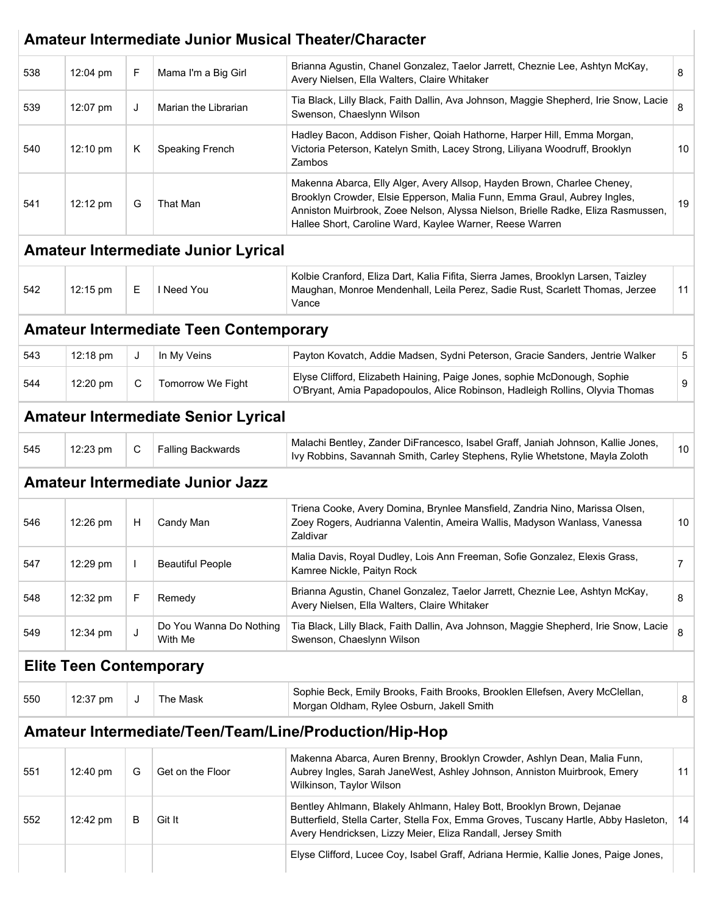## Amateur Intermediate Junior Musical Theater/Character

| | | | | | |
|---|---|---|---|---|---|
| 538 | 12:04 pm | F | Mama I'm a Big Girl | Brianna Agustin, Chanel Gonzalez, Taelor Jarrett, Cheznie Lee, Ashtyn McKay, Avery Nielsen, Ella Walters, Claire Whitaker | 8 |
| 539 | 12:07 pm | J | Marian the Librarian | Tia Black, Lilly Black, Faith Dallin, Ava Johnson, Maggie Shepherd, Irie Snow, Lacie Swenson, Chaeslynn Wilson | 8 |
| 540 | 12:10 pm | K | Speaking French | Hadley Bacon, Addison Fisher, Qoiah Hathorne, Harper Hill, Emma Morgan, Victoria Peterson, Katelyn Smith, Lacey Strong, Liliyana Woodruff, Brooklyn Zambos | 10 |
| 541 | 12:12 pm | G | That Man | Makenna Abarca, Elly Alger, Avery Allsop, Hayden Brown, Charlee Cheney, Brooklyn Crowder, Elsie Epperson, Malia Funn, Emma Graul, Aubrey Ingles, Anniston Muirbrook, Zoee Nelson, Alyssa Nielson, Brielle Radke, Eliza Rasmussen, Hallee Short, Caroline Ward, Kaylee Warner, Reese Warren | 19 |

## Amateur Intermediate Junior Lyrical

| | | | | | |
|---|---|---|---|---|---|
| 542 | 12:15 pm | E | I Need You | Kolbie Cranford, Eliza Dart, Kalia Fifita, Sierra James, Brooklyn Larsen, Taizley Maughan, Monroe Mendenhall, Leila Perez, Sadie Rust, Scarlett Thomas, Jerzee Vance | 11 |

## Amateur Intermediate Teen Contemporary

| | | | | | |
|---|---|---|---|---|---|
| 543 | 12:18 pm | J | In My Veins | Payton Kovatch, Addie Madsen, Sydni Peterson, Gracie Sanders, Jentrie Walker | 5 |
| 544 | 12:20 pm | C | Tomorrow We Fight | Elyse Clifford, Elizabeth Haining, Paige Jones, sophie McDonough, Sophie O'Bryant, Amia Papadopoulos, Alice Robinson, Hadleigh Rollins, Olyvia Thomas | 9 |

## Amateur Intermediate Senior Lyrical

| | | | | | |
|---|---|---|---|---|---|
| 545 | 12:23 pm | C | Falling Backwards | Malachi Bentley, Zander DiFrancesco, Isabel Graff, Janiah Johnson, Kallie Jones, Ivy Robbins, Savannah Smith, Carley Stephens, Rylie Whetstone, Mayla Zoloth | 10 |

## Amateur Intermediate Junior Jazz

| | | | | | |
|---|---|---|---|---|---|
| 546 | 12:26 pm | H | Candy Man | Triena Cooke, Avery Domina, Brynlee Mansfield, Zandria Nino, Marissa Olsen, Zoey Rogers, Audrianna Valentin, Ameira Wallis, Madyson Wanlass, Vanessa Zaldivar | 10 |
| 547 | 12:29 pm | I | Beautiful People | Malia Davis, Royal Dudley, Lois Ann Freeman, Sofie Gonzalez, Elexis Grass, Kamree Nickle, Paityn Rock | 7 |
| 548 | 12:32 pm | F | Remedy | Brianna Agustin, Chanel Gonzalez, Taelor Jarrett, Cheznie Lee, Ashtyn McKay, Avery Nielsen, Ella Walters, Claire Whitaker | 8 |
| 549 | 12:34 pm | J | Do You Wanna Do Nothing With Me | Tia Black, Lilly Black, Faith Dallin, Ava Johnson, Maggie Shepherd, Irie Snow, Lacie Swenson, Chaeslynn Wilson | 8 |

## Elite Teen Contemporary

| | | | | | |
|---|---|---|---|---|---|
| 550 | 12:37 pm | J | The Mask | Sophie Beck, Emily Brooks, Faith Brooks, Brooklen Ellefsen, Avery McClellan, Morgan Oldham, Rylee Osburn, Jakell Smith | 8 |

## Amateur Intermediate/Teen/Team/Line/Production/Hip-Hop

| | | | | | |
|---|---|---|---|---|---|
| 551 | 12:40 pm | G | Get on the Floor | Makenna Abarca, Auren Brenny, Brooklyn Crowder, Ashlyn Dean, Malia Funn, Aubrey Ingles, Sarah JaneWest, Ashley Johnson, Anniston Muirbrook, Emery Wilkinson, Taylor Wilson | 11 |
| 552 | 12:42 pm | B | Git It | Bentley Ahlmann, Blakely Ahlmann, Haley Bott, Brooklyn Brown, Dejanae Butterfield, Stella Carter, Stella Fox, Emma Groves, Tuscany Hartle, Abby Hasleton, Avery Hendricksen, Lizzy Meier, Eliza Randall, Jersey Smith | 14 |
| | | | | Elyse Clifford, Lucee Coy, Isabel Graff, Adriana Hermie, Kallie Jones, Paige Jones, | |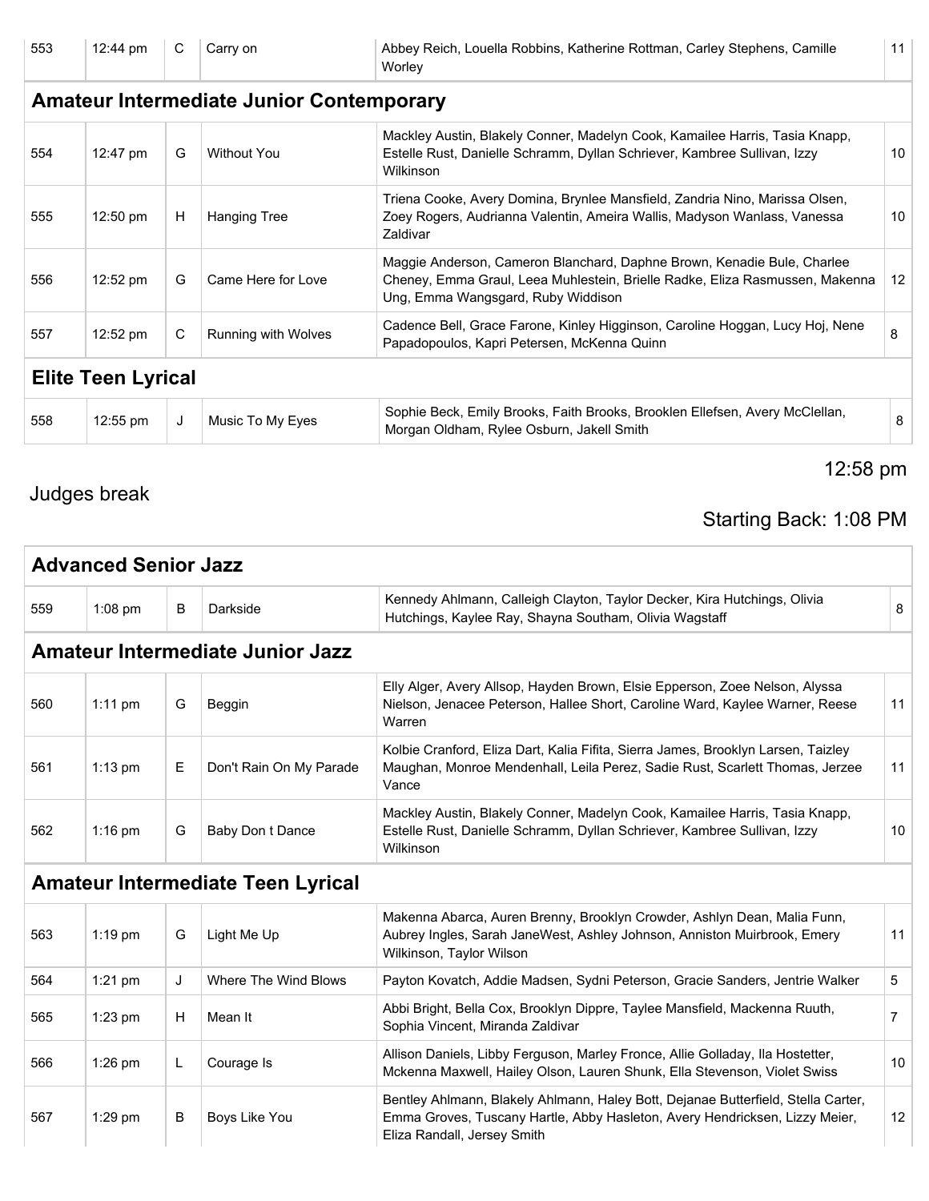| | | | | | |
|---|---|---|---|---|---|
| 553 | 12:44 pm | C | Carry on | Abbey Reich, Louella Robbins, Katherine Rottman, Carley Stephens, Camille Worley | 11 |

## Amateur Intermediate Junior Contemporary

| | | | | | |
|---|---|---|---|---|---|
| 554 | 12:47 pm | G | Without You | Mackley Austin, Blakely Conner, Madelyn Cook, Kamailee Harris, Tasia Knapp, Estelle Rust, Danielle Schramm, Dyllan Schriever, Kambree Sullivan, Izzy Wilkinson | 10 |
| 555 | 12:50 pm | H | Hanging Tree | Triena Cooke, Avery Domina, Brynlee Mansfield, Zandria Nino, Marissa Olsen, Zoey Rogers, Audrianna Valentin, Ameira Wallis, Madyson Wanlass, Vanessa Zaldivar | 10 |
| 556 | 12:52 pm | G | Came Here for Love | Maggie Anderson, Cameron Blanchard, Daphne Brown, Kenadie Bule, Charlee Cheney, Emma Graul, Leea Muhlestein, Brielle Radke, Eliza Rasmussen, Makenna Ung, Emma Wangsgard, Ruby Widdison | 12 |
| 557 | 12:52 pm | C | Running with Wolves | Cadence Bell, Grace Farone, Kinley Higginson, Caroline Hoggan, Lucy Hoj, Nene Papadopoulos, Kapri Petersen, McKenna Quinn | 8 |

## Elite Teen Lyrical

| | | | | | |
|---|---|---|---|---|---|
| 558 | 12:55 pm | J | Music To My Eyes | Sophie Beck, Emily Brooks, Faith Brooks, Brooklen Ellefsen, Avery McClellan, Morgan Oldham, Rylee Osburn, Jakell Smith | 8 |

Judges break

12:58 pm

Starting Back: 1:08 PM

## Advanced Senior Jazz

| | | | | | |
|---|---|---|---|---|---|
| 559 | 1:08 pm | B | Darkside | Kennedy Ahlmann, Calleigh Clayton, Taylor Decker, Kira Hutchings, Olivia Hutchings, Kaylee Ray, Shayna Southam, Olivia Wagstaff | 8 |

## Amateur Intermediate Junior Jazz

| | | | | | |
|---|---|---|---|---|---|
| 560 | 1:11 pm | G | Beggin | Elly Alger, Avery Allsop, Hayden Brown, Elsie Epperson, Zoee Nelson, Alyssa Nielson, Jenacee Peterson, Hallee Short, Caroline Ward, Kaylee Warner, Reese Warren | 11 |
| 561 | 1:13 pm | E | Don't Rain On My Parade | Kolbie Cranford, Eliza Dart, Kalia Fifita, Sierra James, Brooklyn Larsen, Taizley Maughan, Monroe Mendenhall, Leila Perez, Sadie Rust, Scarlett Thomas, Jerzee Vance | 11 |
| 562 | 1:16 pm | G | Baby Don t Dance | Mackley Austin, Blakely Conner, Madelyn Cook, Kamailee Harris, Tasia Knapp, Estelle Rust, Danielle Schramm, Dyllan Schriever, Kambree Sullivan, Izzy Wilkinson | 10 |

## Amateur Intermediate Teen Lyrical

| | | | | | |
|---|---|---|---|---|---|
| 563 | 1:19 pm | G | Light Me Up | Makenna Abarca, Auren Brenny, Brooklyn Crowder, Ashlyn Dean, Malia Funn, Aubrey Ingles, Sarah JaneWest, Ashley Johnson, Anniston Muirbrook, Emery Wilkinson, Taylor Wilson | 11 |
| 564 | 1:21 pm | J | Where The Wind Blows | Payton Kovatch, Addie Madsen, Sydni Peterson, Gracie Sanders, Jentrie Walker | 5 |
| 565 | 1:23 pm | H | Mean It | Abbi Bright, Bella Cox, Brooklyn Dippre, Taylee Mansfield, Mackenna Ruuth, Sophia Vincent, Miranda Zaldivar | 7 |
| 566 | 1:26 pm | L | Courage Is | Allison Daniels, Libby Ferguson, Marley Fronce, Allie Golladay, Ila Hostetter, Mckenna Maxwell, Hailey Olson, Lauren Shunk, Ella Stevenson, Violet Swiss | 10 |
| 567 | 1:29 pm | B | Boys Like You | Bentley Ahlmann, Blakely Ahlmann, Haley Bott, Dejanae Butterfield, Stella Carter, Emma Groves, Tuscany Hartle, Abby Hasleton, Avery Hendricksen, Lizzy Meier, Eliza Randall, Jersey Smith | 12 |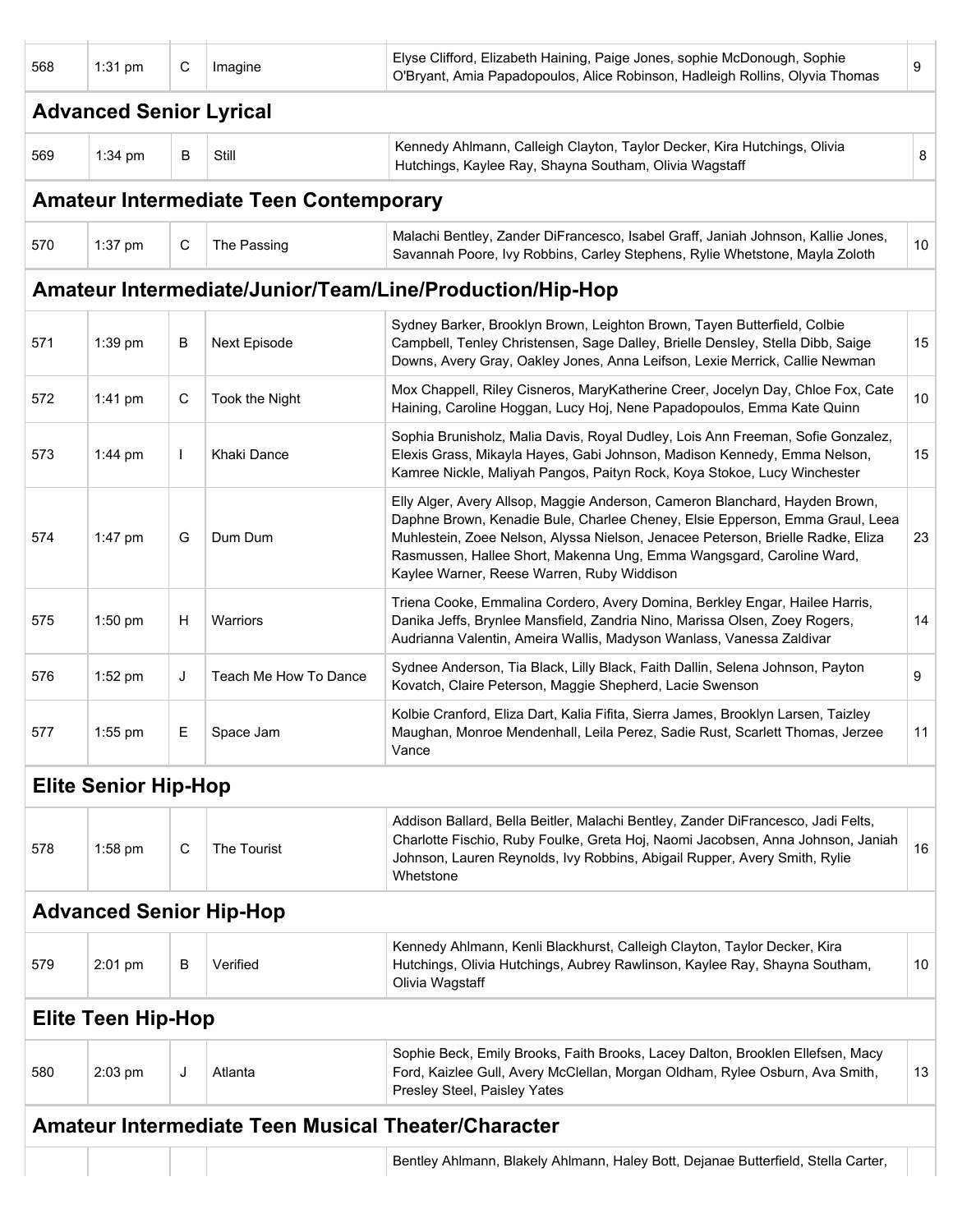| 568 | 1:31 pm | C | Imagine | Elyse Clifford, Elizabeth Haining, Paige Jones, sophie McDonough, Sophie O'Bryant, Amia Papadopoulos, Alice Robinson, Hadleigh Rollins, Olyvia Thomas | 9 |
|---|---|---|---|---|---|

## Advanced Senior Lyrical

| 569 | 1:34 pm | B | Still | Kennedy Ahlmann, Calleigh Clayton, Taylor Decker, Kira Hutchings, Olivia Hutchings, Kaylee Ray, Shayna Southam, Olivia Wagstaff | 8 |
|---|---|---|---|---|---|

## Amateur Intermediate Teen Contemporary

| 570 | 1:37 pm | C | The Passing | Malachi Bentley, Zander DiFrancesco, Isabel Graff, Janiah Johnson, Kallie Jones, Savannah Poore, Ivy Robbins, Carley Stephens, Rylie Whetstone, Mayla Zoloth | 10 |
|---|---|---|---|---|---|

## Amateur Intermediate/Junior/Team/Line/Production/Hip-Hop

| 571 | 1:39 pm | B | Next Episode | Sydney Barker, Brooklyn Brown, Leighton Brown, Tayen Butterfield, Colbie Campbell, Tenley Christensen, Sage Dalley, Brielle Densley, Stella Dibb, Saige Downs, Avery Gray, Oakley Jones, Anna Leifson, Lexie Merrick, Callie Newman | 15 |
|---|---|---|---|---|---|
| 572 | 1:41 pm | C | Took the Night | Mox Chappell, Riley Cisneros, MaryKatherine Creer, Jocelyn Day, Chloe Fox, Cate Haining, Caroline Hoggan, Lucy Hoj, Nene Papadopoulos, Emma Kate Quinn | 10 |
| 573 | 1:44 pm | I | Khaki Dance | Sophia Brunisholz, Malia Davis, Royal Dudley, Lois Ann Freeman, Sofie Gonzalez, Elexis Grass, Mikayla Hayes, Gabi Johnson, Madison Kennedy, Emma Nelson, Kamree Nickle, Maliyah Pangos, Paityn Rock, Koya Stokoe, Lucy Winchester | 15 |
| 574 | 1:47 pm | G | Dum Dum | Elly Alger, Avery Allsop, Maggie Anderson, Cameron Blanchard, Hayden Brown, Daphne Brown, Kenadie Bule, Charlee Cheney, Elsie Epperson, Emma Graul, Leea Muhlestein, Zoee Nelson, Alyssa Nielson, Jenacee Peterson, Brielle Radke, Eliza Rasmussen, Hallee Short, Makenna Ung, Emma Wangsgard, Caroline Ward, Kaylee Warner, Reese Warren, Ruby Widdison | 23 |
| 575 | 1:50 pm | H | Warriors | Triena Cooke, Emmalina Cordero, Avery Domina, Berkley Engar, Hailee Harris, Danika Jeffs, Brynlee Mansfield, Zandria Nino, Marissa Olsen, Zoey Rogers, Audrianna Valentin, Ameira Wallis, Madyson Wanlass, Vanessa Zaldivar | 14 |
| 576 | 1:52 pm | J | Teach Me How To Dance | Sydnee Anderson, Tia Black, Lilly Black, Faith Dallin, Selena Johnson, Payton Kovatch, Claire Peterson, Maggie Shepherd, Lacie Swenson | 9 |
| 577 | 1:55 pm | E | Space Jam | Kolbie Cranford, Eliza Dart, Kalia Fifita, Sierra James, Brooklyn Larsen, Taizley Maughan, Monroe Mendenhall, Leila Perez, Sadie Rust, Scarlett Thomas, Jerzee Vance | 11 |

## Elite Senior Hip-Hop

| 578 | 1:58 pm | C | The Tourist | Addison Ballard, Bella Beitler, Malachi Bentley, Zander DiFrancesco, Jadi Felts, Charlotte Fischio, Ruby Foulke, Greta Hoj, Naomi Jacobsen, Anna Johnson, Janiah Johnson, Lauren Reynolds, Ivy Robbins, Abigail Rupper, Avery Smith, Rylie Whetstone | 16 |
|---|---|---|---|---|---|

## Advanced Senior Hip-Hop

| 579 | 2:01 pm | B | Verified | Kennedy Ahlmann, Kenli Blackhurst, Calleigh Clayton, Taylor Decker, Kira Hutchings, Olivia Hutchings, Aubrey Rawlinson, Kaylee Ray, Shayna Southam, Olivia Wagstaff | 10 |
|---|---|---|---|---|---|

## Elite Teen Hip-Hop

| 580 | 2:03 pm | J | Atlanta | Sophie Beck, Emily Brooks, Faith Brooks, Lacey Dalton, Brooklen Ellefsen, Macy Ford, Kaizlee Gull, Avery McClellan, Morgan Oldham, Rylee Osburn, Ava Smith, Presley Steel, Paisley Yates | 13 |
|---|---|---|---|---|---|

## Amateur Intermediate Teen Musical Theater/Character

| | | | | Bentley Ahlmann, Blakely Ahlmann, Haley Bott, Dejanae Butterfield, Stella Carter, | |
|---|---|---|---|---|---|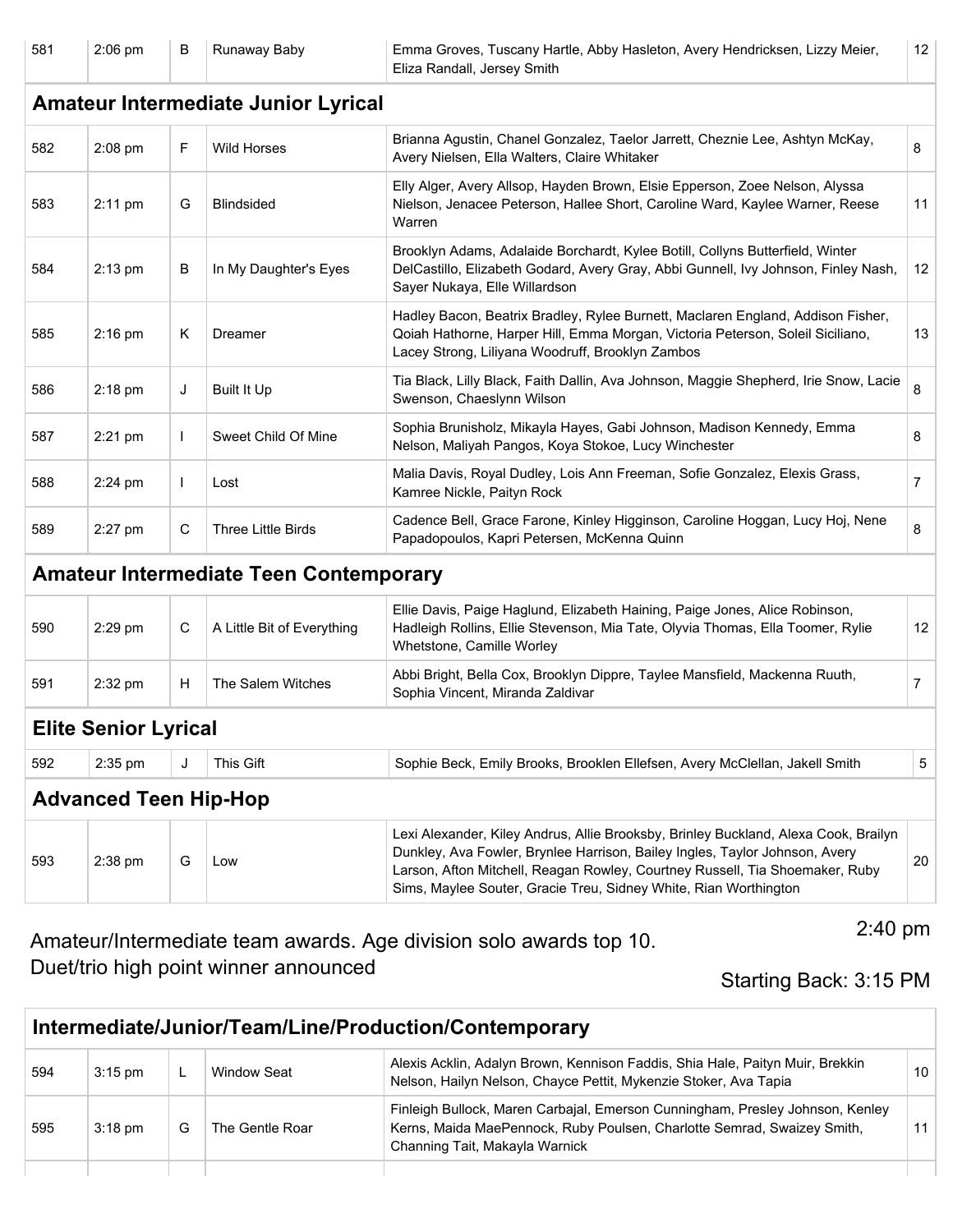| | | | | | |
|---|---|---|---|---|---|
| 581 | 2:06 pm | B | Runaway Baby | Emma Groves, Tuscany Hartle, Abby Hasleton, Avery Hendricksen, Lizzy Meier, Eliza Randall, Jersey Smith | 12 |

## Amateur Intermediate Junior Lyrical

| | | | | | |
|---|---|---|---|---|---|
| 582 | 2:08 pm | F | Wild Horses | Brianna Agustin, Chanel Gonzalez, Taelor Jarrett, Cheznie Lee, Ashtyn McKay, Avery Nielsen, Ella Walters, Claire Whitaker | 8 |
| 583 | 2:11 pm | G | Blindsided | Elly Alger, Avery Allsop, Hayden Brown, Elsie Epperson, Zoee Nelson, Alyssa Nielson, Jenacee Peterson, Hallee Short, Caroline Ward, Kaylee Warner, Reese Warren | 11 |
| 584 | 2:13 pm | B | In My Daughter's Eyes | Brooklyn Adams, Adalaide Borchardt, Kylee Botill, Collyns Butterfield, Winter DelCastillo, Elizabeth Godard, Avery Gray, Abbi Gunnell, Ivy Johnson, Finley Nash, Sayer Nukaya, Elle Willardson | 12 |
| 585 | 2:16 pm | K | Dreamer | Hadley Bacon, Beatrix Bradley, Rylee Burnett, Maclaren England, Addison Fisher, Qoiah Hathorne, Harper Hill, Emma Morgan, Victoria Peterson, Soleil Siciliano, Lacey Strong, Liliyana Woodruff, Brooklyn Zambos | 13 |
| 586 | 2:18 pm | J | Built It Up | Tia Black, Lilly Black, Faith Dallin, Ava Johnson, Maggie Shepherd, Irie Snow, Lacie Swenson, Chaeslynn Wilson | 8 |
| 587 | 2:21 pm | I | Sweet Child Of Mine | Sophia Brunisholz, Mikayla Hayes, Gabi Johnson, Madison Kennedy, Emma Nelson, Maliyah Pangos, Koya Stokoe, Lucy Winchester | 8 |
| 588 | 2:24 pm | I | Lost | Malia Davis, Royal Dudley, Lois Ann Freeman, Sofie Gonzalez, Elexis Grass, Kamree Nickle, Paityn Rock | 7 |
| 589 | 2:27 pm | C | Three Little Birds | Cadence Bell, Grace Farone, Kinley Higginson, Caroline Hoggan, Lucy Hoj, Nene Papadopoulos, Kapri Petersen, McKenna Quinn | 8 |

## Amateur Intermediate Teen Contemporary

| | | | | | |
|---|---|---|---|---|---|
| 590 | 2:29 pm | C | A Little Bit of Everything | Ellie Davis, Paige Haglund, Elizabeth Haining, Paige Jones, Alice Robinson, Hadleigh Rollins, Ellie Stevenson, Mia Tate, Olyvia Thomas, Ella Toomer, Rylie Whetstone, Camille Worley | 12 |
| 591 | 2:32 pm | H | The Salem Witches | Abbi Bright, Bella Cox, Brooklyn Dippre, Taylee Mansfield, Mackenna Ruuth, Sophia Vincent, Miranda Zaldivar | 7 |

## Elite Senior Lyrical

| | | | | | |
|---|---|---|---|---|---|
| 592 | 2:35 pm | J | This Gift | Sophie Beck, Emily Brooks, Brooklen Ellefsen, Avery McClellan, Jakell Smith | 5 |

## Advanced Teen Hip-Hop

| | | | | | |
|---|---|---|---|---|---|
| 593 | 2:38 pm | G | Low | Lexi Alexander, Kiley Andrus, Allie Brooksby, Brinley Buckland, Alexa Cook, Brailyn Dunkley, Ava Fowler, Brynlee Harrison, Bailey Ingles, Taylor Johnson, Avery Larson, Afton Mitchell, Reagan Rowley, Courtney Russell, Tia Shoemaker, Ruby Sims, Maylee Souter, Gracie Treu, Sidney White, Rian Worthington | 20 |

Amateur/Intermediate team awards. Age division solo awards top 10. Duet/trio high point winner announced

2:40 pm

Starting Back: 3:15 PM

## Intermediate/Junior/Team/Line/Production/Contemporary

| | | | | | |
|---|---|---|---|---|---|
| 594 | 3:15 pm | L | Window Seat | Alexis Acklin, Adalyn Brown, Kennison Faddis, Shia Hale, Paityn Muir, Brekkin Nelson, Hailyn Nelson, Chayce Pettit, Mykenzie Stoker, Ava Tapia | 10 |
| 595 | 3:18 pm | G | The Gentle Roar | Finleigh Bullock, Maren Carbajal, Emerson Cunningham, Presley Johnson, Kenley Kerns, Maida MaePennock, Ruby Poulsen, Charlotte Semrad, Swaizey Smith, Channing Tait, Makayla Warnick | 11 |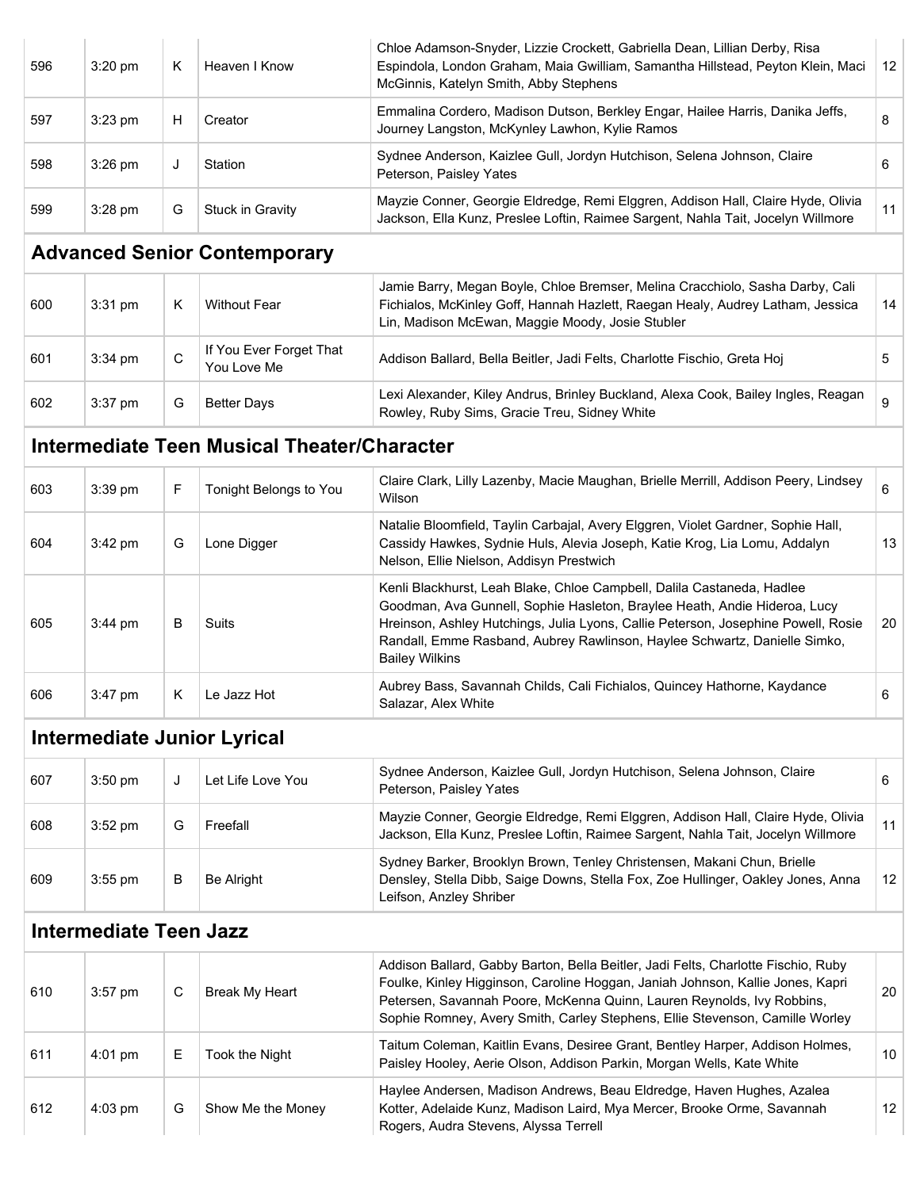| 596 | 3:20 pm | K | Heaven I Know | Chloe Adamson-Snyder, Lizzie Crockett, Gabriella Dean, Lillian Derby, Risa Espindola, London Graham, Maia Gwilliam, Samantha Hillstead, Peyton Klein, Maci McGinnis, Katelyn Smith, Abby Stephens | 12 |
|---|---|---|---|---|---|
| 597 | 3:23 pm | H | Creator | Emmalina Cordero, Madison Dutson, Berkley Engar, Hailee Harris, Danika Jeffs, Journey Langston, McKynley Lawhon, Kylie Ramos | 8 |
| 598 | 3:26 pm | J | Station | Sydnee Anderson, Kaizlee Gull, Jordyn Hutchison, Selena Johnson, Claire Peterson, Paisley Yates | 6 |
| 599 | 3:28 pm | G | Stuck in Gravity | Mayzie Conner, Georgie Eldredge, Remi Elggren, Addison Hall, Claire Hyde, Olivia Jackson, Ella Kunz, Preslee Loftin, Raimee Sargent, Nahla Tait, Jocelyn Willmore | 11 |

## Advanced Senior Contemporary

| | | | | | |
|---|---|---|---|---|---|
| 600 | 3:31 pm | K | Without Fear | Jamie Barry, Megan Boyle, Chloe Bremser, Melina Cracchiolo, Sasha Darby, Cali Fichialos, McKinley Goff, Hannah Hazlett, Raegan Healy, Audrey Latham, Jessica Lin, Madison McEwan, Maggie Moody, Josie Stubler | 14 |
| 601 | 3:34 pm | C | If You Ever Forget That You Love Me | Addison Ballard, Bella Beitler, Jadi Felts, Charlotte Fischio, Greta Hoj | 5 |
| 602 | 3:37 pm | G | Better Days | Lexi Alexander, Kiley Andrus, Brinley Buckland, Alexa Cook, Bailey Ingles, Reagan Rowley, Ruby Sims, Gracie Treu, Sidney White | 9 |

## Intermediate Teen Musical Theater/Character

| | | | | | |
|---|---|---|---|---|---|
| 603 | 3:39 pm | F | Tonight Belongs to You | Claire Clark, Lilly Lazenby, Macie Maughan, Brielle Merrill, Addison Peery, Lindsey Wilson | 6 |
| 604 | 3:42 pm | G | Lone Digger | Natalie Bloomfield, Taylin Carbajal, Avery Elggren, Violet Gardner, Sophie Hall, Cassidy Hawkes, Sydnie Huls, Alevia Joseph, Katie Krog, Lia Lomu, Addalyn Nelson, Ellie Nielson, Addisyn Prestwich | 13 |
| 605 | 3:44 pm | B | Suits | Kenli Blackhurst, Leah Blake, Chloe Campbell, Dalila Castaneda, Hadlee Goodman, Ava Gunnell, Sophie Hasleton, Braylee Heath, Andie Hideroa, Lucy Hreinson, Ashley Hutchings, Julia Lyons, Callie Peterson, Josephine Powell, Rosie Randall, Emme Rasband, Aubrey Rawlinson, Haylee Schwartz, Danielle Simko, Bailey Wilkins | 20 |
| 606 | 3:47 pm | K | Le Jazz Hot | Aubrey Bass, Savannah Childs, Cali Fichialos, Quincey Hathorne, Kaydance Salazar, Alex White | 6 |

## Intermediate Junior Lyrical

| | | | | | |
|---|---|---|---|---|---|
| 607 | 3:50 pm | J | Let Life Love You | Sydnee Anderson, Kaizlee Gull, Jordyn Hutchison, Selena Johnson, Claire Peterson, Paisley Yates | 6 |
| 608 | 3:52 pm | G | Freefall | Mayzie Conner, Georgie Eldredge, Remi Elggren, Addison Hall, Claire Hyde, Olivia Jackson, Ella Kunz, Preslee Loftin, Raimee Sargent, Nahla Tait, Jocelyn Willmore | 11 |
| 609 | 3:55 pm | B | Be Alright | Sydney Barker, Brooklyn Brown, Tenley Christensen, Makani Chun, Brielle Densley, Stella Dibb, Saige Downs, Stella Fox, Zoe Hullinger, Oakley Jones, Anna Leifson, Anzley Shriber | 12 |

## Intermediate Teen Jazz

| | | | | | |
|---|---|---|---|---|---|
| 610 | 3:57 pm | C | Break My Heart | Addison Ballard, Gabby Barton, Bella Beitler, Jadi Felts, Charlotte Fischio, Ruby Foulke, Kinley Higginson, Caroline Hoggan, Janiah Johnson, Kallie Jones, Kapri Petersen, Savannah Poore, McKenna Quinn, Lauren Reynolds, Ivy Robbins, Sophie Romney, Avery Smith, Carley Stephens, Ellie Stevenson, Camille Worley | 20 |
| 611 | 4:01 pm | E | Took the Night | Taitum Coleman, Kaitlin Evans, Desiree Grant, Bentley Harper, Addison Holmes, Paisley Hooley, Aerie Olson, Addison Parkin, Morgan Wells, Kate White | 10 |
| 612 | 4:03 pm | G | Show Me the Money | Haylee Andersen, Madison Andrews, Beau Eldredge, Haven Hughes, Azalea Kotter, Adelaide Kunz, Madison Laird, Mya Mercer, Brooke Orme, Savannah Rogers, Audra Stevens, Alyssa Terrell | 12 |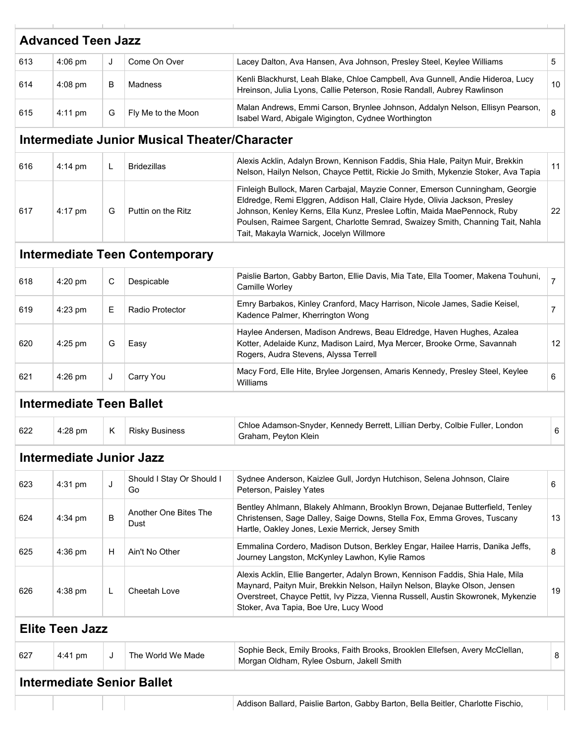## Advanced Teen Jazz

| | | | | | |
|---|---|---|---|---|---|
| 613 | 4:06 pm | J | Come On Over | Lacey Dalton, Ava Hansen, Ava Johnson, Presley Steel, Keylee Williams | 5 |
| 614 | 4:08 pm | B | Madness | Kenli Blackhurst, Leah Blake, Chloe Campbell, Ava Gunnell, Andie Hideroa, Lucy Hreinson, Julia Lyons, Callie Peterson, Rosie Randall, Aubrey Rawlinson | 10 |
| 615 | 4:11 pm | G | Fly Me to the Moon | Malan Andrews, Emmi Carson, Brynlee Johnson, Addalyn Nelson, Ellisyn Pearson, Isabel Ward, Abigale Wigington, Cydnee Worthington | 8 |

## Intermediate Junior Musical Theater/Character

| | | | | | |
|---|---|---|---|---|---|
| 616 | 4:14 pm | L | Bridezillas | Alexis Acklin, Adalyn Brown, Kennison Faddis, Shia Hale, Paityn Muir, Brekkin Nelson, Hailyn Nelson, Chayce Pettit, Rickie Jo Smith, Mykenzie Stoker, Ava Tapia | 11 |
| 617 | 4:17 pm | G | Puttin on the Ritz | Finleigh Bullock, Maren Carbajal, Mayzie Conner, Emerson Cunningham, Georgie Eldredge, Remi Elggren, Addison Hall, Claire Hyde, Olivia Jackson, Presley Johnson, Kenley Kerns, Ella Kunz, Preslee Loftin, Maida MaePennock, Ruby Poulsen, Raimee Sargent, Charlotte Semrad, Swaizey Smith, Channing Tait, Nahla Tait, Makayla Warnick, Jocelyn Willmore | 22 |

## Intermediate Teen Contemporary

| | | | | | |
|---|---|---|---|---|---|
| 618 | 4:20 pm | C | Despicable | Paislie Barton, Gabby Barton, Ellie Davis, Mia Tate, Ella Toomer, Makena Touhuni, Camille Worley | 7 |
| 619 | 4:23 pm | E | Radio Protector | Emry Barbakos, Kinley Cranford, Macy Harrison, Nicole James, Sadie Keisel, Kadence Palmer, Kherrington Wong | 7 |
| 620 | 4:25 pm | G | Easy | Haylee Andersen, Madison Andrews, Beau Eldredge, Haven Hughes, Azalea Kotter, Adelaide Kunz, Madison Laird, Mya Mercer, Brooke Orme, Savannah Rogers, Audra Stevens, Alyssa Terrell | 12 |
| 621 | 4:26 pm | J | Carry You | Macy Ford, Elle Hite, Brylee Jorgensen, Amaris Kennedy, Presley Steel, Keylee Williams | 6 |

## Intermediate Teen Ballet

| | | | | | |
|---|---|---|---|---|---|
| 622 | 4:28 pm | K | Risky Business | Chloe Adamson-Snyder, Kennedy Berrett, Lillian Derby, Colbie Fuller, London Graham, Peyton Klein | 6 |

## Intermediate Junior Jazz

| | | | | | |
|---|---|---|---|---|---|
| 623 | 4:31 pm | J | Should I Stay Or Should I Go | Sydnee Anderson, Kaizlee Gull, Jordyn Hutchison, Selena Johnson, Claire Peterson, Paisley Yates | 6 |
| 624 | 4:34 pm | B | Another One Bites The Dust | Bentley Ahlmann, Blakely Ahlmann, Brooklyn Brown, Dejanae Butterfield, Tenley Christensen, Sage Dalley, Saige Downs, Stella Fox, Emma Groves, Tuscany Hartle, Oakley Jones, Lexie Merrick, Jersey Smith | 13 |
| 625 | 4:36 pm | H | Ain't No Other | Emmalina Cordero, Madison Dutson, Berkley Engar, Hailee Harris, Danika Jeffs, Journey Langston, McKynley Lawhon, Kylie Ramos | 8 |
| 626 | 4:38 pm | L | Cheetah Love | Alexis Acklin, Ellie Bangerter, Adalyn Brown, Kennison Faddis, Shia Hale, Mila Maynard, Paityn Muir, Brekkin Nelson, Hailyn Nelson, Blayke Olson, Jensen Overstreet, Chayce Pettit, Ivy Pizza, Vienna Russell, Austin Skowronek, Mykenzie Stoker, Ava Tapia, Boe Ure, Lucy Wood | 19 |

## Elite Teen Jazz

| | | | | | |
|---|---|---|---|---|---|
| 627 | 4:41 pm | J | The World We Made | Sophie Beck, Emily Brooks, Faith Brooks, Brooklen Ellefsen, Avery McClellan, Morgan Oldham, Rylee Osburn, Jakell Smith | 8 |

## Intermediate Senior Ballet

| | | | | | |
|---|---|---|---|---|---|
| | | | | Addison Ballard, Paislie Barton, Gabby Barton, Bella Beitler, Charlotte Fischio, | |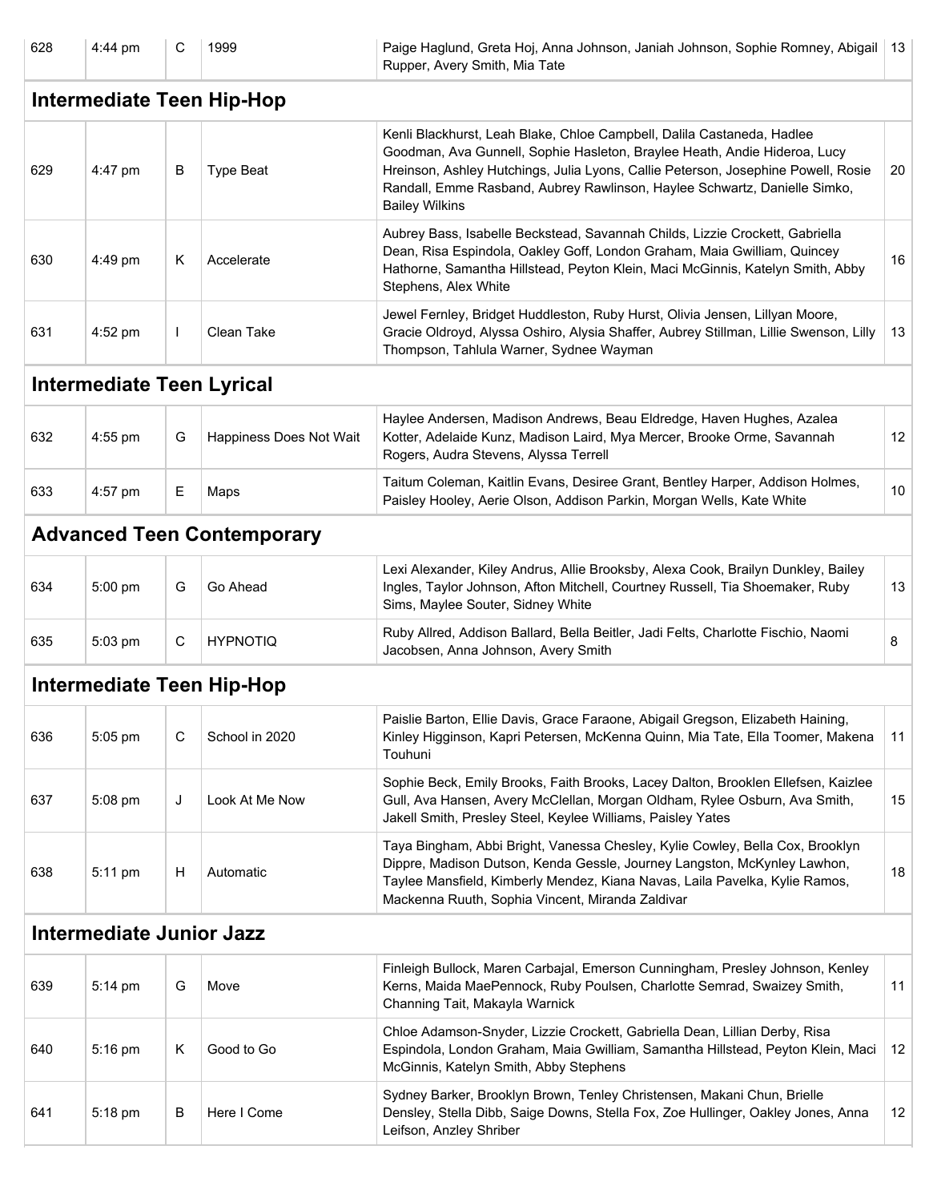| 628 | 4:44 pm | C | 1999 | Paige Haglund, Greta Hoj, Anna Johnson, Janiah Johnson, Sophie Romney, Abigail Rupper, Avery Smith, Mia Tate | 13 |
|---|---|---|---|---|---|

## Intermediate Teen Hip-Hop

| | | | | | |
|---|---|---|---|---|---|
| 629 | 4:47 pm | B | Type Beat | Kenli Blackhurst, Leah Blake, Chloe Campbell, Dalila Castaneda, Hadlee Goodman, Ava Gunnell, Sophie Hasleton, Braylee Heath, Andie Hideroa, Lucy Hreinson, Ashley Hutchings, Julia Lyons, Callie Peterson, Josephine Powell, Rosie Randall, Emme Rasband, Aubrey Rawlinson, Haylee Schwartz, Danielle Simko, Bailey Wilkins | 20 |
| 630 | 4:49 pm | K | Accelerate | Aubrey Bass, Isabelle Beckstead, Savannah Childs, Lizzie Crockett, Gabriella Dean, Risa Espindola, Oakley Goff, London Graham, Maia Gwilliam, Quincey Hathorne, Samantha Hillstead, Peyton Klein, Maci McGinnis, Katelyn Smith, Abby Stephens, Alex White | 16 |
| 631 | 4:52 pm | I | Clean Take | Jewel Fernley, Bridget Huddleston, Ruby Hurst, Olivia Jensen, Lillyan Moore, Gracie Oldroyd, Alyssa Oshiro, Alysia Shaffer, Aubrey Stillman, Lillie Swenson, Lilly Thompson, Tahlula Warner, Sydnee Wayman | 13 |

## Intermediate Teen Lyrical

| | | | | | |
|---|---|---|---|---|---|
| 632 | 4:55 pm | G | Happiness Does Not Wait | Haylee Andersen, Madison Andrews, Beau Eldredge, Haven Hughes, Azalea Kotter, Adelaide Kunz, Madison Laird, Mya Mercer, Brooke Orme, Savannah Rogers, Audra Stevens, Alyssa Terrell | 12 |
| 633 | 4:57 pm | E | Maps | Taitum Coleman, Kaitlin Evans, Desiree Grant, Bentley Harper, Addison Holmes, Paisley Hooley, Aerie Olson, Addison Parkin, Morgan Wells, Kate White | 10 |

## Advanced Teen Contemporary

| | | | | | |
|---|---|---|---|---|---|
| 634 | 5:00 pm | G | Go Ahead | Lexi Alexander, Kiley Andrus, Allie Brooksby, Alexa Cook, Brailyn Dunkley, Bailey Ingles, Taylor Johnson, Afton Mitchell, Courtney Russell, Tia Shoemaker, Ruby Sims, Maylee Souter, Sidney White | 13 |
| 635 | 5:03 pm | C | HYPNOTIQ | Ruby Allred, Addison Ballard, Bella Beitler, Jadi Felts, Charlotte Fischio, Naomi Jacobsen, Anna Johnson, Avery Smith | 8 |

## Intermediate Teen Hip-Hop

| | | | | | |
|---|---|---|---|---|---|
| 636 | 5:05 pm | C | School in 2020 | Paislie Barton, Ellie Davis, Grace Faraone, Abigail Gregson, Elizabeth Haining, Kinley Higginson, Kapri Petersen, McKenna Quinn, Mia Tate, Ella Toomer, Makena Touhuni | 11 |
| 637 | 5:08 pm | J | Look At Me Now | Sophie Beck, Emily Brooks, Faith Brooks, Lacey Dalton, Brooklen Ellefsen, Kaizlee Gull, Ava Hansen, Avery McClellan, Morgan Oldham, Rylee Osburn, Ava Smith, Jakell Smith, Presley Steel, Keylee Williams, Paisley Yates | 15 |
| 638 | 5:11 pm | H | Automatic | Taya Bingham, Abbi Bright, Vanessa Chesley, Kylie Cowley, Bella Cox, Brooklyn Dippre, Madison Dutson, Kenda Gessle, Journey Langston, McKynley Lawhon, Taylee Mansfield, Kimberly Mendez, Kiana Navas, Laila Pavelka, Kylie Ramos, Mackenna Ruuth, Sophia Vincent, Miranda Zaldivar | 18 |

## Intermediate Junior Jazz

| | | | | | |
|---|---|---|---|---|---|
| 639 | 5:14 pm | G | Move | Finleigh Bullock, Maren Carbajal, Emerson Cunningham, Presley Johnson, Kenley Kerns, Maida MaePennock, Ruby Poulsen, Charlotte Semrad, Swaizey Smith, Channing Tait, Makayla Warnick | 11 |
| 640 | 5:16 pm | K | Good to Go | Chloe Adamson-Snyder, Lizzie Crockett, Gabriella Dean, Lillian Derby, Risa Espindola, London Graham, Maia Gwilliam, Samantha Hillstead, Peyton Klein, Maci McGinnis, Katelyn Smith, Abby Stephens | 12 |
| 641 | 5:18 pm | B | Here I Come | Sydney Barker, Brooklyn Brown, Tenley Christensen, Makani Chun, Brielle Densley, Stella Dibb, Saige Downs, Stella Fox, Zoe Hullinger, Oakley Jones, Anna Leifson, Anzley Shriber | 12 |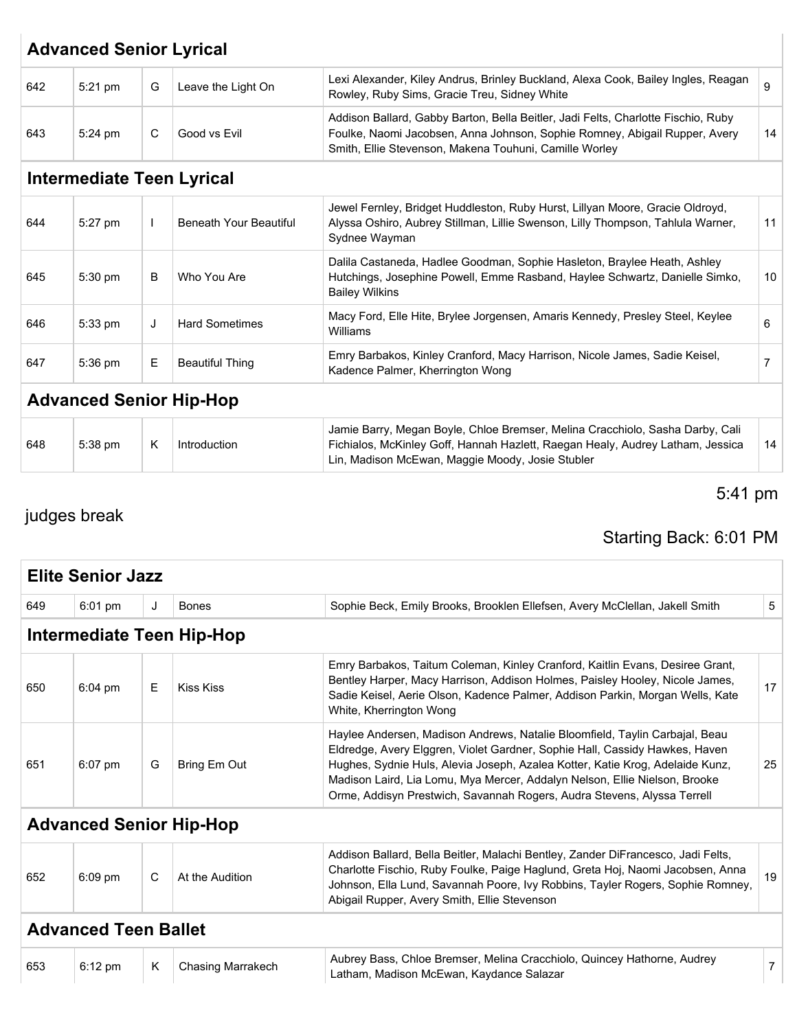## Advanced Senior Lyrical

| | | | | | |
|---|---|---|---|---|---|
| 642 | 5:21 pm | G | Leave the Light On | Lexi Alexander, Kiley Andrus, Brinley Buckland, Alexa Cook, Bailey Ingles, Reagan Rowley, Ruby Sims, Gracie Treu, Sidney White | 9 |
| 643 | 5:24 pm | C | Good vs Evil | Addison Ballard, Gabby Barton, Bella Beitler, Jadi Felts, Charlotte Fischio, Ruby Foulke, Naomi Jacobsen, Anna Johnson, Sophie Romney, Abigail Rupper, Avery Smith, Ellie Stevenson, Makena Touhuni, Camille Worley | 14 |

## Intermediate Teen Lyrical

| | | | | | |
|---|---|---|---|---|---|
| 644 | 5:27 pm | I | Beneath Your Beautiful | Jewel Fernley, Bridget Huddleston, Ruby Hurst, Lillyan Moore, Gracie Oldroyd, Alyssa Oshiro, Aubrey Stillman, Lillie Swenson, Lilly Thompson, Tahlula Warner, Sydnee Wayman | 11 |
| 645 | 5:30 pm | B | Who You Are | Dalila Castaneda, Hadlee Goodman, Sophie Hasleton, Braylee Heath, Ashley Hutchings, Josephine Powell, Emme Rasband, Haylee Schwartz, Danielle Simko, Bailey Wilkins | 10 |
| 646 | 5:33 pm | J | Hard Sometimes | Macy Ford, Elle Hite, Brylee Jorgensen, Amaris Kennedy, Presley Steel, Keylee Williams | 6 |
| 647 | 5:36 pm | E | Beautiful Thing | Emry Barbakos, Kinley Cranford, Macy Harrison, Nicole James, Sadie Keisel, Kadence Palmer, Kherrington Wong | 7 |

## Advanced Senior Hip-Hop

| | | | | | |
|---|---|---|---|---|---|
| 648 | 5:38 pm | K | Introduction | Jamie Barry, Megan Boyle, Chloe Bremser, Melina Cracchiolo, Sasha Darby, Cali Fichialos, McKinley Goff, Hannah Hazlett, Raegan Healy, Audrey Latham, Jessica Lin, Madison McEwan, Maggie Moody, Josie Stubler | 14 |

5:41 pm

judges break

Starting Back: 6:01 PM

## Elite Senior Jazz

| | | | | | |
|---|---|---|---|---|---|
| 649 | 6:01 pm | J | Bones | Sophie Beck, Emily Brooks, Brooklen Ellefsen, Avery McClellan, Jakell Smith | 5 |

## Intermediate Teen Hip-Hop

| | | | | | |
|---|---|---|---|---|---|
| 650 | 6:04 pm | E | Kiss Kiss | Emry Barbakos, Taitum Coleman, Kinley Cranford, Kaitlin Evans, Desiree Grant, Bentley Harper, Macy Harrison, Addison Holmes, Paisley Hooley, Nicole James, Sadie Keisel, Aerie Olson, Kadence Palmer, Addison Parkin, Morgan Wells, Kate White, Kherrington Wong | 17 |
| 651 | 6:07 pm | G | Bring Em Out | Haylee Andersen, Madison Andrews, Natalie Bloomfield, Taylin Carbajal, Beau Eldredge, Avery Elggren, Violet Gardner, Sophie Hall, Cassidy Hawkes, Haven Hughes, Sydnie Huls, Alevia Joseph, Azalea Kotter, Katie Krog, Adelaide Kunz, Madison Laird, Lia Lomu, Mya Mercer, Addalyn Nelson, Ellie Nielson, Brooke Orme, Addisyn Prestwich, Savannah Rogers, Audra Stevens, Alyssa Terrell | 25 |

## Advanced Senior Hip-Hop

| | | | | | |
|---|---|---|---|---|---|
| 652 | 6:09 pm | C | At the Audition | Addison Ballard, Bella Beitler, Malachi Bentley, Zander DiFrancesco, Jadi Felts, Charlotte Fischio, Ruby Foulke, Paige Haglund, Greta Hoj, Naomi Jacobsen, Anna Johnson, Ella Lund, Savannah Poore, Ivy Robbins, Tayler Rogers, Sophie Romney, Abigail Rupper, Avery Smith, Ellie Stevenson | 19 |

## Advanced Teen Ballet

| | | | | | |
|---|---|---|---|---|---|
| 653 | 6:12 pm | K | Chasing Marrakech | Aubrey Bass, Chloe Bremser, Melina Cracchiolo, Quincey Hathorne, Audrey Latham, Madison McEwan, Kaydance Salazar | 7 |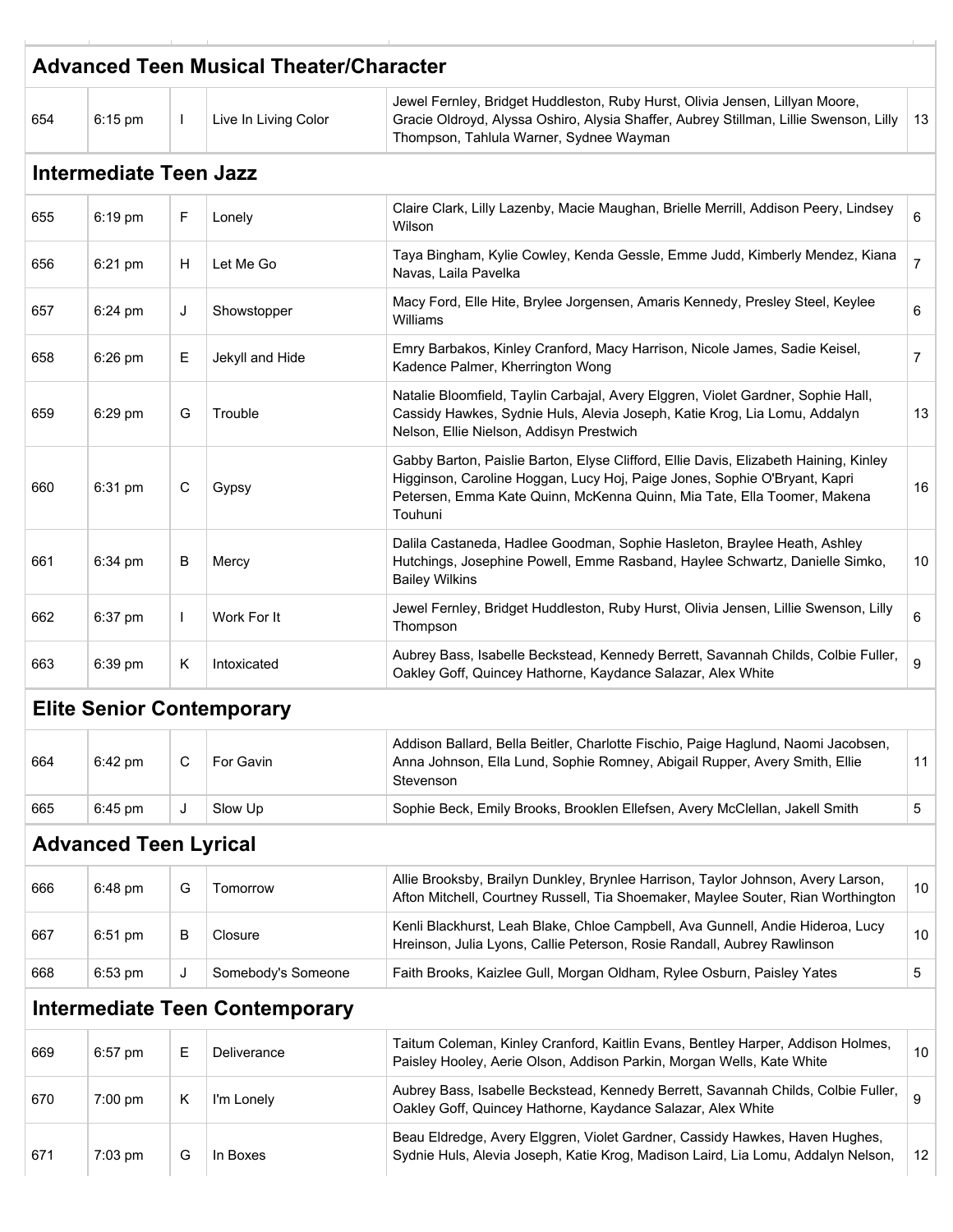## Advanced Teen Musical Theater/Character

| | | | | | |
|---|---|---|---|---|---|
| 654 | 6:15 pm | I | Live In Living Color | Jewel Fernley, Bridget Huddleston, Ruby Hurst, Olivia Jensen, Lillyan Moore, Gracie Oldroyd, Alyssa Oshiro, Alysia Shaffer, Aubrey Stillman, Lillie Swenson, Lilly Thompson, Tahlula Warner, Sydnee Wayman | 13 |

## Intermediate Teen Jazz

| | | | | | |
|---|---|---|---|---|---|
| 655 | 6:19 pm | F | Lonely | Claire Clark, Lilly Lazenby, Macie Maughan, Brielle Merrill, Addison Peery, Lindsey Wilson | 6 |
| 656 | 6:21 pm | H | Let Me Go | Taya Bingham, Kylie Cowley, Kenda Gessle, Emme Judd, Kimberly Mendez, Kiana Navas, Laila Pavelka | 7 |
| 657 | 6:24 pm | J | Showstopper | Macy Ford, Elle Hite, Brylee Jorgensen, Amaris Kennedy, Presley Steel, Keylee Williams | 6 |
| 658 | 6:26 pm | E | Jekyll and Hide | Emry Barbakos, Kinley Cranford, Macy Harrison, Nicole James, Sadie Keisel, Kadence Palmer, Kherrington Wong | 7 |
| 659 | 6:29 pm | G | Trouble | Natalie Bloomfield, Taylin Carbajal, Avery Elggren, Violet Gardner, Sophie Hall, Cassidy Hawkes, Sydnie Huls, Alevia Joseph, Katie Krog, Lia Lomu, Addalyn Nelson, Ellie Nielson, Addisyn Prestwich | 13 |
| 660 | 6:31 pm | C | Gypsy | Gabby Barton, Paislie Barton, Elyse Clifford, Ellie Davis, Elizabeth Haining, Kinley Higginson, Caroline Hoggan, Lucy Hoj, Paige Jones, Sophie O'Bryant, Kapri Petersen, Emma Kate Quinn, McKenna Quinn, Mia Tate, Ella Toomer, Makena Touhuni | 16 |
| 661 | 6:34 pm | B | Mercy | Dalila Castaneda, Hadlee Goodman, Sophie Hasleton, Braylee Heath, Ashley Hutchings, Josephine Powell, Emme Rasband, Haylee Schwartz, Danielle Simko, Bailey Wilkins | 10 |
| 662 | 6:37 pm | I | Work For It | Jewel Fernley, Bridget Huddleston, Ruby Hurst, Olivia Jensen, Lillie Swenson, Lilly Thompson | 6 |
| 663 | 6:39 pm | K | Intoxicated | Aubrey Bass, Isabelle Beckstead, Kennedy Berrett, Savannah Childs, Colbie Fuller, Oakley Goff, Quincey Hathorne, Kaydance Salazar, Alex White | 9 |

## Elite Senior Contemporary

| | | | | | |
|---|---|---|---|---|---|
| 664 | 6:42 pm | C | For Gavin | Addison Ballard, Bella Beitler, Charlotte Fischio, Paige Haglund, Naomi Jacobsen, Anna Johnson, Ella Lund, Sophie Romney, Abigail Rupper, Avery Smith, Ellie Stevenson | 11 |
| 665 | 6:45 pm | J | Slow Up | Sophie Beck, Emily Brooks, Brooklen Ellefsen, Avery McClellan, Jakell Smith | 5 |

## Advanced Teen Lyrical

| | | | | | |
|---|---|---|---|---|---|
| 666 | 6:48 pm | G | Tomorrow | Allie Brooksby, Brailyn Dunkley, Brynlee Harrison, Taylor Johnson, Avery Larson, Afton Mitchell, Courtney Russell, Tia Shoemaker, Maylee Souter, Rian Worthington | 10 |
| 667 | 6:51 pm | B | Closure | Kenli Blackhurst, Leah Blake, Chloe Campbell, Ava Gunnell, Andie Hideroa, Lucy Hreinson, Julia Lyons, Callie Peterson, Rosie Randall, Aubrey Rawlinson | 10 |
| 668 | 6:53 pm | J | Somebody's Someone | Faith Brooks, Kaizlee Gull, Morgan Oldham, Rylee Osburn, Paisley Yates | 5 |

## Intermediate Teen Contemporary

| | | | | | |
|---|---|---|---|---|---|
| 669 | 6:57 pm | E | Deliverance | Taitum Coleman, Kinley Cranford, Kaitlin Evans, Bentley Harper, Addison Holmes, Paisley Hooley, Aerie Olson, Addison Parkin, Morgan Wells, Kate White | 10 |
| 670 | 7:00 pm | K | I'm Lonely | Aubrey Bass, Isabelle Beckstead, Kennedy Berrett, Savannah Childs, Colbie Fuller, Oakley Goff, Quincey Hathorne, Kaydance Salazar, Alex White | 9 |
| 671 | 7:03 pm | G | In Boxes | Beau Eldredge, Avery Elggren, Violet Gardner, Cassidy Hawkes, Haven Hughes, Sydnie Huls, Alevia Joseph, Katie Krog, Madison Laird, Lia Lomu, Addalyn Nelson, | 12 |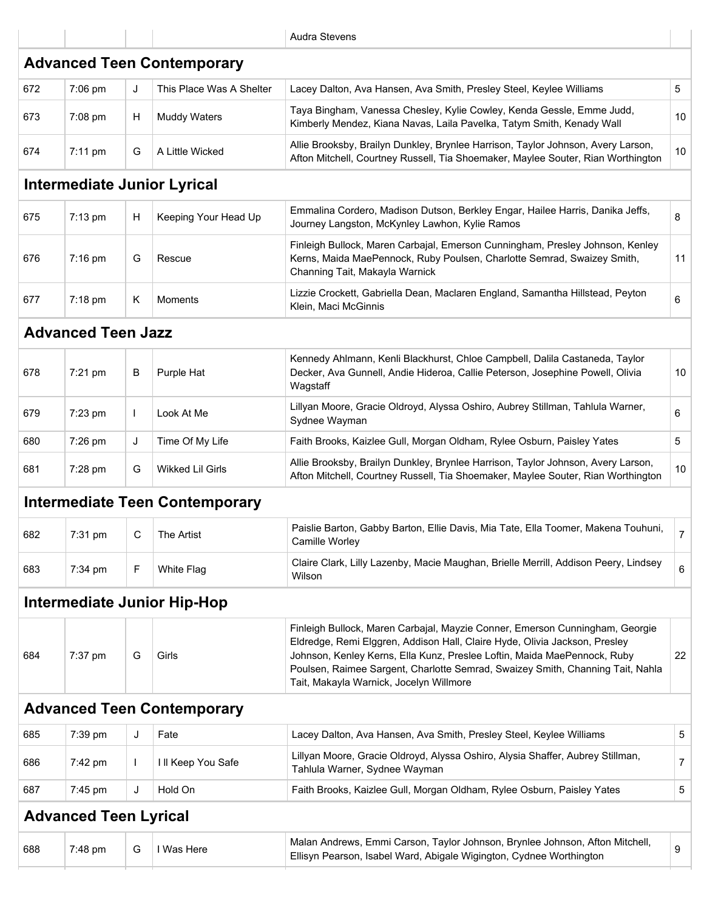| | | | | Audra Stevens | |
|---|---|---|---|---|---|

## Advanced Teen Contemporary

| | | | | | |
|---|---|---|---|---|---|
| 672 | 7:06 pm | J | This Place Was A Shelter | Lacey Dalton, Ava Hansen, Ava Smith, Presley Steel, Keylee Williams | 5 |
| 673 | 7:08 pm | H | Muddy Waters | Taya Bingham, Vanessa Chesley, Kylie Cowley, Kenda Gessle, Emme Judd, Kimberly Mendez, Kiana Navas, Laila Pavelka, Tatym Smith, Kenady Wall | 10 |
| 674 | 7:11 pm | G | A Little Wicked | Allie Brooksby, Brailyn Dunkley, Brynlee Harrison, Taylor Johnson, Avery Larson, Afton Mitchell, Courtney Russell, Tia Shoemaker, Maylee Souter, Rian Worthington | 10 |

## Intermediate Junior Lyrical

| | | | | | |
|---|---|---|---|---|---|
| 675 | 7:13 pm | H | Keeping Your Head Up | Emmalina Cordero, Madison Dutson, Berkley Engar, Hailee Harris, Danika Jeffs, Journey Langston, McKynley Lawhon, Kylie Ramos | 8 |
| 676 | 7:16 pm | G | Rescue | Finleigh Bullock, Maren Carbajal, Emerson Cunningham, Presley Johnson, Kenley Kerns, Maida MaePennock, Ruby Poulsen, Charlotte Semrad, Swaizey Smith, Channing Tait, Makayla Warnick | 11 |
| 677 | 7:18 pm | K | Moments | Lizzie Crockett, Gabriella Dean, Maclaren England, Samantha Hillstead, Peyton Klein, Maci McGinnis | 6 |

## Advanced Teen Jazz

| | | | | | |
|---|---|---|---|---|---|
| 678 | 7:21 pm | B | Purple Hat | Kennedy Ahlmann, Kenli Blackhurst, Chloe Campbell, Dalila Castaneda, Taylor Decker, Ava Gunnell, Andie Hideroa, Callie Peterson, Josephine Powell, Olivia Wagstaff | 10 |
| 679 | 7:23 pm | I | Look At Me | Lillyan Moore, Gracie Oldroyd, Alyssa Oshiro, Aubrey Stillman, Tahlula Warner, Sydnee Wayman | 6 |
| 680 | 7:26 pm | J | Time Of My Life | Faith Brooks, Kaizlee Gull, Morgan Oldham, Rylee Osburn, Paisley Yates | 5 |
| 681 | 7:28 pm | G | Wikked Lil Girls | Allie Brooksby, Brailyn Dunkley, Brynlee Harrison, Taylor Johnson, Avery Larson, Afton Mitchell, Courtney Russell, Tia Shoemaker, Maylee Souter, Rian Worthington | 10 |

## Intermediate Teen Contemporary

| | | | | | |
|---|---|---|---|---|---|
| 682 | 7:31 pm | C | The Artist | Paislie Barton, Gabby Barton, Ellie Davis, Mia Tate, Ella Toomer, Makena Touhuni, Camille Worley | 7 |
| 683 | 7:34 pm | F | White Flag | Claire Clark, Lilly Lazenby, Macie Maughan, Brielle Merrill, Addison Peery, Lindsey Wilson | 6 |

## Intermediate Junior Hip-Hop

| | | | | | |
|---|---|---|---|---|---|
| 684 | 7:37 pm | G | Girls | Finleigh Bullock, Maren Carbajal, Mayzie Conner, Emerson Cunningham, Georgie Eldredge, Remi Elggren, Addison Hall, Claire Hyde, Olivia Jackson, Presley Johnson, Kenley Kerns, Ella Kunz, Preslee Loftin, Maida MaePennock, Ruby Poulsen, Raimee Sargent, Charlotte Semrad, Swaizey Smith, Channing Tait, Nahla Tait, Makayla Warnick, Jocelyn Willmore | 22 |

## Advanced Teen Contemporary

| | | | | | |
|---|---|---|---|---|---|
| 685 | 7:39 pm | J | Fate | Lacey Dalton, Ava Hansen, Ava Smith, Presley Steel, Keylee Williams | 5 |
| 686 | 7:42 pm | I | I ll Keep You Safe | Lillyan Moore, Gracie Oldroyd, Alyssa Oshiro, Alysia Shaffer, Aubrey Stillman, Tahlula Warner, Sydnee Wayman | 7 |
| 687 | 7:45 pm | J | Hold On | Faith Brooks, Kaizlee Gull, Morgan Oldham, Rylee Osburn, Paisley Yates | 5 |

## Advanced Teen Lyrical

| | | | | | |
|---|---|---|---|---|---|
| 688 | 7:48 pm | G | I Was Here | Malan Andrews, Emmi Carson, Taylor Johnson, Brynlee Johnson, Afton Mitchell, Ellisyn Pearson, Isabel Ward, Abigale Wigington, Cydnee Worthington | 9 |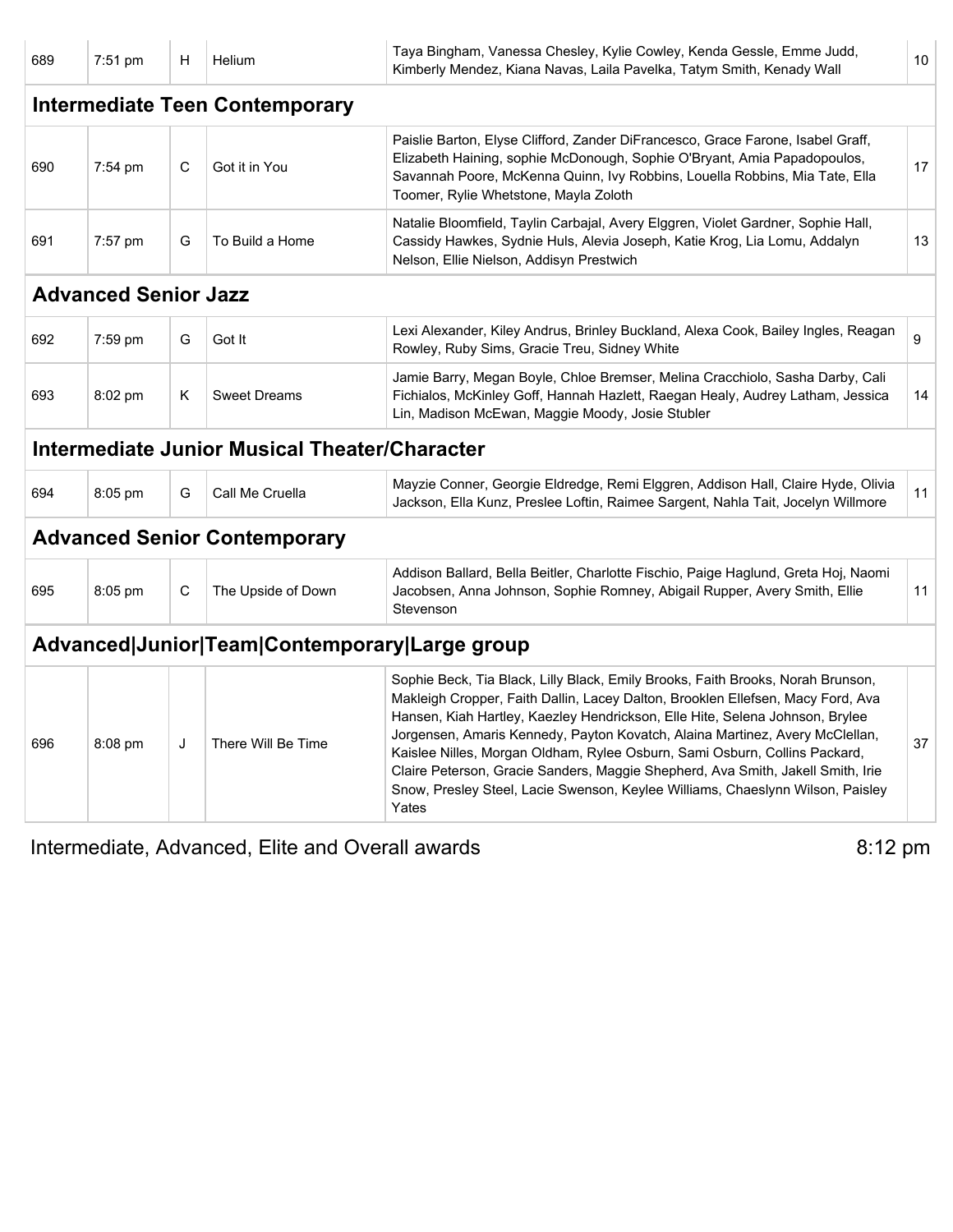| | | | | | |
|---|---|---|---|---|---|
| 689 | 7:51 pm | H | Helium | Taya Bingham, Vanessa Chesley, Kylie Cowley, Kenda Gessle, Emme Judd, Kimberly Mendez, Kiana Navas, Laila Pavelka, Tatym Smith, Kenady Wall | 10 |

## Intermediate Teen Contemporary

| | | | | | |
|---|---|---|---|---|---|
| 690 | 7:54 pm | C | Got it in You | Paislie Barton, Elyse Clifford, Zander DiFrancesco, Grace Farone, Isabel Graff, Elizabeth Haining, sophie McDonough, Sophie O'Bryant, Amia Papadopoulos, Savannah Poore, McKenna Quinn, Ivy Robbins, Louella Robbins, Mia Tate, Ella Toomer, Rylie Whetstone, Mayla Zoloth | 17 |
| 691 | 7:57 pm | G | To Build a Home | Natalie Bloomfield, Taylin Carbajal, Avery Elggren, Violet Gardner, Sophie Hall, Cassidy Hawkes, Sydnie Huls, Alevia Joseph, Katie Krog, Lia Lomu, Addalyn Nelson, Ellie Nielson, Addisyn Prestwich | 13 |

## Advanced Senior Jazz

| | | | | | |
|---|---|---|---|---|---|
| 692 | 7:59 pm | G | Got It | Lexi Alexander, Kiley Andrus, Brinley Buckland, Alexa Cook, Bailey Ingles, Reagan Rowley, Ruby Sims, Gracie Treu, Sidney White | 9 |
| 693 | 8:02 pm | K | Sweet Dreams | Jamie Barry, Megan Boyle, Chloe Bremser, Melina Cracchiolo, Sasha Darby, Cali Fichialos, McKinley Goff, Hannah Hazlett, Raegan Healy, Audrey Latham, Jessica Lin, Madison McEwan, Maggie Moody, Josie Stubler | 14 |

## Intermediate Junior Musical Theater/Character

| | | | | | |
|---|---|---|---|---|---|
| 694 | 8:05 pm | G | Call Me Cruella | Mayzie Conner, Georgie Eldredge, Remi Elggren, Addison Hall, Claire Hyde, Olivia Jackson, Ella Kunz, Preslee Loftin, Raimee Sargent, Nahla Tait, Jocelyn Willmore | 11 |

## Advanced Senior Contemporary

| | | | | | |
|---|---|---|---|---|---|
| 695 | 8:05 pm | C | The Upside of Down | Addison Ballard, Bella Beitler, Charlotte Fischio, Paige Haglund, Greta Hoj, Naomi Jacobsen, Anna Johnson, Sophie Romney, Abigail Rupper, Avery Smith, Ellie Stevenson | 11 |

## Advanced|Junior|Team|Contemporary|Large group

| | | | | | |
|---|---|---|---|---|---|
| 696 | 8:08 pm | J | There Will Be Time | Sophie Beck, Tia Black, Lilly Black, Emily Brooks, Faith Brooks, Norah Brunson, Makleigh Cropper, Faith Dallin, Lacey Dalton, Brooklen Ellefsen, Macy Ford, Ava Hansen, Kiah Hartley, Kaezley Hendrickson, Elle Hite, Selena Johnson, Brylee Jorgensen, Amaris Kennedy, Payton Kovatch, Alaina Martinez, Avery McClellan, Kaislee Nilles, Morgan Oldham, Rylee Osburn, Sami Osburn, Collins Packard, Claire Peterson, Gracie Sanders, Maggie Shepherd, Ava Smith, Jakell Smith, Irie Snow, Presley Steel, Lacie Swenson, Keylee Williams, Chaeslynn Wilson, Paisley Yates | 37 |

Intermediate, Advanced, Elite and Overall awards 8:12 pm